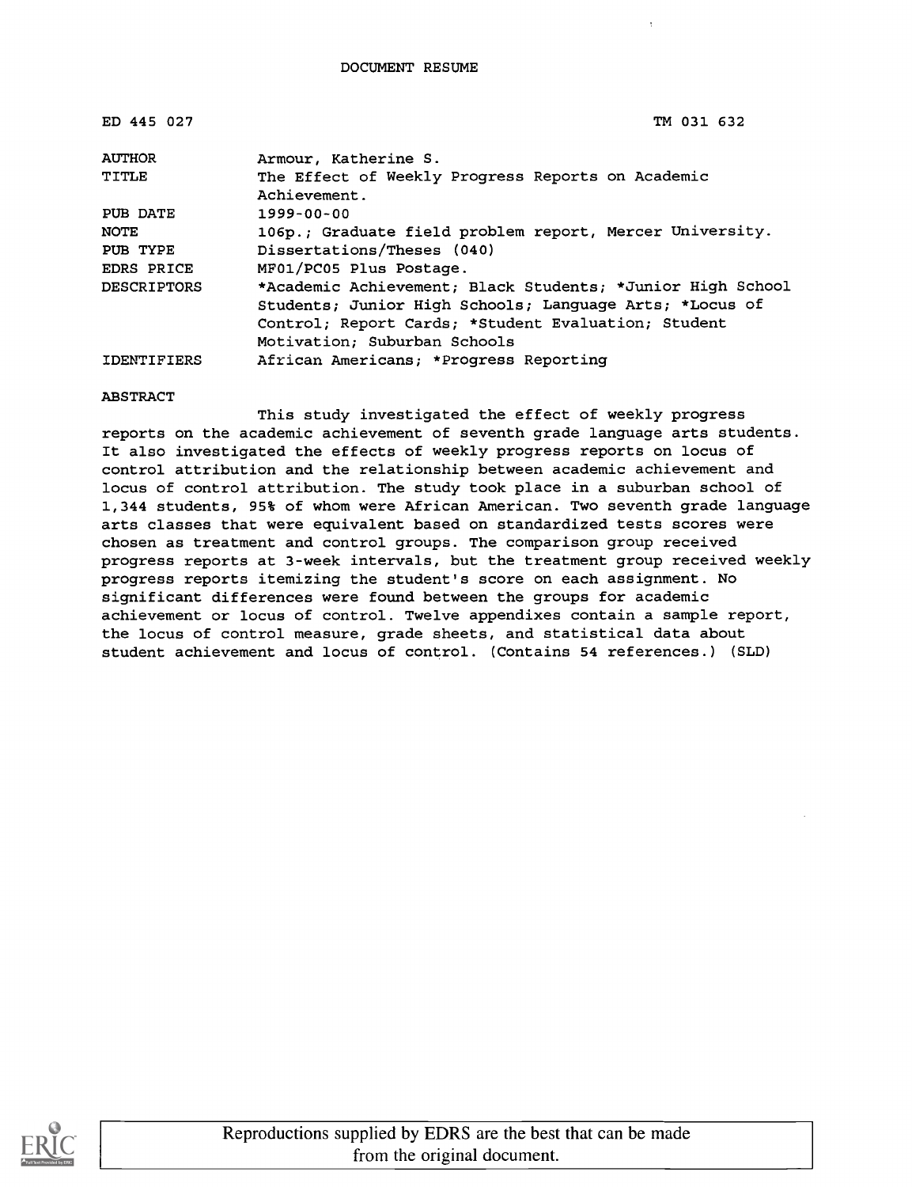DOCUMENT RESUME

| ED 445 027 | TM 031 632 |
| --- | --- |
| AUTHOR | Armour, Katherine S. |
| TITLE | The Effect of Weekly Progress Reports on Academic Achievement. |
| PUB DATE | 1999-00-00 |
| NOTE | 106p.; Graduate field problem report, Mercer University. |
| PUB TYPE | Dissertations/Theses (040) |
| EDRS PRICE | MF01/PC05 Plus Postage. |
| DESCRIPTORS | *Academic Achievement; Black Students; *Junior High School Students; Junior High Schools; Language Arts; *Locus of Control; Report Cards; *Student Evaluation; Student Motivation; Suburban Schools |
| IDENTIFIERS | African Americans; *Progress Reporting |

ABSTRACT

This study investigated the effect of weekly progress reports on the academic achievement of seventh grade language arts students. It also investigated the effects of weekly progress reports on locus of control attribution and the relationship between academic achievement and locus of control attribution. The study took place in a suburban school of 1,344 students, 95% of whom were African American. Two seventh grade language arts classes that were equivalent based on standardized tests scores were chosen as treatment and control groups. The comparison group received progress reports at 3-week intervals, but the treatment group received weekly progress reports itemizing the student's score on each assignment. No significant differences were found between the groups for academic achievement or locus of control. Twelve appendixes contain a sample report, the locus of control measure, grade sheets, and statistical data about student achievement and locus of control. (Contains 54 references.) (SLD)

Reproductions supplied by EDRS are the best that can be made from the original document.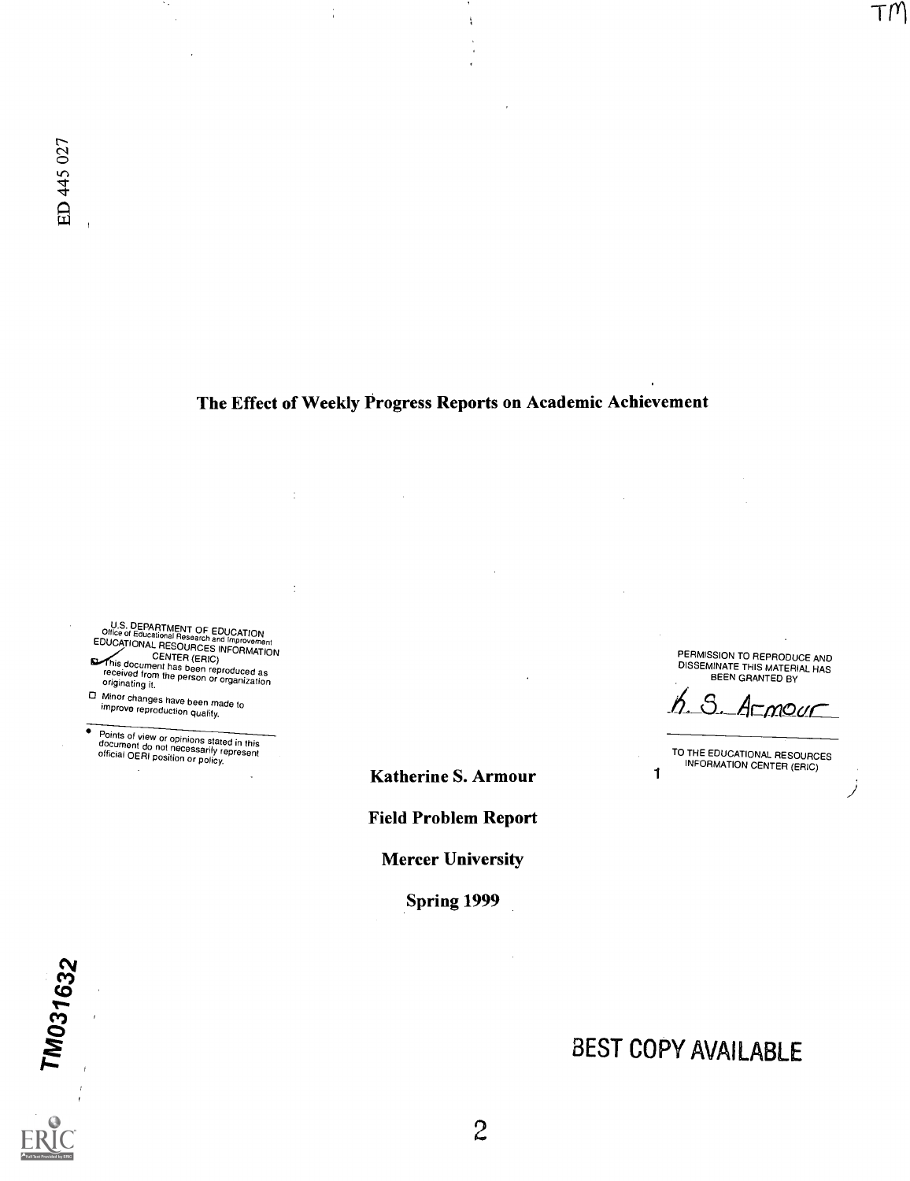ED 445 027

TM031632

# The Effect of Weekly Progress Reports on Academic Achievement

U.S. DEPARTMENT OF EDUCATION
Office of Educational Research and Improvement
EDUCATIONAL RESOURCES INFORMATION CENTER (ERIC)

- This document has been reproduced as received from the person or organization originating it.
- Minor changes have been made to improve reproduction quality.
- Points of view or opinions stated in this document do not necessarily represent official OERI position or policy.

PERMISSION TO REPRODUCE AND DISSEMINATE THIS MATERIAL HAS BEEN GRANTED BY

K. S. Armour

TO THE EDUCATIONAL RESOURCES INFORMATION CENTER (ERIC)

**Katherine S. Armour**

**Field Problem Report**

**Mercer University**

**Spring 1999**

BEST COPY AVAILABLE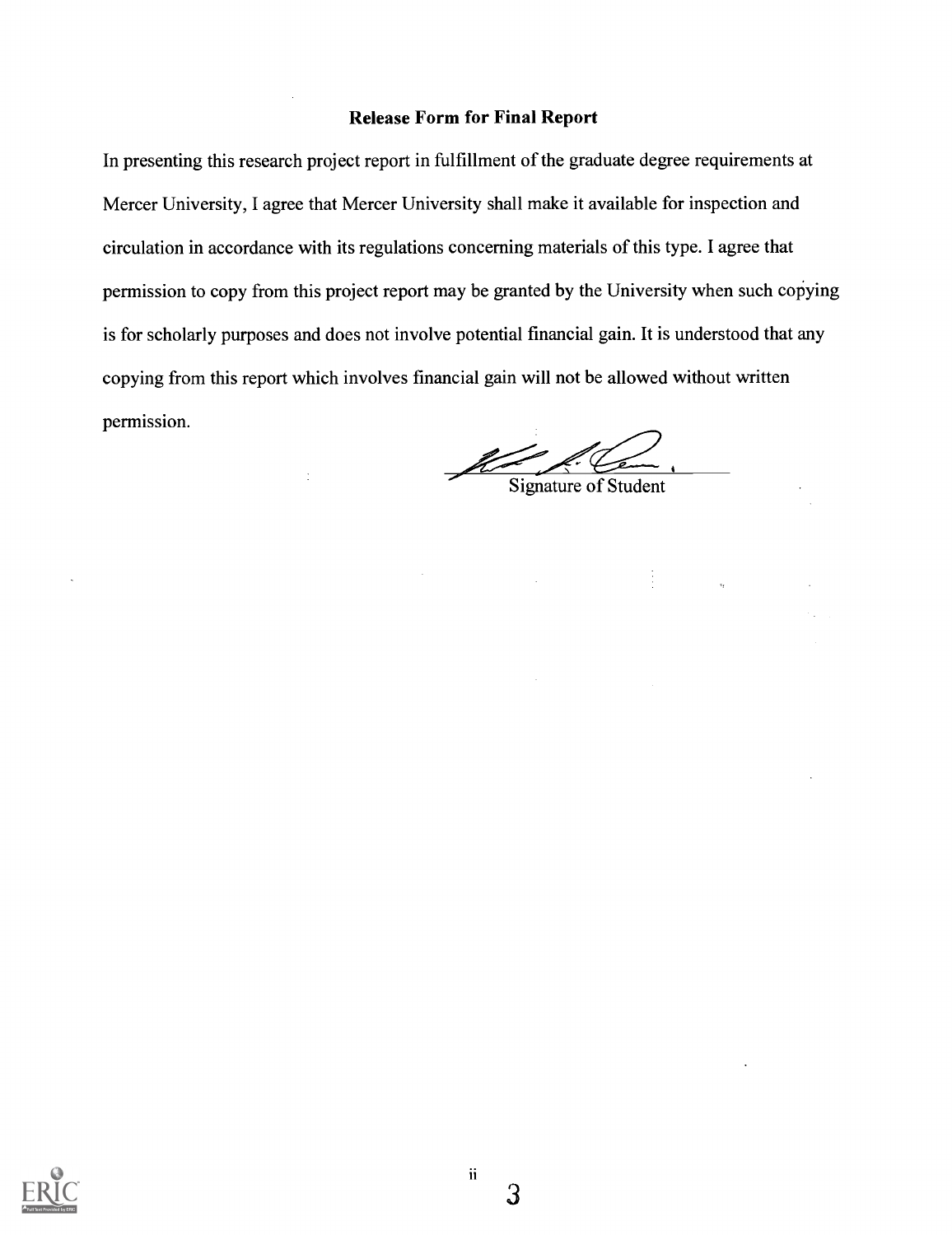**Release Form for Final Report**

In presenting this research project report in fulfillment of the graduate degree requirements at Mercer University, I agree that Mercer University shall make it available for inspection and circulation in accordance with its regulations concerning materials of this type. I agree that permission to copy from this project report may be granted by the University when such copying is for scholarly purposes and does not involve potential financial gain. It is understood that any copying from this report which involves financial gain will not be allowed without written permission.

Signature of Student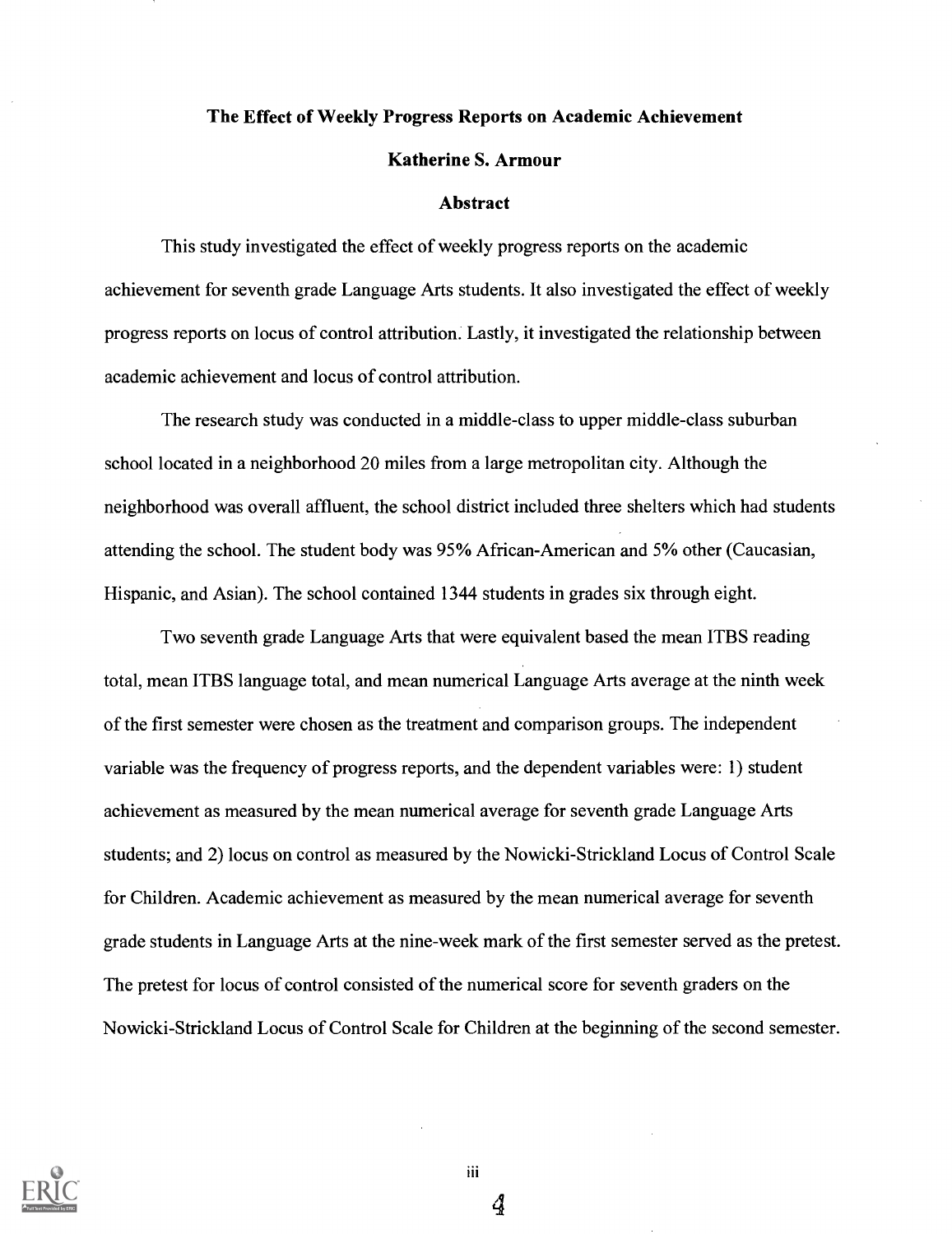# The Effect of Weekly Progress Reports on Academic Achievement

**Katherine S. Armour**

## Abstract

This study investigated the effect of weekly progress reports on the academic achievement for seventh grade Language Arts students. It also investigated the effect of weekly progress reports on locus of control attribution. Lastly, it investigated the relationship between academic achievement and locus of control attribution.

The research study was conducted in a middle-class to upper middle-class suburban school located in a neighborhood 20 miles from a large metropolitan city. Although the neighborhood was overall affluent, the school district included three shelters which had students attending the school. The student body was 95% African-American and 5% other (Caucasian, Hispanic, and Asian). The school contained 1344 students in grades six through eight.

Two seventh grade Language Arts that were equivalent based the mean ITBS reading total, mean ITBS language total, and mean numerical Language Arts average at the ninth week of the first semester were chosen as the treatment and comparison groups. The independent variable was the frequency of progress reports, and the dependent variables were: 1) student achievement as measured by the mean numerical average for seventh grade Language Arts students; and 2) locus on control as measured by the Nowicki-Strickland Locus of Control Scale for Children. Academic achievement as measured by the mean numerical average for seventh grade students in Language Arts at the nine-week mark of the first semester served as the pretest. The pretest for locus of control consisted of the numerical score for seventh graders on the Nowicki-Strickland Locus of Control Scale for Children at the beginning of the second semester.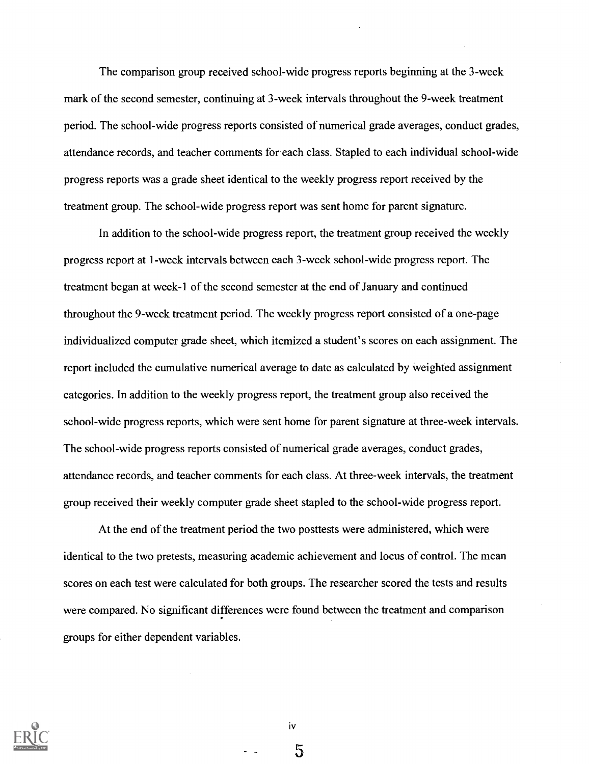The comparison group received school-wide progress reports beginning at the 3-week mark of the second semester, continuing at 3-week intervals throughout the 9-week treatment period. The school-wide progress reports consisted of numerical grade averages, conduct grades, attendance records, and teacher comments for each class. Stapled to each individual school-wide progress reports was a grade sheet identical to the weekly progress report received by the treatment group. The school-wide progress report was sent home for parent signature.

In addition to the school-wide progress report, the treatment group received the weekly progress report at 1-week intervals between each 3-week school-wide progress report. The treatment began at week-1 of the second semester at the end of January and continued throughout the 9-week treatment period. The weekly progress report consisted of a one-page individualized computer grade sheet, which itemized a student's scores on each assignment. The report included the cumulative numerical average to date as calculated by weighted assignment categories. In addition to the weekly progress report, the treatment group also received the school-wide progress reports, which were sent home for parent signature at three-week intervals. The school-wide progress reports consisted of numerical grade averages, conduct grades, attendance records, and teacher comments for each class. At three-week intervals, the treatment group received their weekly computer grade sheet stapled to the school-wide progress report.

At the end of the treatment period the two posttests were administered, which were identical to the two pretests, measuring academic achievement and locus of control. The mean scores on each test were calculated for both groups. The researcher scored the tests and results were compared. No significant differences were found between the treatment and comparison groups for either dependent variables.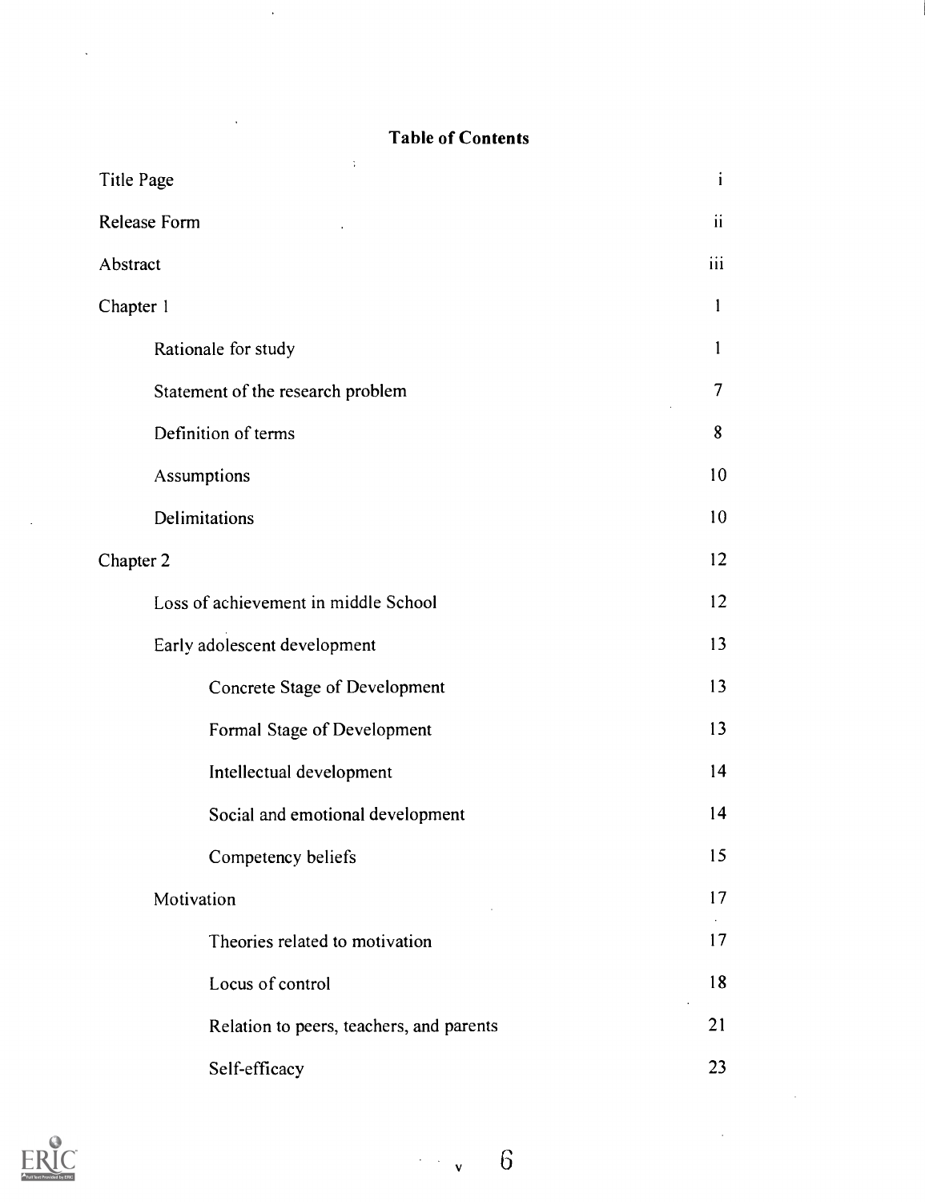## Table of Contents

| | |
|---|---|
| Title Page | i |
| Release Form | ii |
| Abstract | iii |
| Chapter 1 | 1 |
| Rationale for study | 1 |
| Statement of the research problem | 7 |
| Definition of terms | 8 |
| Assumptions | 10 |
| Delimitations | 10 |
| Chapter 2 | 12 |
| Loss of achievement in middle School | 12 |
| Early adolescent development | 13 |
| Concrete Stage of Development | 13 |
| Formal Stage of Development | 13 |
| Intellectual development | 14 |
| Social and emotional development | 14 |
| Competency beliefs | 15 |
| Motivation | 17 |
| Theories related to motivation | 17 |
| Locus of control | 18 |
| Relation to peers, teachers, and parents | 21 |
| Self-efficacy | 23 |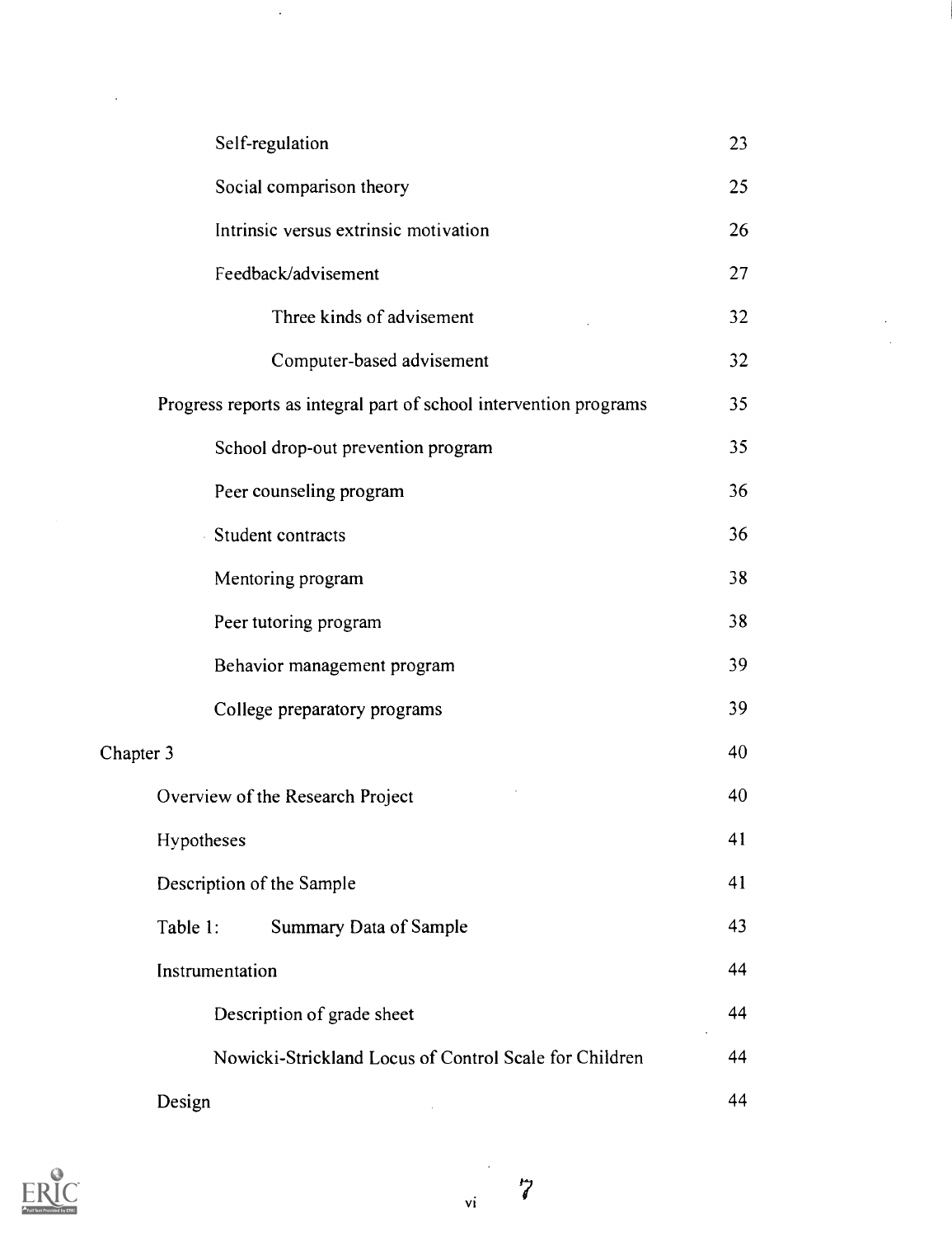| | |
|---|---|
| Self-regulation | 23 |
| Social comparison theory | 25 |
| Intrinsic versus extrinsic motivation | 26 |
| Feedback/advisement | 27 |
| Three kinds of advisement | 32 |
| Computer-based advisement | 32 |
| Progress reports as integral part of school intervention programs | 35 |
| School drop-out prevention program | 35 |
| Peer counseling program | 36 |
| Student contracts | 36 |
| Mentoring program | 38 |
| Peer tutoring program | 38 |
| Behavior management program | 39 |
| College preparatory programs | 39 |
| Chapter 3 | 40 |
| Overview of the Research Project | 40 |
| Hypotheses | 41 |
| Description of the Sample | 41 |
| Table 1: Summary Data of Sample | 43 |
| Instrumentation | 44 |
| Description of grade sheet | 44 |
| Nowicki-Strickland Locus of Control Scale for Children | 44 |
| Design | 44 |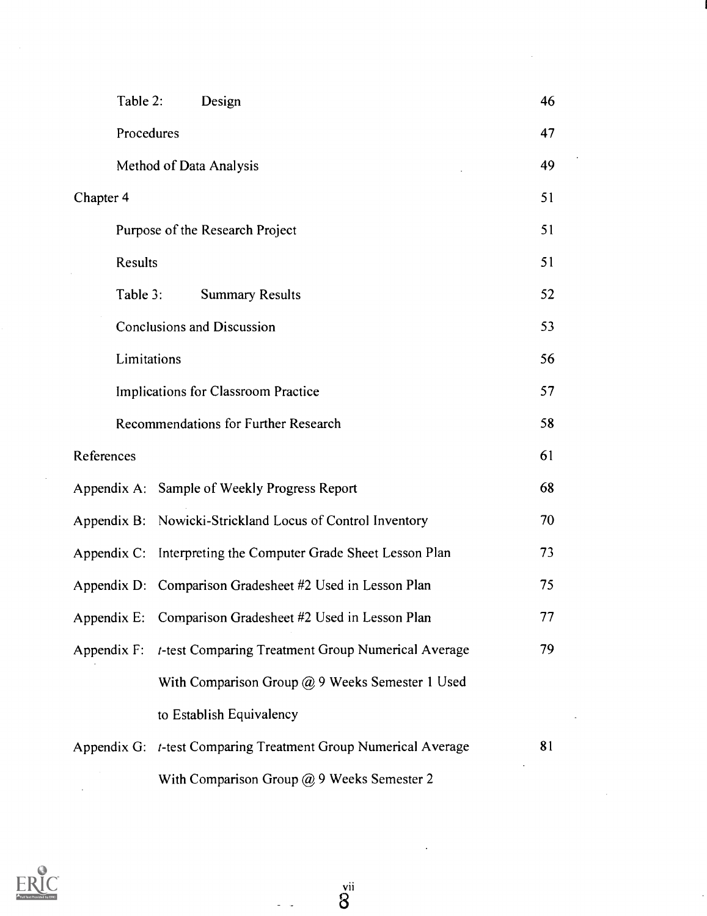| | |
|---|---|
| Table 2: Design | 46 |
| Procedures | 47 |
| Method of Data Analysis | 49 |
| Chapter 4 | 51 |
| Purpose of the Research Project | 51 |
| Results | 51 |
| Table 3: Summary Results | 52 |
| Conclusions and Discussion | 53 |
| Limitations | 56 |
| Implications for Classroom Practice | 57 |
| Recommendations for Further Research | 58 |
| References | 61 |
| Appendix A: Sample of Weekly Progress Report | 68 |
| Appendix B: Nowicki-Strickland Locus of Control Inventory | 70 |
| Appendix C: Interpreting the Computer Grade Sheet Lesson Plan | 73 |
| Appendix D: Comparison Gradesheet #2 Used in Lesson Plan | 75 |
| Appendix E: Comparison Gradesheet #2 Used in Lesson Plan | 77 |
| Appendix F: *t*-test Comparing Treatment Group Numerical Average With Comparison Group @ 9 Weeks Semester 1 Used to Establish Equivalency | 79 |
| Appendix G: *t*-test Comparing Treatment Group Numerical Average With Comparison Group @ 9 Weeks Semester 2 | 81 |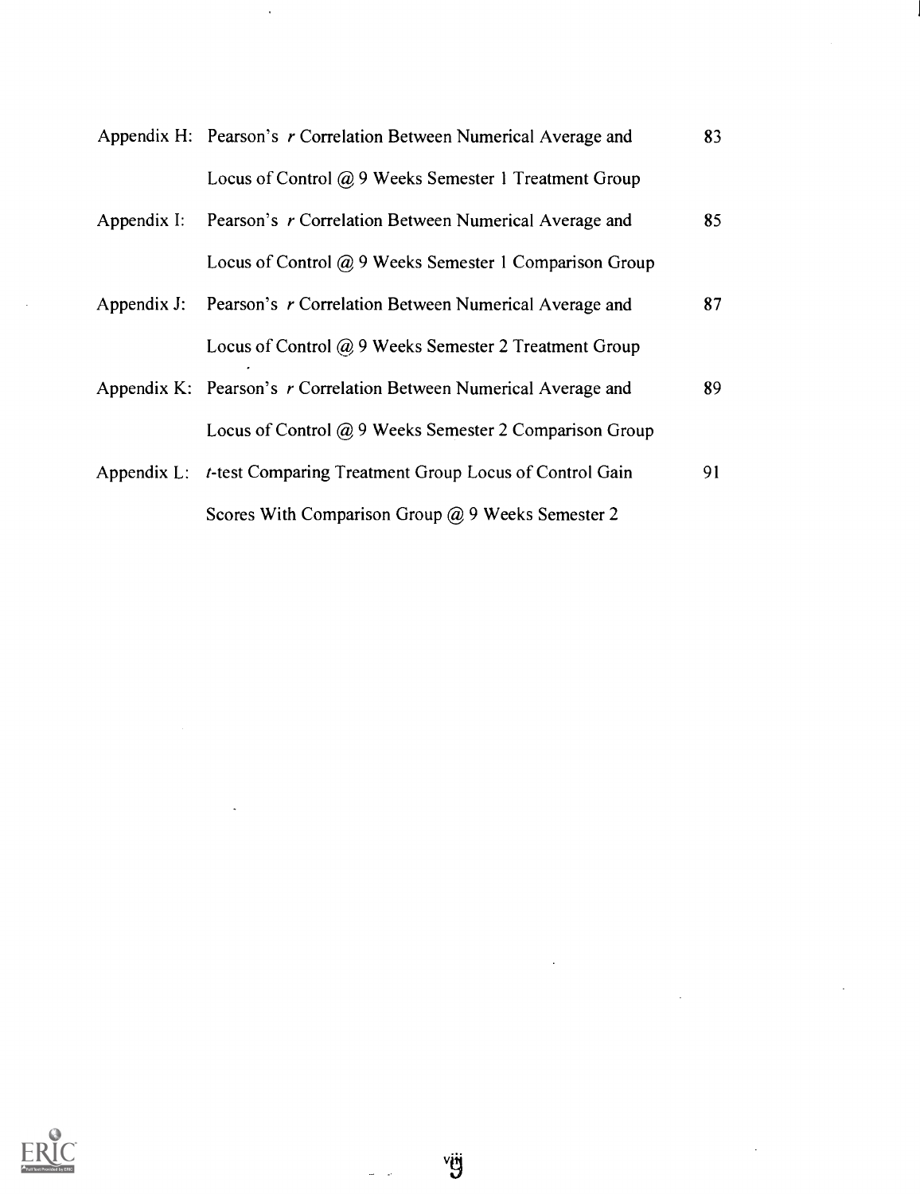| | | |
|---|---|---|
| Appendix H: | Pearson's *r* Correlation Between Numerical Average and Locus of Control @ 9 Weeks Semester 1 Treatment Group | 83 |
| Appendix I: | Pearson's *r* Correlation Between Numerical Average and Locus of Control @ 9 Weeks Semester 1 Comparison Group | 85 |
| Appendix J: | Pearson's *r* Correlation Between Numerical Average and Locus of Control @ 9 Weeks Semester 2 Treatment Group | 87 |
| Appendix K: | Pearson's *r* Correlation Between Numerical Average and Locus of Control @ 9 Weeks Semester 2 Comparison Group | 89 |
| Appendix L: | *t*-test Comparing Treatment Group Locus of Control Gain Scores With Comparison Group @ 9 Weeks Semester 2 | 91 |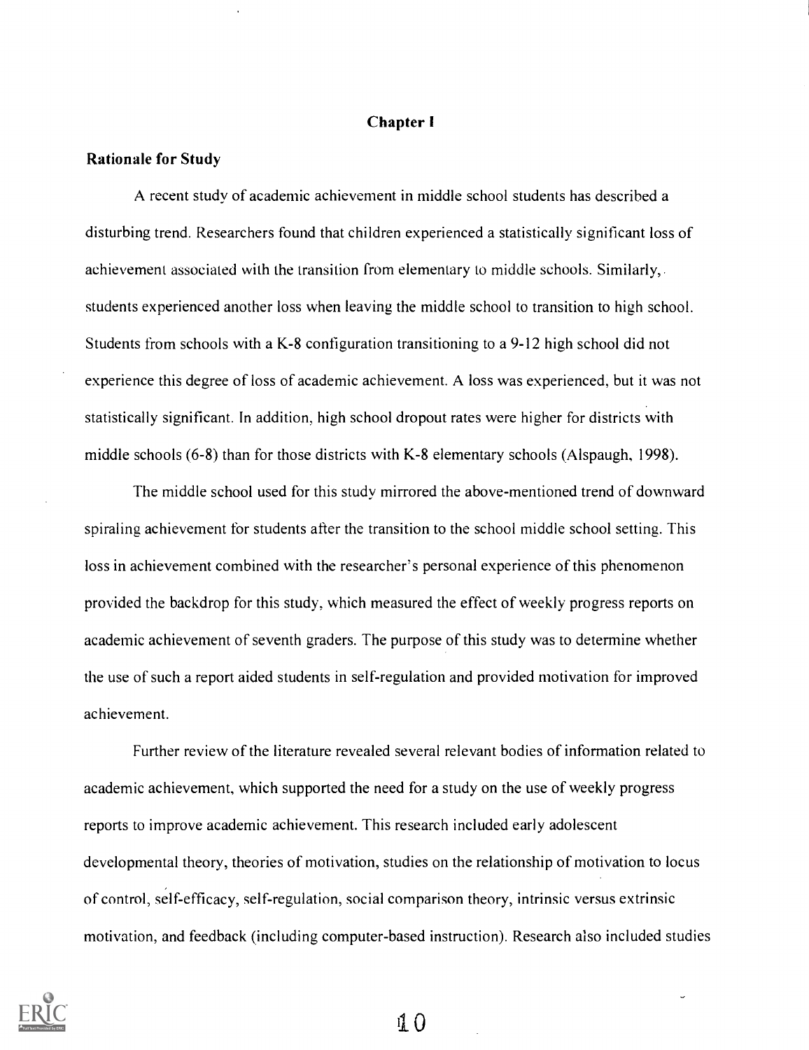# Chapter I

## Rationale for Study

A recent study of academic achievement in middle school students has described a disturbing trend. Researchers found that children experienced a statistically significant loss of achievement associated with the transition from elementary to middle schools. Similarly, students experienced another loss when leaving the middle school to transition to high school. Students from schools with a K-8 configuration transitioning to a 9-12 high school did not experience this degree of loss of academic achievement. A loss was experienced, but it was not statistically significant. In addition, high school dropout rates were higher for districts with middle schools (6-8) than for those districts with K-8 elementary schools (Alspaugh, 1998).

The middle school used for this study mirrored the above-mentioned trend of downward spiraling achievement for students after the transition to the school middle school setting. This loss in achievement combined with the researcher's personal experience of this phenomenon provided the backdrop for this study, which measured the effect of weekly progress reports on academic achievement of seventh graders. The purpose of this study was to determine whether the use of such a report aided students in self-regulation and provided motivation for improved achievement.

Further review of the literature revealed several relevant bodies of information related to academic achievement, which supported the need for a study on the use of weekly progress reports to improve academic achievement. This research included early adolescent developmental theory, theories of motivation, studies on the relationship of motivation to locus of control, self-efficacy, self-regulation, social comparison theory, intrinsic versus extrinsic motivation, and feedback (including computer-based instruction). Research also included studies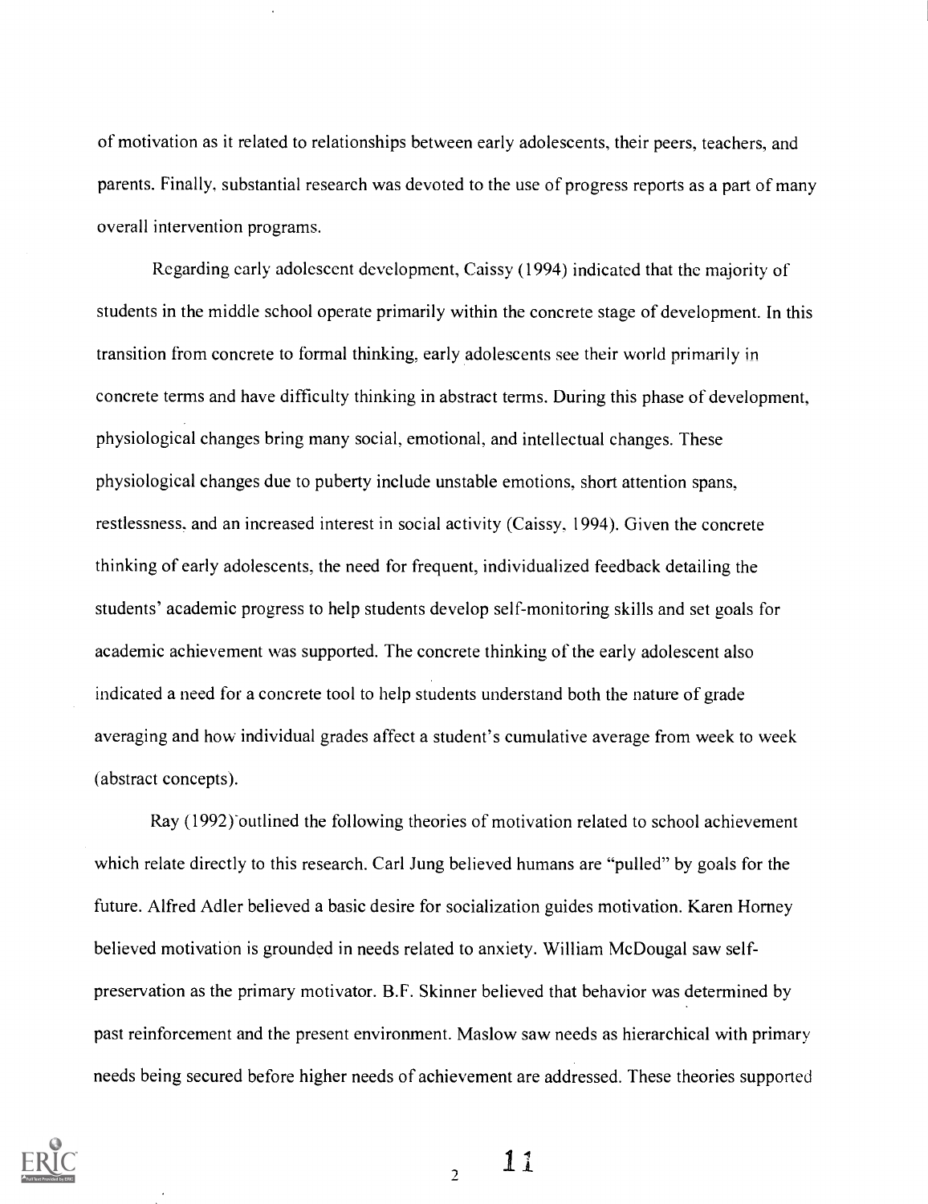of motivation as it related to relationships between early adolescents, their peers, teachers, and parents. Finally, substantial research was devoted to the use of progress reports as a part of many overall intervention programs.

Regarding early adolescent development, Caissy (1994) indicated that the majority of students in the middle school operate primarily within the concrete stage of development. In this transition from concrete to formal thinking, early adolescents see their world primarily in concrete terms and have difficulty thinking in abstract terms. During this phase of development, physiological changes bring many social, emotional, and intellectual changes. These physiological changes due to puberty include unstable emotions, short attention spans, restlessness, and an increased interest in social activity (Caissy, 1994). Given the concrete thinking of early adolescents, the need for frequent, individualized feedback detailing the students' academic progress to help students develop self-monitoring skills and set goals for academic achievement was supported. The concrete thinking of the early adolescent also indicated a need for a concrete tool to help students understand both the nature of grade averaging and how individual grades affect a student's cumulative average from week to week (abstract concepts).

Ray (1992) outlined the following theories of motivation related to school achievement which relate directly to this research. Carl Jung believed humans are "pulled" by goals for the future. Alfred Adler believed a basic desire for socialization guides motivation. Karen Horney believed motivation is grounded in needs related to anxiety. William McDougal saw self-preservation as the primary motivator. B.F. Skinner believed that behavior was determined by past reinforcement and the present environment. Maslow saw needs as hierarchical with primary needs being secured before higher needs of achievement are addressed. These theories supported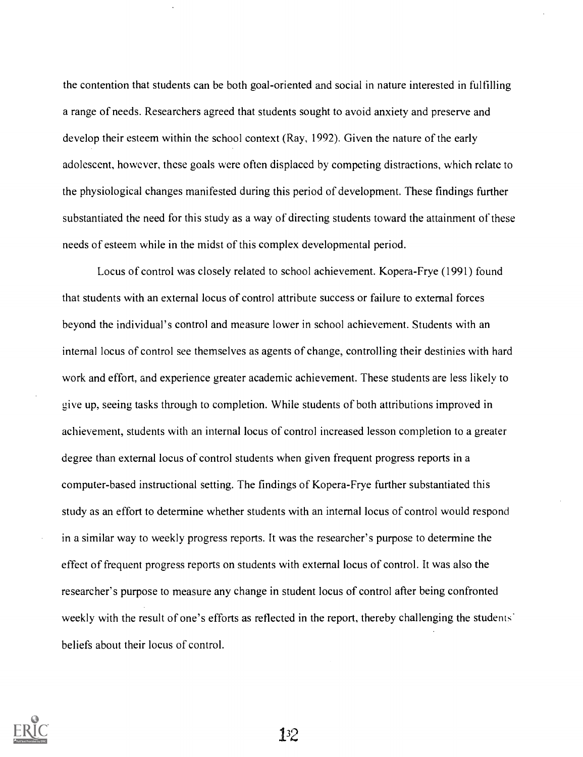the contention that students can be both goal-oriented and social in nature interested in fulfilling a range of needs. Researchers agreed that students sought to avoid anxiety and preserve and develop their esteem within the school context (Ray, 1992). Given the nature of the early adolescent, however, these goals were often displaced by competing distractions, which relate to the physiological changes manifested during this period of development. These findings further substantiated the need for this study as a way of directing students toward the attainment of these needs of esteem while in the midst of this complex developmental period.

Locus of control was closely related to school achievement. Kopera-Frye (1991) found that students with an external locus of control attribute success or failure to external forces beyond the individual's control and measure lower in school achievement. Students with an internal locus of control see themselves as agents of change, controlling their destinies with hard work and effort, and experience greater academic achievement. These students are less likely to give up, seeing tasks through to completion. While students of both attributions improved in achievement, students with an internal locus of control increased lesson completion to a greater degree than external locus of control students when given frequent progress reports in a computer-based instructional setting. The findings of Kopera-Frye further substantiated this study as an effort to determine whether students with an internal locus of control would respond in a similar way to weekly progress reports. It was the researcher's purpose to determine the effect of frequent progress reports on students with external locus of control. It was also the researcher's purpose to measure any change in student locus of control after being confronted weekly with the result of one's efforts as reflected in the report, thereby challenging the students' beliefs about their locus of control.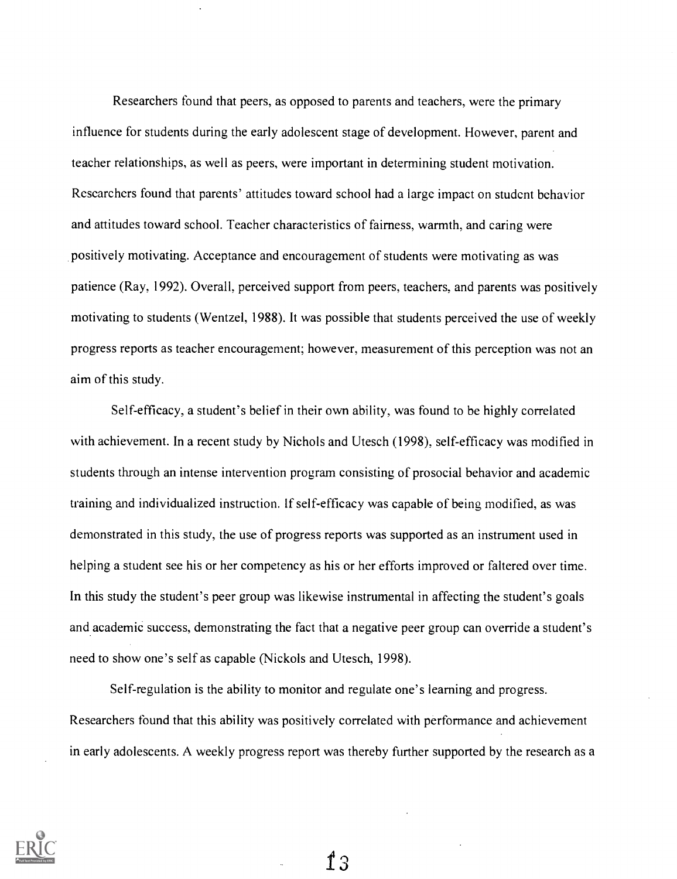Researchers found that peers, as opposed to parents and teachers, were the primary influence for students during the early adolescent stage of development. However, parent and teacher relationships, as well as peers, were important in determining student motivation. Researchers found that parents' attitudes toward school had a large impact on student behavior and attitudes toward school. Teacher characteristics of fairness, warmth, and caring were positively motivating. Acceptance and encouragement of students were motivating as was patience (Ray, 1992). Overall, perceived support from peers, teachers, and parents was positively motivating to students (Wentzel, 1988). It was possible that students perceived the use of weekly progress reports as teacher encouragement; however, measurement of this perception was not an aim of this study.

Self-efficacy, a student's belief in their own ability, was found to be highly correlated with achievement. In a recent study by Nichols and Utesch (1998), self-efficacy was modified in students through an intense intervention program consisting of prosocial behavior and academic training and individualized instruction. If self-efficacy was capable of being modified, as was demonstrated in this study, the use of progress reports was supported as an instrument used in helping a student see his or her competency as his or her efforts improved or faltered over time. In this study the student's peer group was likewise instrumental in affecting the student's goals and academic success, demonstrating the fact that a negative peer group can override a student's need to show one's self as capable (Nickols and Utesch, 1998).

Self-regulation is the ability to monitor and regulate one's learning and progress. Researchers found that this ability was positively correlated with performance and achievement in early adolescents. A weekly progress report was thereby further supported by the research as a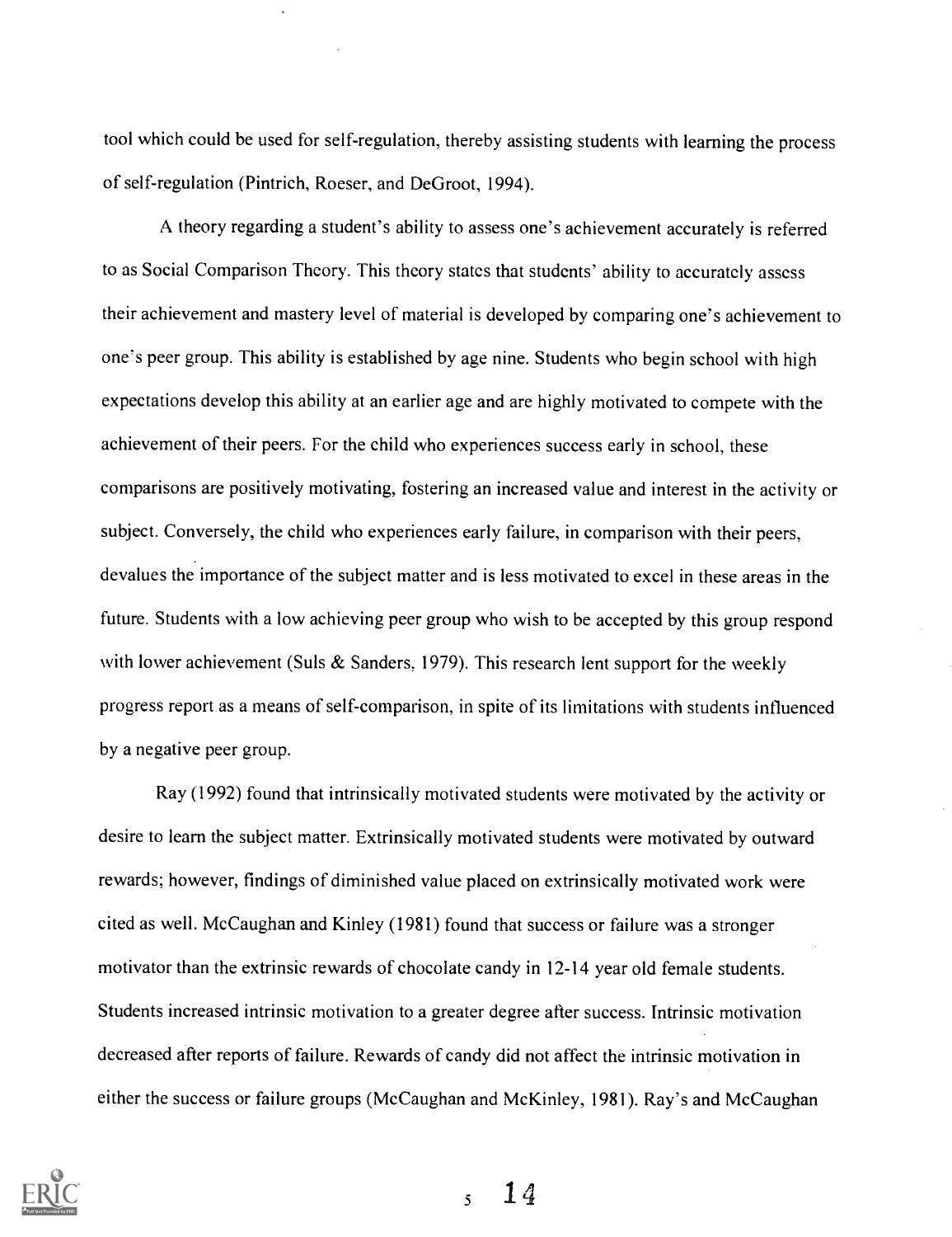tool which could be used for self-regulation, thereby assisting students with learning the process of self-regulation (Pintrich, Roeser, and DeGroot, 1994).

A theory regarding a student's ability to assess one's achievement accurately is referred to as Social Comparison Theory. This theory states that students' ability to accurately assess their achievement and mastery level of material is developed by comparing one's achievement to one's peer group. This ability is established by age nine. Students who begin school with high expectations develop this ability at an earlier age and are highly motivated to compete with the achievement of their peers. For the child who experiences success early in school, these comparisons are positively motivating, fostering an increased value and interest in the activity or subject. Conversely, the child who experiences early failure, in comparison with their peers, devalues the importance of the subject matter and is less motivated to excel in these areas in the future. Students with a low achieving peer group who wish to be accepted by this group respond with lower achievement (Suls & Sanders, 1979). This research lent support for the weekly progress report as a means of self-comparison, in spite of its limitations with students influenced by a negative peer group.

Ray (1992) found that intrinsically motivated students were motivated by the activity or desire to learn the subject matter. Extrinsically motivated students were motivated by outward rewards; however, findings of diminished value placed on extrinsically motivated work were cited as well. McCaughan and Kinley (1981) found that success or failure was a stronger motivator than the extrinsic rewards of chocolate candy in 12-14 year old female students. Students increased intrinsic motivation to a greater degree after success. Intrinsic motivation decreased after reports of failure. Rewards of candy did not affect the intrinsic motivation in either the success or failure groups (McCaughan and McKinley, 1981). Ray's and McCaughan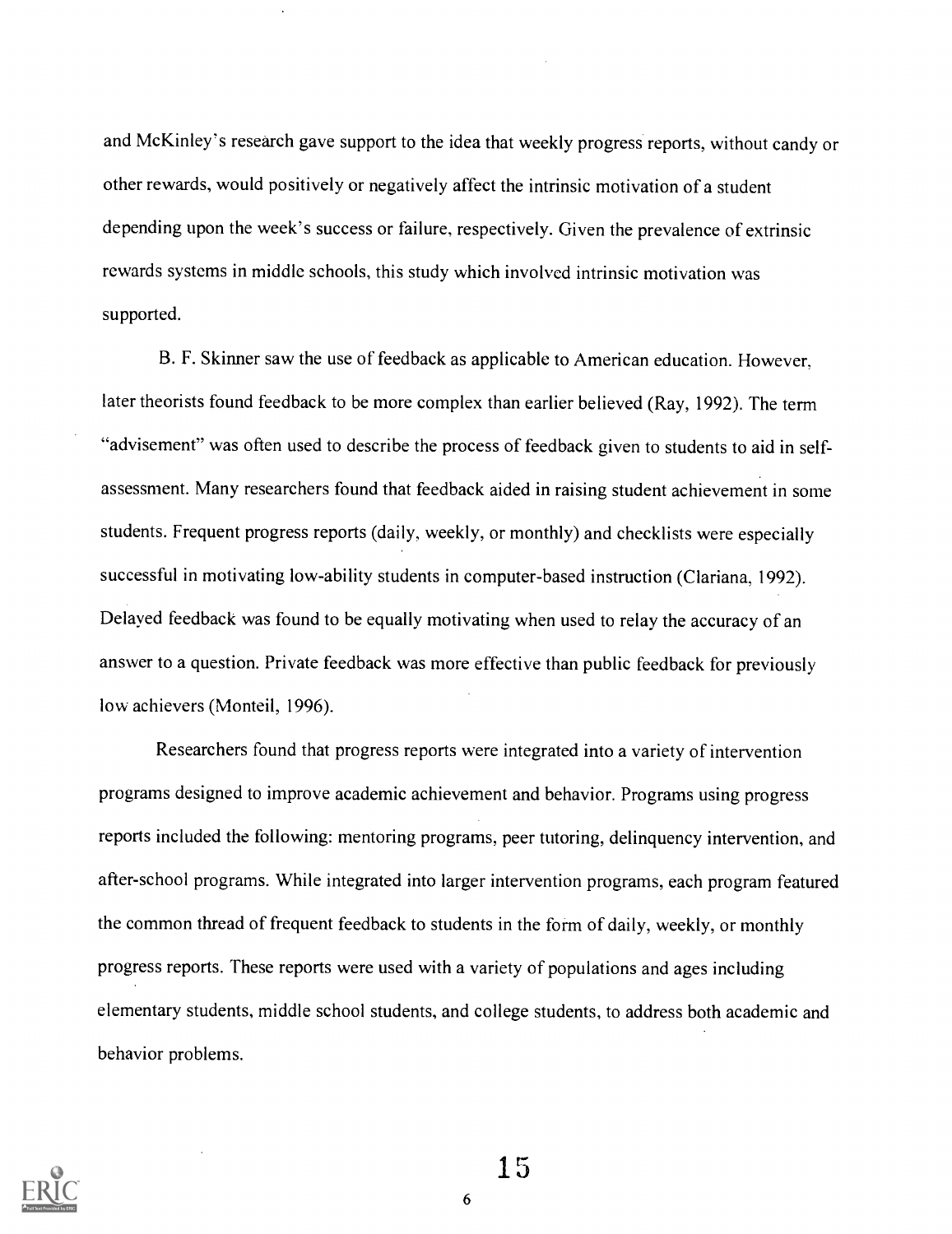and McKinley's research gave support to the idea that weekly progress reports, without candy or other rewards, would positively or negatively affect the intrinsic motivation of a student depending upon the week's success or failure, respectively. Given the prevalence of extrinsic rewards systems in middle schools, this study which involved intrinsic motivation was supported.

B. F. Skinner saw the use of feedback as applicable to American education. However, later theorists found feedback to be more complex than earlier believed (Ray, 1992). The term "advisement" was often used to describe the process of feedback given to students to aid in self-assessment. Many researchers found that feedback aided in raising student achievement in some students. Frequent progress reports (daily, weekly, or monthly) and checklists were especially successful in motivating low-ability students in computer-based instruction (Clariana, 1992). Delayed feedback was found to be equally motivating when used to relay the accuracy of an answer to a question. Private feedback was more effective than public feedback for previously low achievers (Monteil, 1996).

Researchers found that progress reports were integrated into a variety of intervention programs designed to improve academic achievement and behavior. Programs using progress reports included the following: mentoring programs, peer tutoring, delinquency intervention, and after-school programs. While integrated into larger intervention programs, each program featured the common thread of frequent feedback to students in the form of daily, weekly, or monthly progress reports. These reports were used with a variety of populations and ages including elementary students, middle school students, and college students, to address both academic and behavior problems.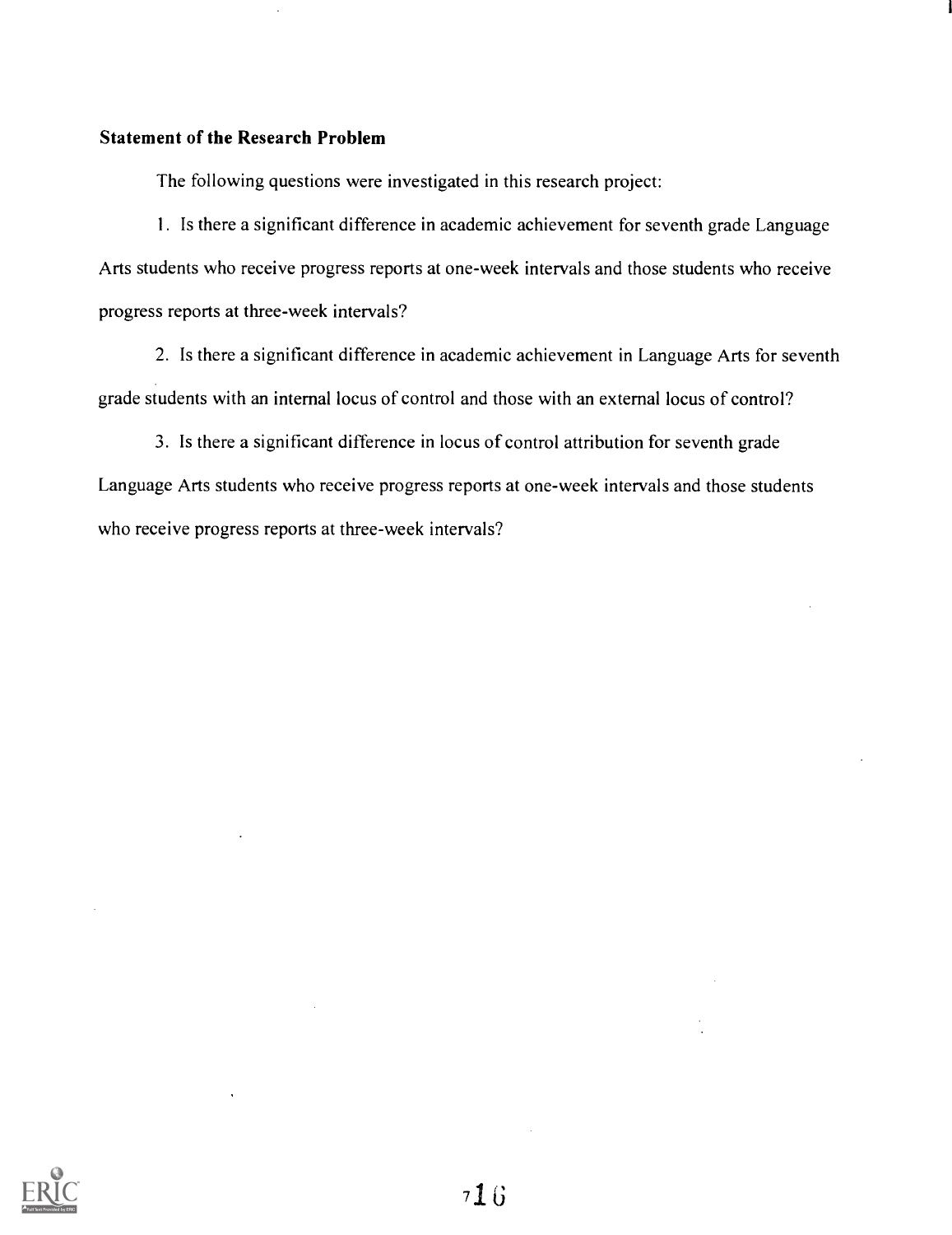### Statement of the Research Problem

The following questions were investigated in this research project:

1. Is there a significant difference in academic achievement for seventh grade Language Arts students who receive progress reports at one-week intervals and those students who receive progress reports at three-week intervals?

2. Is there a significant difference in academic achievement in Language Arts for seventh grade students with an internal locus of control and those with an external locus of control?

3. Is there a significant difference in locus of control attribution for seventh grade Language Arts students who receive progress reports at one-week intervals and those students who receive progress reports at three-week intervals?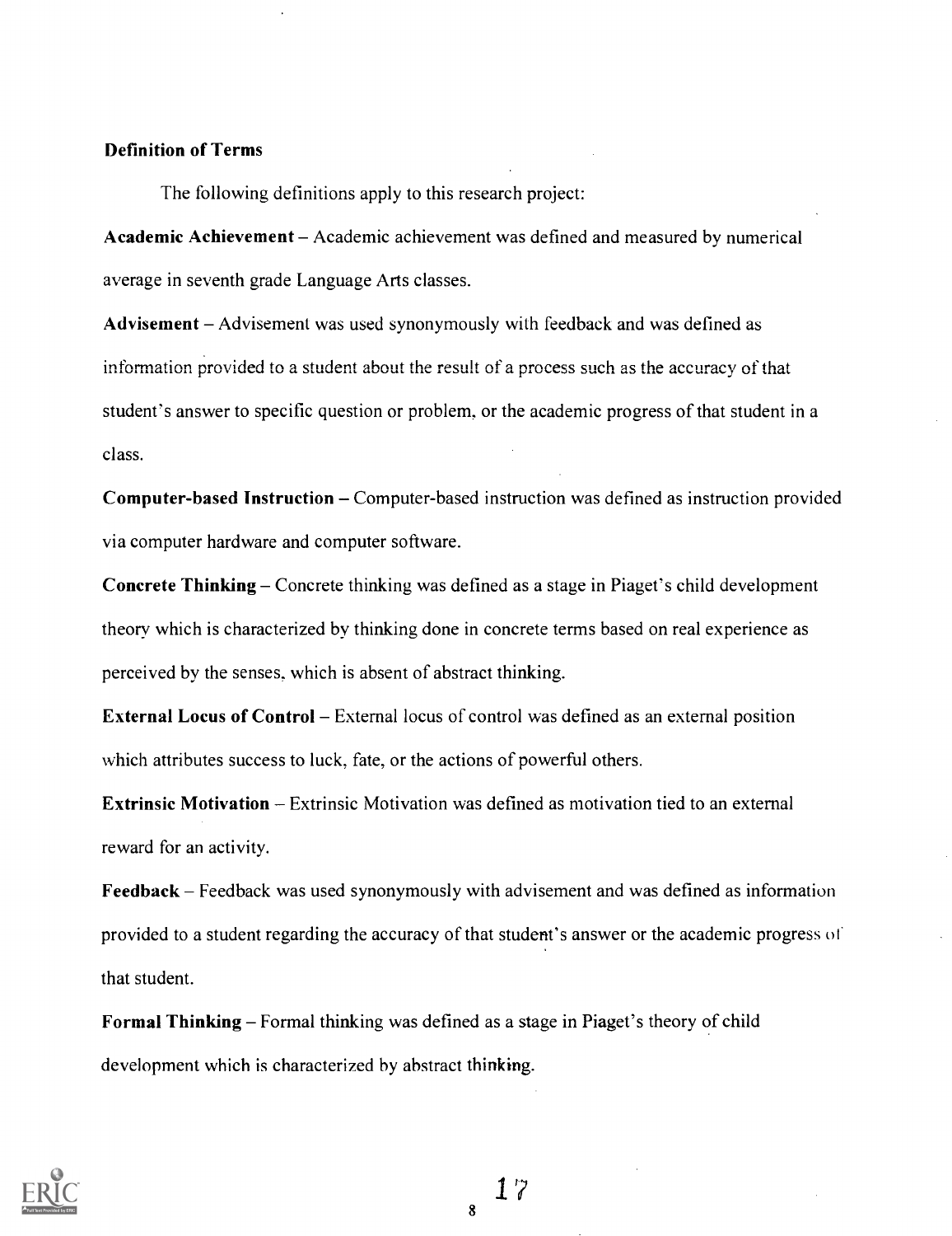### Definition of Terms

The following definitions apply to this research project:

**Academic Achievement** – Academic achievement was defined and measured by numerical average in seventh grade Language Arts classes.

**Advisement** – Advisement was used synonymously with feedback and was defined as information provided to a student about the result of a process such as the accuracy of that student's answer to specific question or problem, or the academic progress of that student in a class.

**Computer-based Instruction** – Computer-based instruction was defined as instruction provided via computer hardware and computer software.

**Concrete Thinking** – Concrete thinking was defined as a stage in Piaget's child development theory which is characterized by thinking done in concrete terms based on real experience as perceived by the senses, which is absent of abstract thinking.

**External Locus of Control** – External locus of control was defined as an external position which attributes success to luck, fate, or the actions of powerful others.

**Extrinsic Motivation** – Extrinsic Motivation was defined as motivation tied to an external reward for an activity.

**Feedback** – Feedback was used synonymously with advisement and was defined as information provided to a student regarding the accuracy of that student's answer or the academic progress of that student.

**Formal Thinking** – Formal thinking was defined as a stage in Piaget's theory of child development which is characterized by abstract thinking.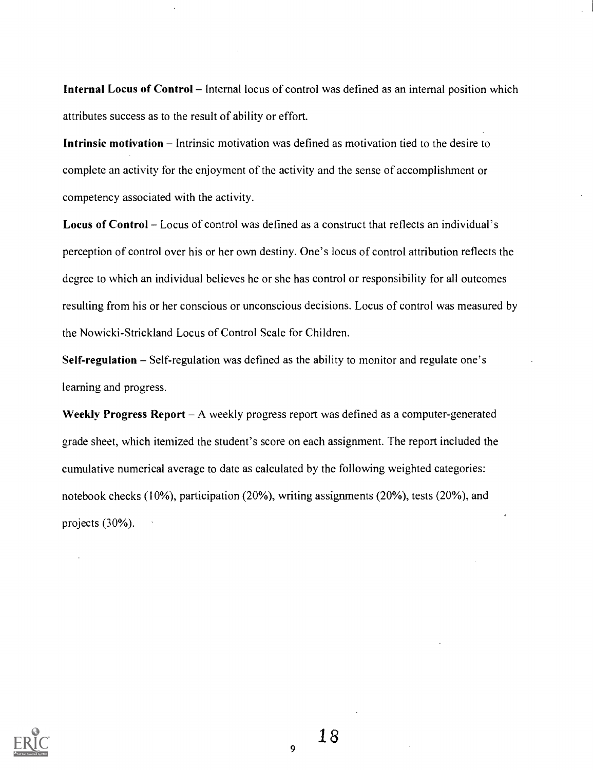**Internal Locus of Control** – Internal locus of control was defined as an internal position which attributes success as to the result of ability or effort.

**Intrinsic motivation** – Intrinsic motivation was defined as motivation tied to the desire to complete an activity for the enjoyment of the activity and the sense of accomplishment or competency associated with the activity.

**Locus of Control** – Locus of control was defined as a construct that reflects an individual's perception of control over his or her own destiny. One's locus of control attribution reflects the degree to which an individual believes he or she has control or responsibility for all outcomes resulting from his or her conscious or unconscious decisions. Locus of control was measured by the Nowicki-Strickland Locus of Control Scale for Children.

**Self-regulation** – Self-regulation was defined as the ability to monitor and regulate one's learning and progress.

**Weekly Progress Report** – A weekly progress report was defined as a computer-generated grade sheet, which itemized the student's score on each assignment. The report included the cumulative numerical average to date as calculated by the following weighted categories: notebook checks (10%), participation (20%), writing assignments (20%), tests (20%), and projects (30%).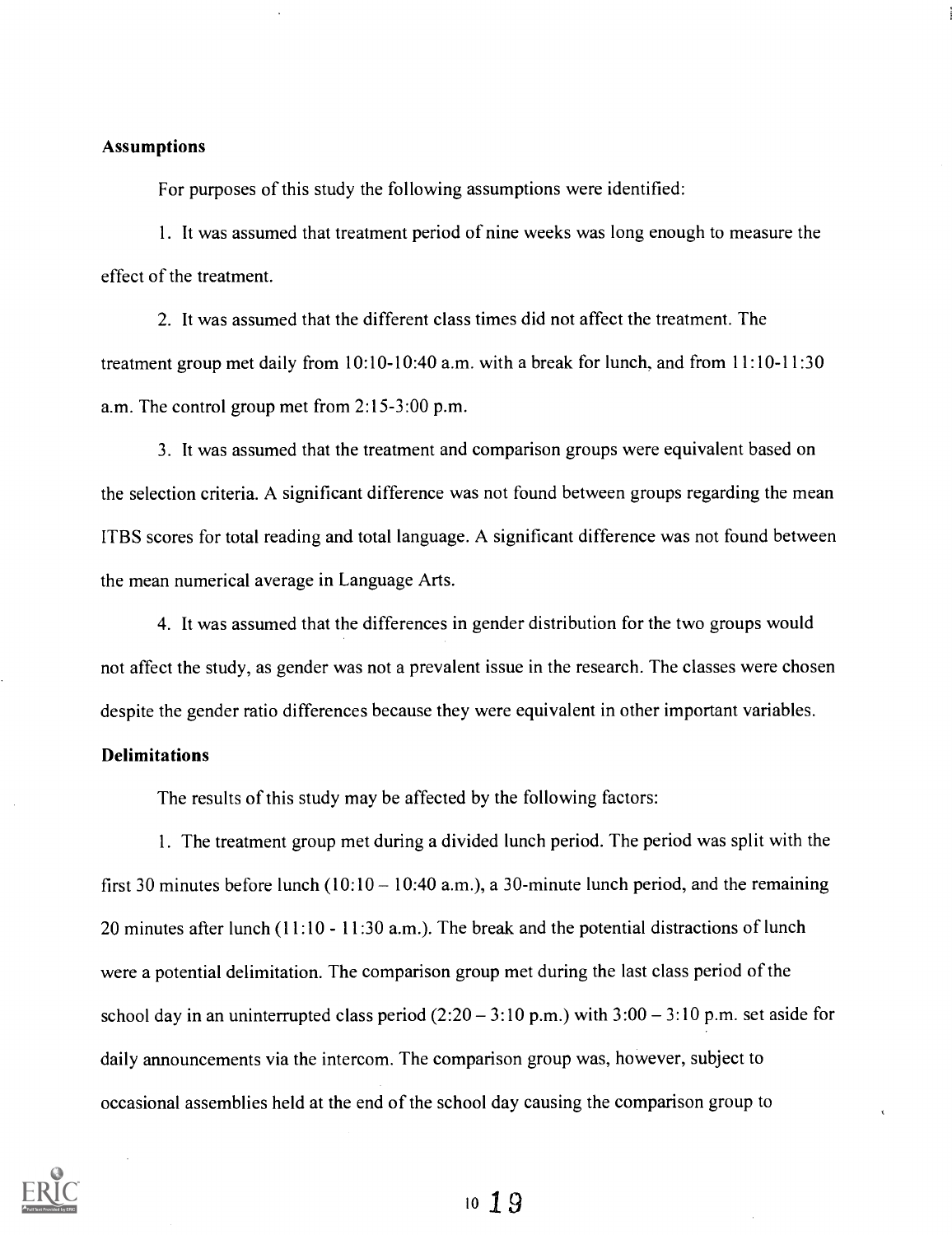### Assumptions

For purposes of this study the following assumptions were identified:

1. It was assumed that treatment period of nine weeks was long enough to measure the effect of the treatment.

2. It was assumed that the different class times did not affect the treatment. The treatment group met daily from 10:10-10:40 a.m. with a break for lunch, and from 11:10-11:30 a.m. The control group met from 2:15-3:00 p.m.

3. It was assumed that the treatment and comparison groups were equivalent based on the selection criteria. A significant difference was not found between groups regarding the mean ITBS scores for total reading and total language. A significant difference was not found between the mean numerical average in Language Arts.

4. It was assumed that the differences in gender distribution for the two groups would not affect the study, as gender was not a prevalent issue in the research. The classes were chosen despite the gender ratio differences because they were equivalent in other important variables.

### Delimitations

The results of this study may be affected by the following factors:

1. The treatment group met during a divided lunch period. The period was split with the first 30 minutes before lunch (10:10 – 10:40 a.m.), a 30-minute lunch period, and the remaining 20 minutes after lunch (11:10 - 11:30 a.m.). The break and the potential distractions of lunch were a potential delimitation. The comparison group met during the last class period of the school day in an uninterrupted class period (2:20 – 3:10 p.m.) with 3:00 – 3:10 p.m. set aside for daily announcements via the intercom. The comparison group was, however, subject to occasional assemblies held at the end of the school day causing the comparison group to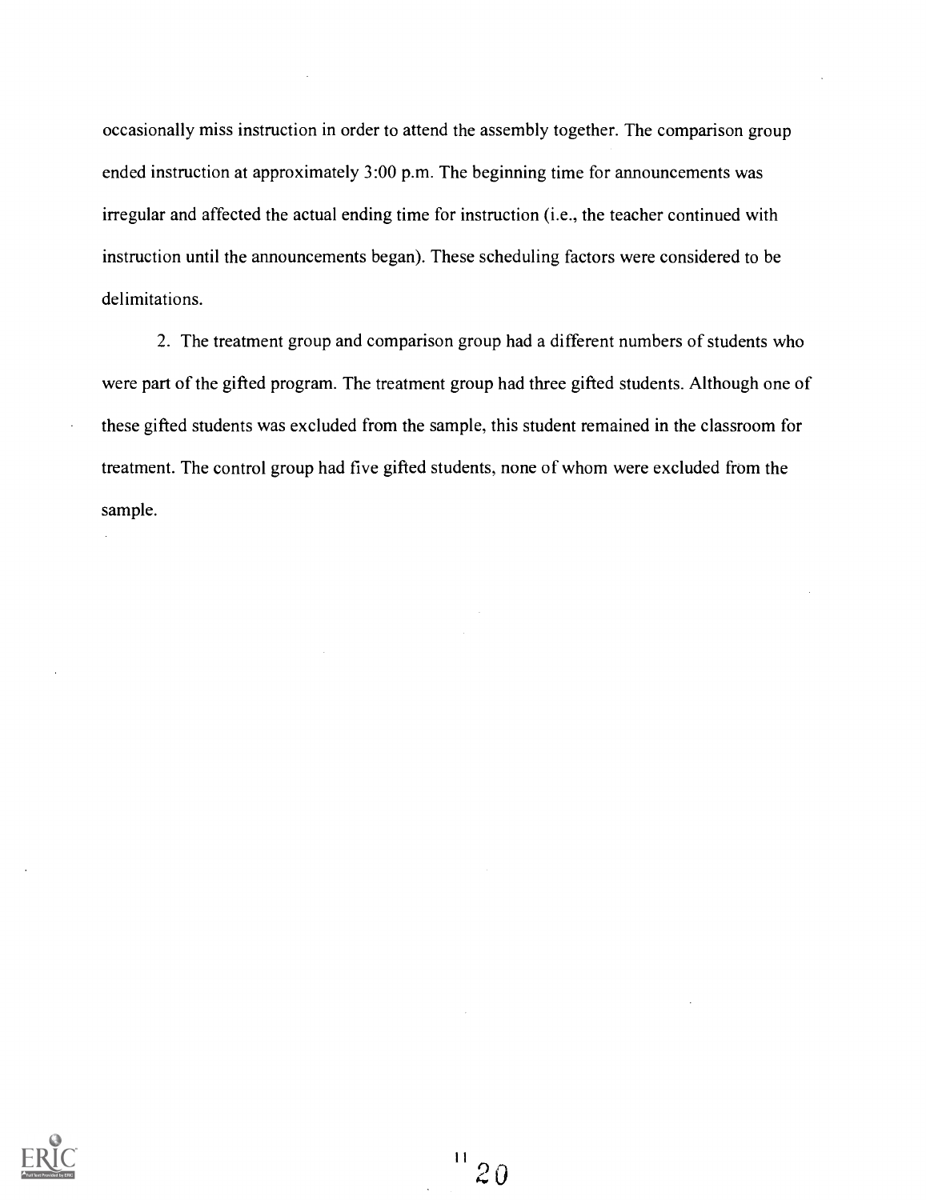occasionally miss instruction in order to attend the assembly together. The comparison group ended instruction at approximately 3:00 p.m. The beginning time for announcements was irregular and affected the actual ending time for instruction (i.e., the teacher continued with instruction until the announcements began). These scheduling factors were considered to be delimitations.

2. The treatment group and comparison group had a different numbers of students who were part of the gifted program. The treatment group had three gifted students. Although one of these gifted students was excluded from the sample, this student remained in the classroom for treatment. The control group had five gifted students, none of whom were excluded from the sample.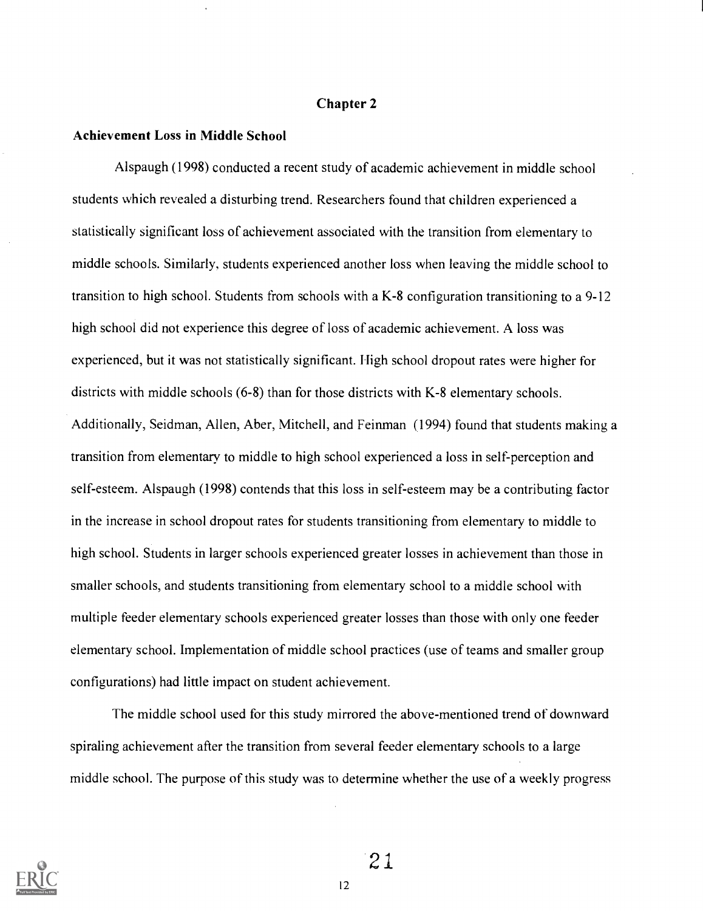# Chapter 2

## Achievement Loss in Middle School

Alspaugh (1998) conducted a recent study of academic achievement in middle school students which revealed a disturbing trend. Researchers found that children experienced a statistically significant loss of achievement associated with the transition from elementary to middle schools. Similarly, students experienced another loss when leaving the middle school to transition to high school. Students from schools with a K-8 configuration transitioning to a 9-12 high school did not experience this degree of loss of academic achievement. A loss was experienced, but it was not statistically significant. High school dropout rates were higher for districts with middle schools (6-8) than for those districts with K-8 elementary schools. Additionally, Seidman, Allen, Aber, Mitchell, and Feinman (1994) found that students making a transition from elementary to middle to high school experienced a loss in self-perception and self-esteem. Alspaugh (1998) contends that this loss in self-esteem may be a contributing factor in the increase in school dropout rates for students transitioning from elementary to middle to high school. Students in larger schools experienced greater losses in achievement than those in smaller schools, and students transitioning from elementary school to a middle school with multiple feeder elementary schools experienced greater losses than those with only one feeder elementary school. Implementation of middle school practices (use of teams and smaller group configurations) had little impact on student achievement.

The middle school used for this study mirrored the above-mentioned trend of downward spiraling achievement after the transition from several feeder elementary schools to a large middle school. The purpose of this study was to determine whether the use of a weekly progress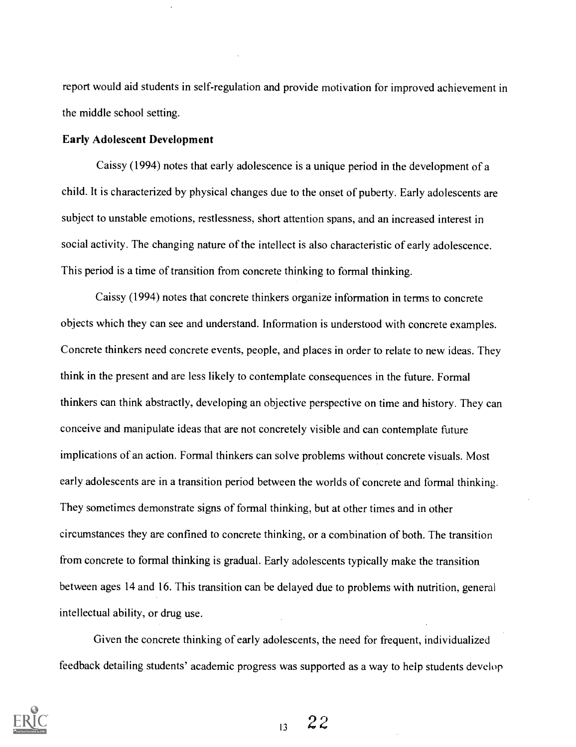report would aid students in self-regulation and provide motivation for improved achievement in the middle school setting.

**Early Adolescent Development**

Caissy (1994) notes that early adolescence is a unique period in the development of a child. It is characterized by physical changes due to the onset of puberty. Early adolescents are subject to unstable emotions, restlessness, short attention spans, and an increased interest in social activity. The changing nature of the intellect is also characteristic of early adolescence. This period is a time of transition from concrete thinking to formal thinking.

Caissy (1994) notes that concrete thinkers organize information in terms to concrete objects which they can see and understand. Information is understood with concrete examples. Concrete thinkers need concrete events, people, and places in order to relate to new ideas. They think in the present and are less likely to contemplate consequences in the future. Formal thinkers can think abstractly, developing an objective perspective on time and history. They can conceive and manipulate ideas that are not concretely visible and can contemplate future implications of an action. Formal thinkers can solve problems without concrete visuals. Most early adolescents are in a transition period between the worlds of concrete and formal thinking. They sometimes demonstrate signs of formal thinking, but at other times and in other circumstances they are confined to concrete thinking, or a combination of both. The transition from concrete to formal thinking is gradual. Early adolescents typically make the transition between ages 14 and 16. This transition can be delayed due to problems with nutrition, general intellectual ability, or drug use.

Given the concrete thinking of early adolescents, the need for frequent, individualized feedback detailing students' academic progress was supported as a way to help students develop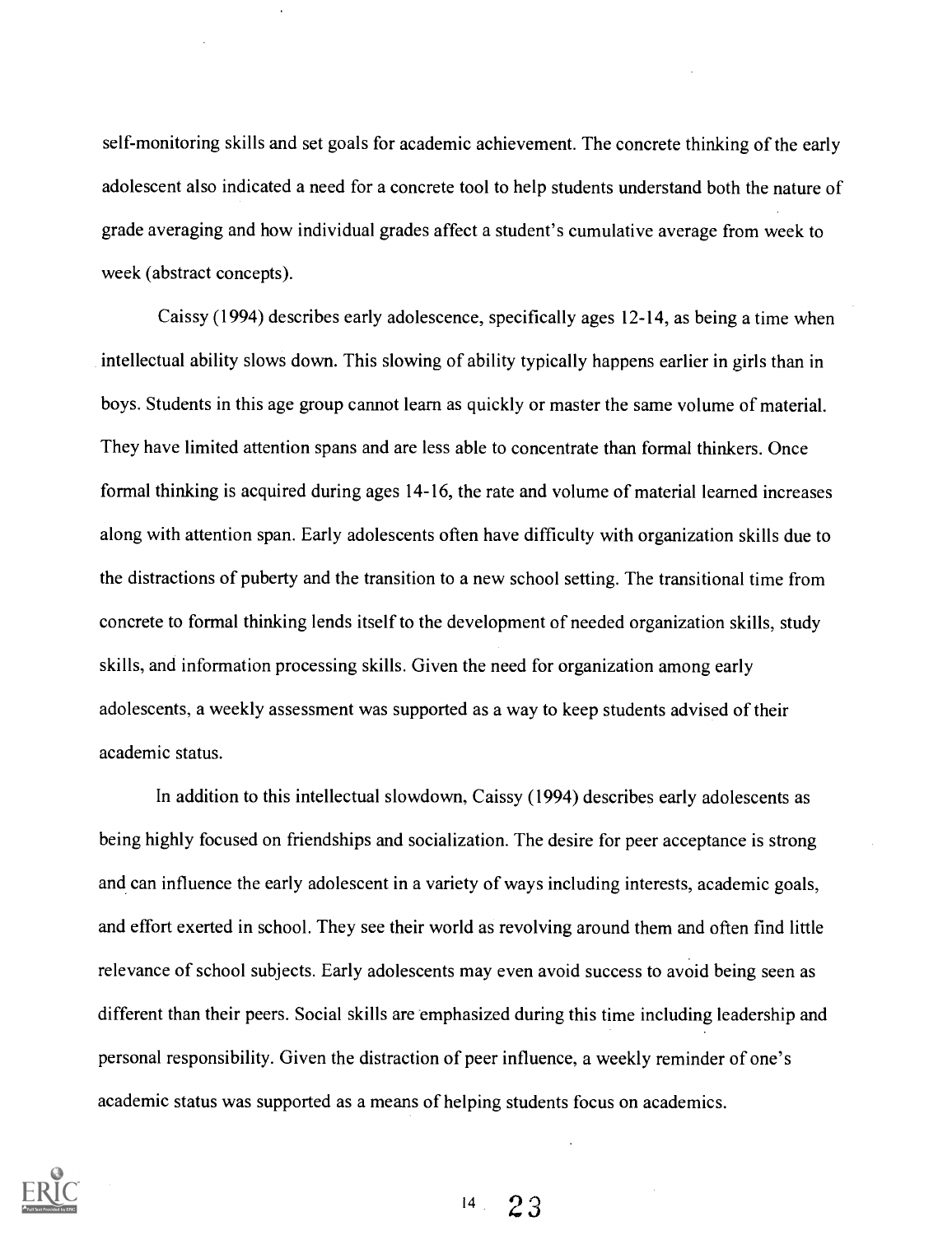self-monitoring skills and set goals for academic achievement. The concrete thinking of the early adolescent also indicated a need for a concrete tool to help students understand both the nature of grade averaging and how individual grades affect a student's cumulative average from week to week (abstract concepts).

Caissy (1994) describes early adolescence, specifically ages 12-14, as being a time when intellectual ability slows down. This slowing of ability typically happens earlier in girls than in boys. Students in this age group cannot learn as quickly or master the same volume of material. They have limited attention spans and are less able to concentrate than formal thinkers. Once formal thinking is acquired during ages 14-16, the rate and volume of material learned increases along with attention span. Early adolescents often have difficulty with organization skills due to the distractions of puberty and the transition to a new school setting. The transitional time from concrete to formal thinking lends itself to the development of needed organization skills, study skills, and information processing skills. Given the need for organization among early adolescents, a weekly assessment was supported as a way to keep students advised of their academic status.

In addition to this intellectual slowdown, Caissy (1994) describes early adolescents as being highly focused on friendships and socialization. The desire for peer acceptance is strong and can influence the early adolescent in a variety of ways including interests, academic goals, and effort exerted in school. They see their world as revolving around them and often find little relevance of school subjects. Early adolescents may even avoid success to avoid being seen as different than their peers. Social skills are emphasized during this time including leadership and personal responsibility. Given the distraction of peer influence, a weekly reminder of one's academic status was supported as a means of helping students focus on academics.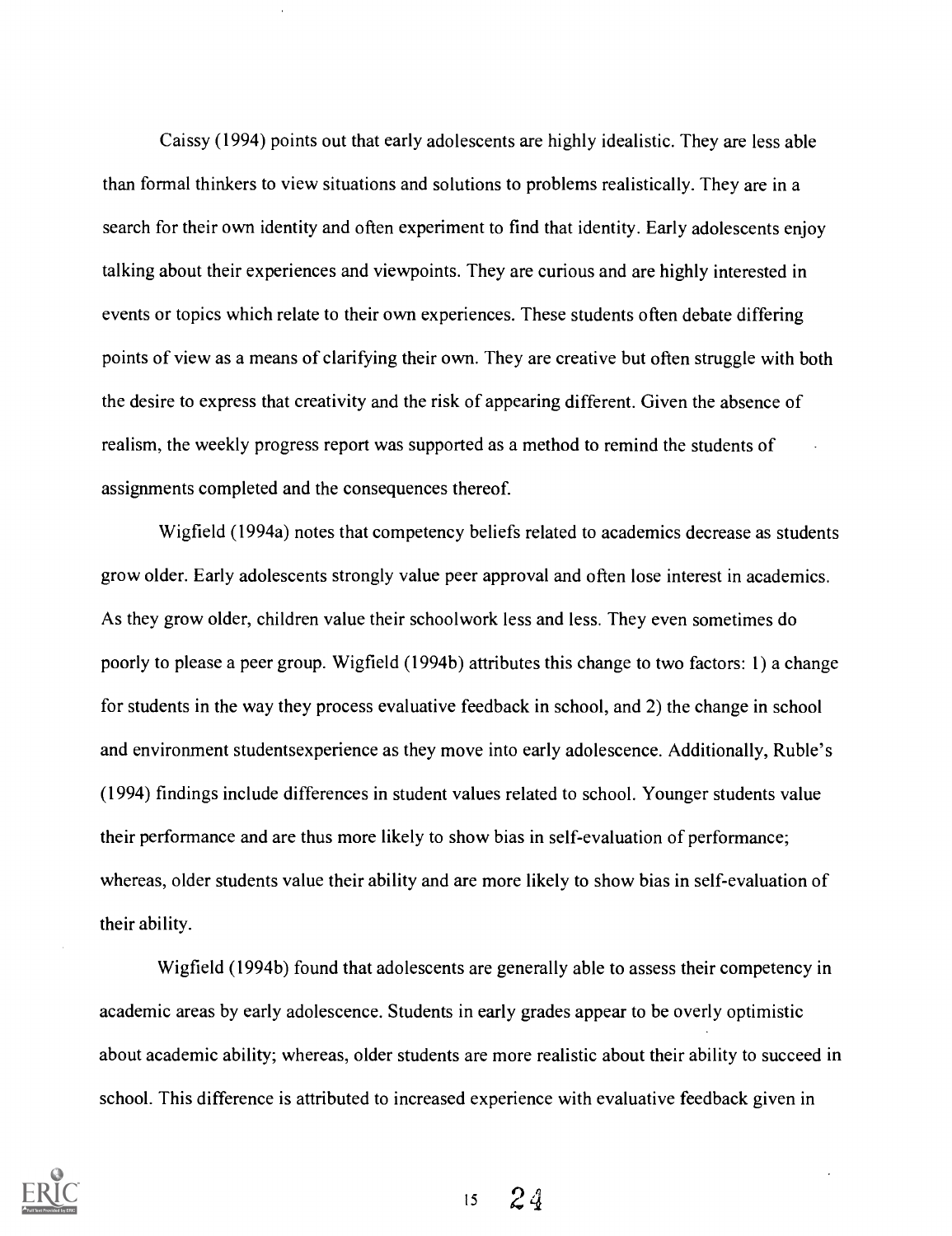Caissy (1994) points out that early adolescents are highly idealistic. They are less able than formal thinkers to view situations and solutions to problems realistically. They are in a search for their own identity and often experiment to find that identity. Early adolescents enjoy talking about their experiences and viewpoints. They are curious and are highly interested in events or topics which relate to their own experiences. These students often debate differing points of view as a means of clarifying their own. They are creative but often struggle with both the desire to express that creativity and the risk of appearing different. Given the absence of realism, the weekly progress report was supported as a method to remind the students of assignments completed and the consequences thereof.

Wigfield (1994a) notes that competency beliefs related to academics decrease as students grow older. Early adolescents strongly value peer approval and often lose interest in academics. As they grow older, children value their schoolwork less and less. They even sometimes do poorly to please a peer group. Wigfield (1994b) attributes this change to two factors: 1) a change for students in the way they process evaluative feedback in school, and 2) the change in school and environment studentsexperience as they move into early adolescence. Additionally, Ruble's (1994) findings include differences in student values related to school. Younger students value their performance and are thus more likely to show bias in self-evaluation of performance; whereas, older students value their ability and are more likely to show bias in self-evaluation of their ability.

Wigfield (1994b) found that adolescents are generally able to assess their competency in academic areas by early adolescence. Students in early grades appear to be overly optimistic about academic ability; whereas, older students are more realistic about their ability to succeed in school. This difference is attributed to increased experience with evaluative feedback given in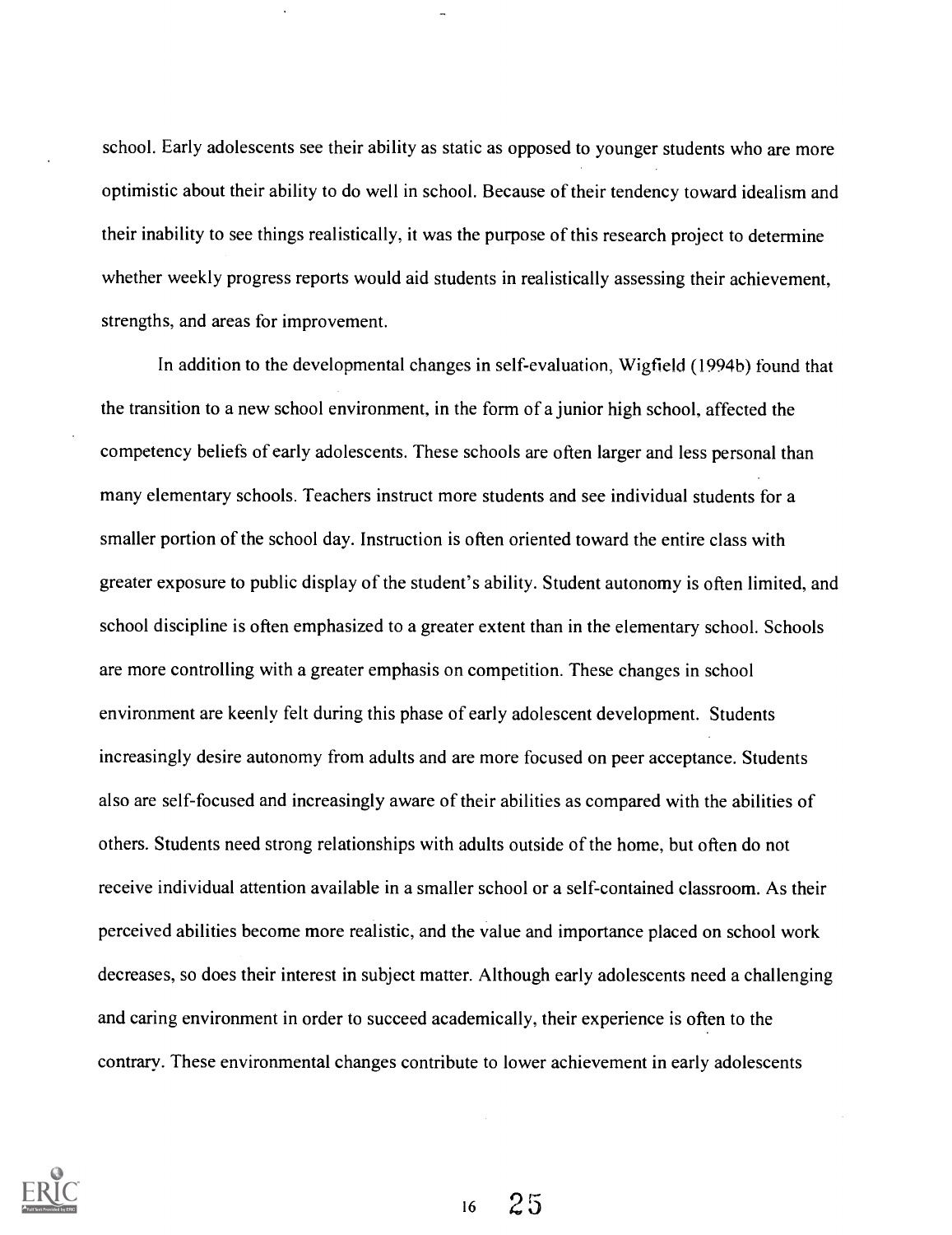school. Early adolescents see their ability as static as opposed to younger students who are more optimistic about their ability to do well in school. Because of their tendency toward idealism and their inability to see things realistically, it was the purpose of this research project to determine whether weekly progress reports would aid students in realistically assessing their achievement, strengths, and areas for improvement.

In addition to the developmental changes in self-evaluation, Wigfield (1994b) found that the transition to a new school environment, in the form of a junior high school, affected the competency beliefs of early adolescents. These schools are often larger and less personal than many elementary schools. Teachers instruct more students and see individual students for a smaller portion of the school day. Instruction is often oriented toward the entire class with greater exposure to public display of the student's ability. Student autonomy is often limited, and school discipline is often emphasized to a greater extent than in the elementary school. Schools are more controlling with a greater emphasis on competition. These changes in school environment are keenly felt during this phase of early adolescent development. Students increasingly desire autonomy from adults and are more focused on peer acceptance. Students also are self-focused and increasingly aware of their abilities as compared with the abilities of others. Students need strong relationships with adults outside of the home, but often do not receive individual attention available in a smaller school or a self-contained classroom. As their perceived abilities become more realistic, and the value and importance placed on school work decreases, so does their interest in subject matter. Although early adolescents need a challenging and caring environment in order to succeed academically, their experience is often to the contrary. These environmental changes contribute to lower achievement in early adolescents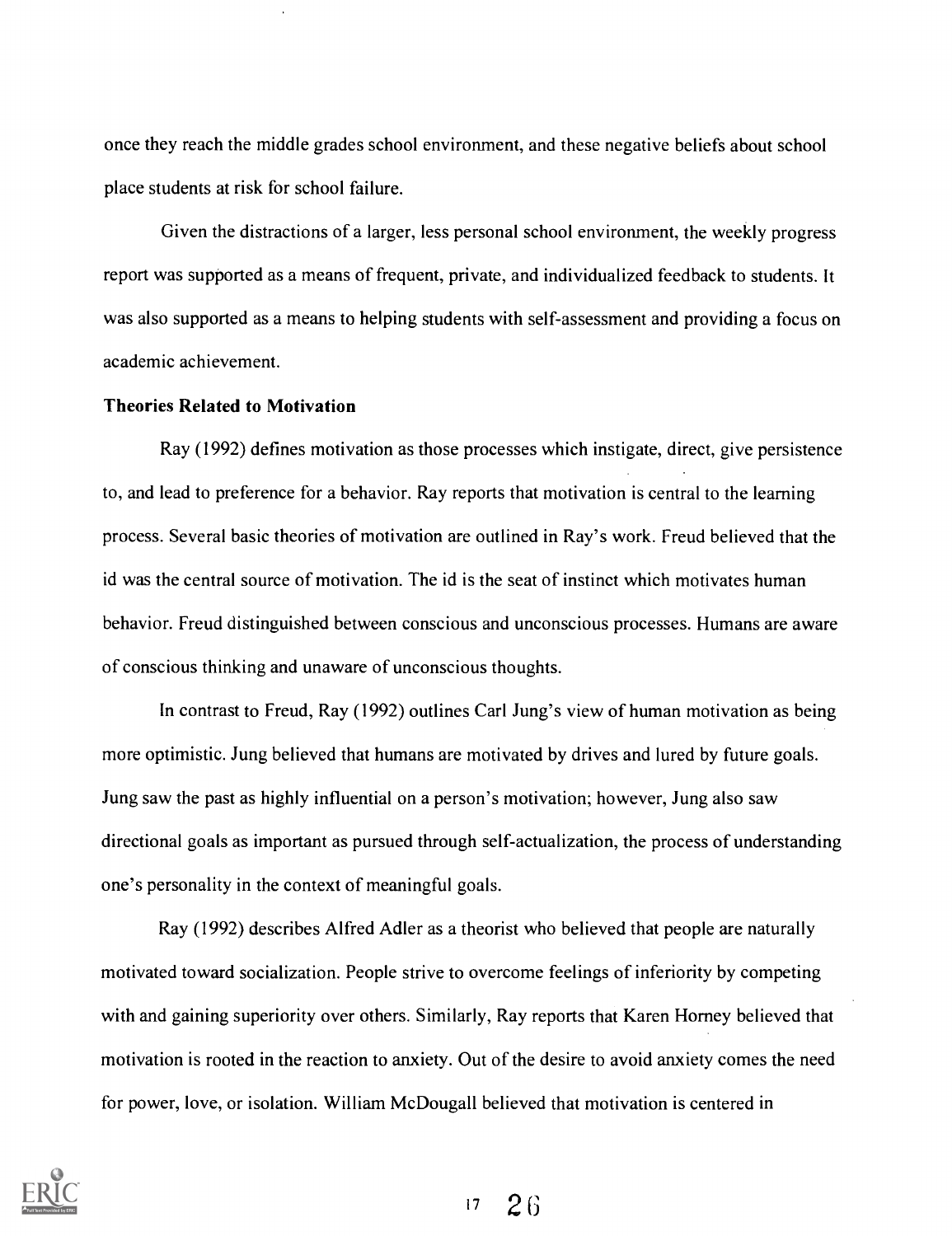once they reach the middle grades school environment, and these negative beliefs about school place students at risk for school failure.

Given the distractions of a larger, less personal school environment, the weekly progress report was supported as a means of frequent, private, and individualized feedback to students. It was also supported as a means to helping students with self-assessment and providing a focus on academic achievement.

**Theories Related to Motivation**

Ray (1992) defines motivation as those processes which instigate, direct, give persistence to, and lead to preference for a behavior. Ray reports that motivation is central to the learning process. Several basic theories of motivation are outlined in Ray's work. Freud believed that the id was the central source of motivation. The id is the seat of instinct which motivates human behavior. Freud distinguished between conscious and unconscious processes. Humans are aware of conscious thinking and unaware of unconscious thoughts.

In contrast to Freud, Ray (1992) outlines Carl Jung's view of human motivation as being more optimistic. Jung believed that humans are motivated by drives and lured by future goals. Jung saw the past as highly influential on a person's motivation; however, Jung also saw directional goals as important as pursued through self-actualization, the process of understanding one's personality in the context of meaningful goals.

Ray (1992) describes Alfred Adler as a theorist who believed that people are naturally motivated toward socialization. People strive to overcome feelings of inferiority by competing with and gaining superiority over others. Similarly, Ray reports that Karen Horney believed that motivation is rooted in the reaction to anxiety. Out of the desire to avoid anxiety comes the need for power, love, or isolation. William McDougall believed that motivation is centered in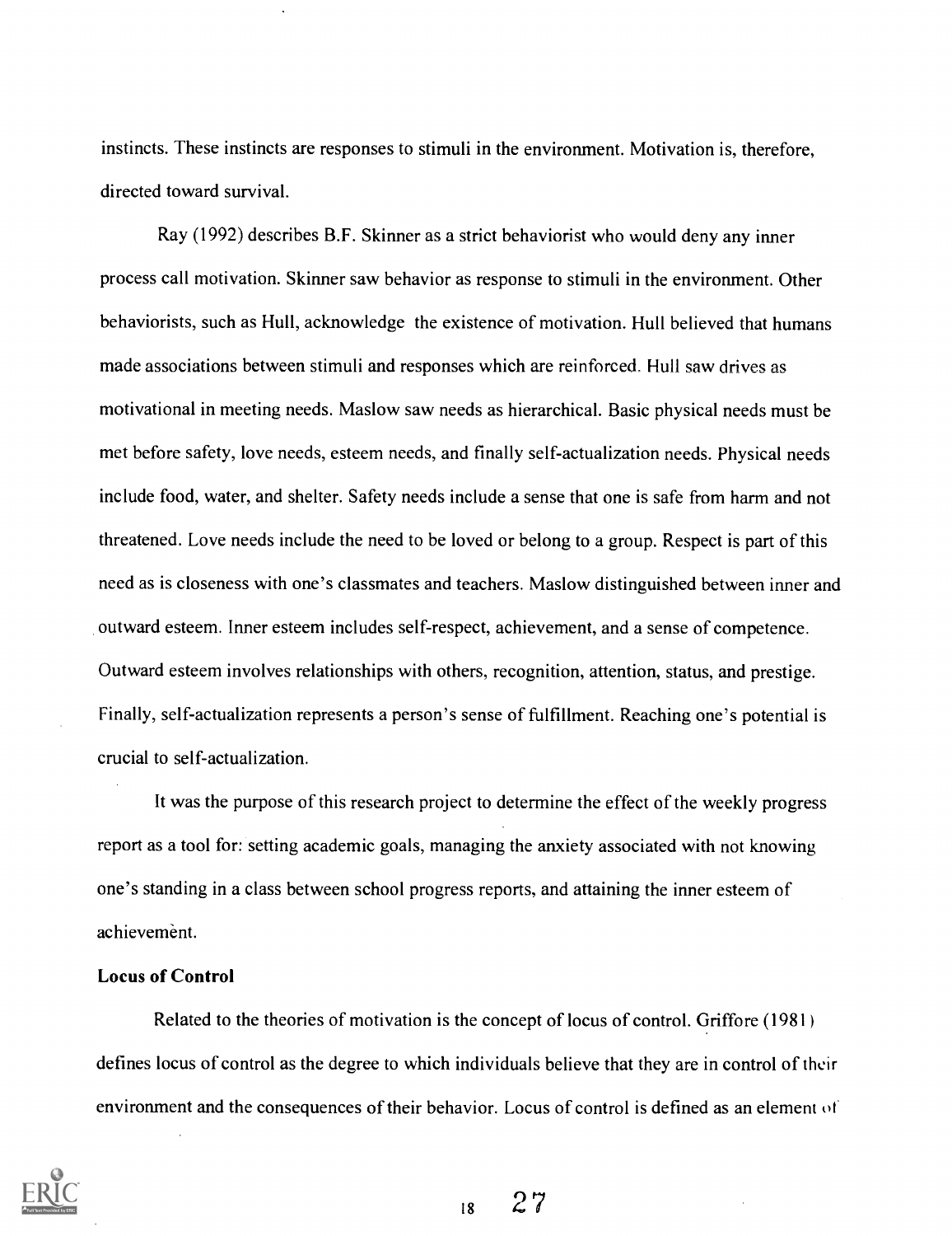instincts. These instincts are responses to stimuli in the environment. Motivation is, therefore, directed toward survival.

Ray (1992) describes B.F. Skinner as a strict behaviorist who would deny any inner process call motivation. Skinner saw behavior as response to stimuli in the environment. Other behaviorists, such as Hull, acknowledge the existence of motivation. Hull believed that humans made associations between stimuli and responses which are reinforced. Hull saw drives as motivational in meeting needs. Maslow saw needs as hierarchical. Basic physical needs must be met before safety, love needs, esteem needs, and finally self-actualization needs. Physical needs include food, water, and shelter. Safety needs include a sense that one is safe from harm and not threatened. Love needs include the need to be loved or belong to a group. Respect is part of this need as is closeness with one's classmates and teachers. Maslow distinguished between inner and outward esteem. Inner esteem includes self-respect, achievement, and a sense of competence. Outward esteem involves relationships with others, recognition, attention, status, and prestige. Finally, self-actualization represents a person's sense of fulfillment. Reaching one's potential is crucial to self-actualization.

It was the purpose of this research project to determine the effect of the weekly progress report as a tool for: setting academic goals, managing the anxiety associated with not knowing one's standing in a class between school progress reports, and attaining the inner esteem of achievement.

**Locus of Control**

Related to the theories of motivation is the concept of locus of control. Griffore (1981) defines locus of control as the degree to which individuals believe that they are in control of their environment and the consequences of their behavior. Locus of control is defined as an element of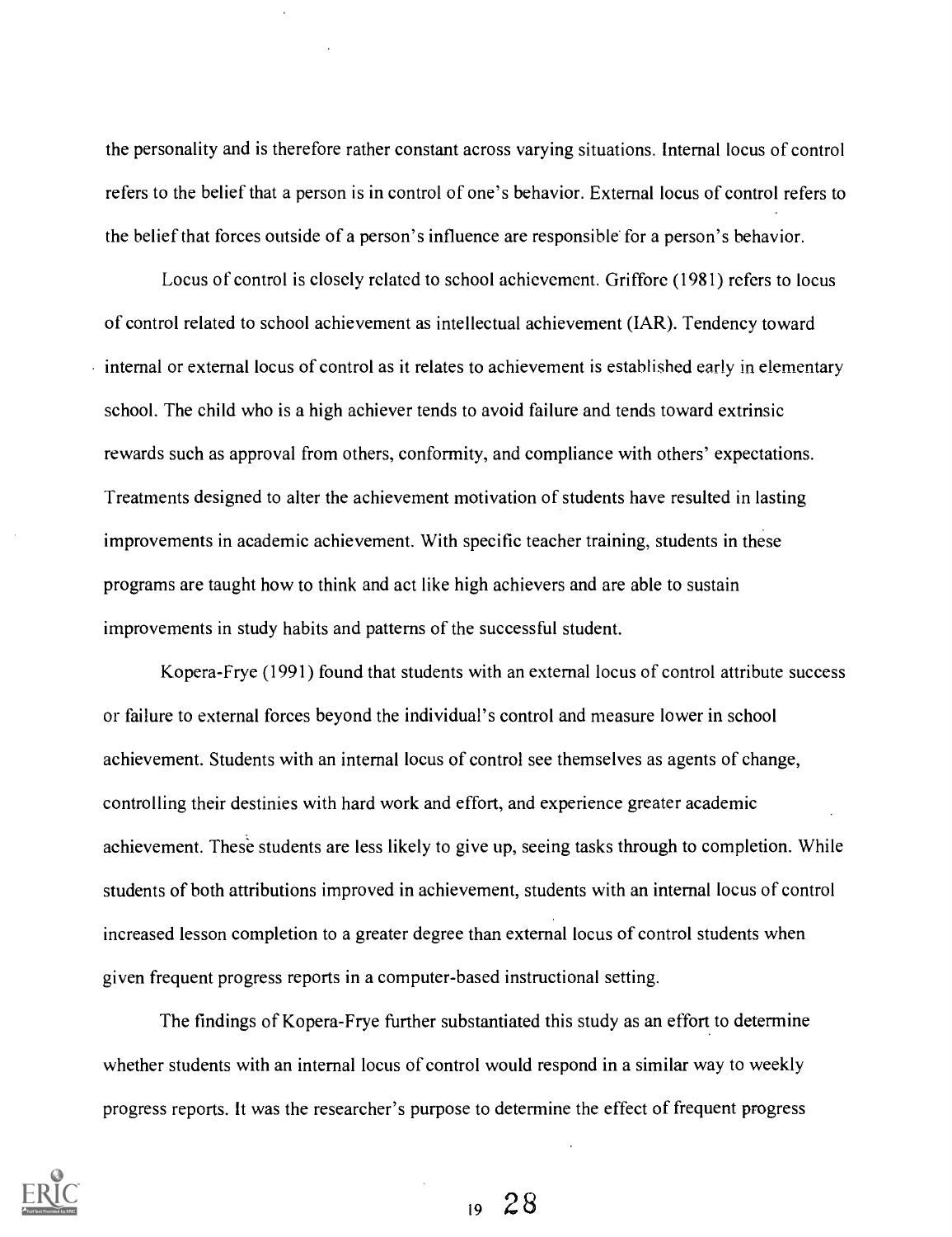the personality and is therefore rather constant across varying situations. Internal locus of control refers to the belief that a person is in control of one's behavior. External locus of control refers to the belief that forces outside of a person's influence are responsible for a person's behavior.

Locus of control is closely related to school achievement. Griffore (1981) refers to locus of control related to school achievement as intellectual achievement (IAR). Tendency toward internal or external locus of control as it relates to achievement is established early in elementary school. The child who is a high achiever tends to avoid failure and tends toward extrinsic rewards such as approval from others, conformity, and compliance with others' expectations. Treatments designed to alter the achievement motivation of students have resulted in lasting improvements in academic achievement. With specific teacher training, students in these programs are taught how to think and act like high achievers and are able to sustain improvements in study habits and patterns of the successful student.

Kopera-Frye (1991) found that students with an external locus of control attribute success or failure to external forces beyond the individual's control and measure lower in school achievement. Students with an internal locus of control see themselves as agents of change, controlling their destinies with hard work and effort, and experience greater academic achievement. These students are less likely to give up, seeing tasks through to completion. While students of both attributions improved in achievement, students with an internal locus of control increased lesson completion to a greater degree than external locus of control students when given frequent progress reports in a computer-based instructional setting.

The findings of Kopera-Frye further substantiated this study as an effort to determine whether students with an internal locus of control would respond in a similar way to weekly progress reports. It was the researcher's purpose to determine the effect of frequent progress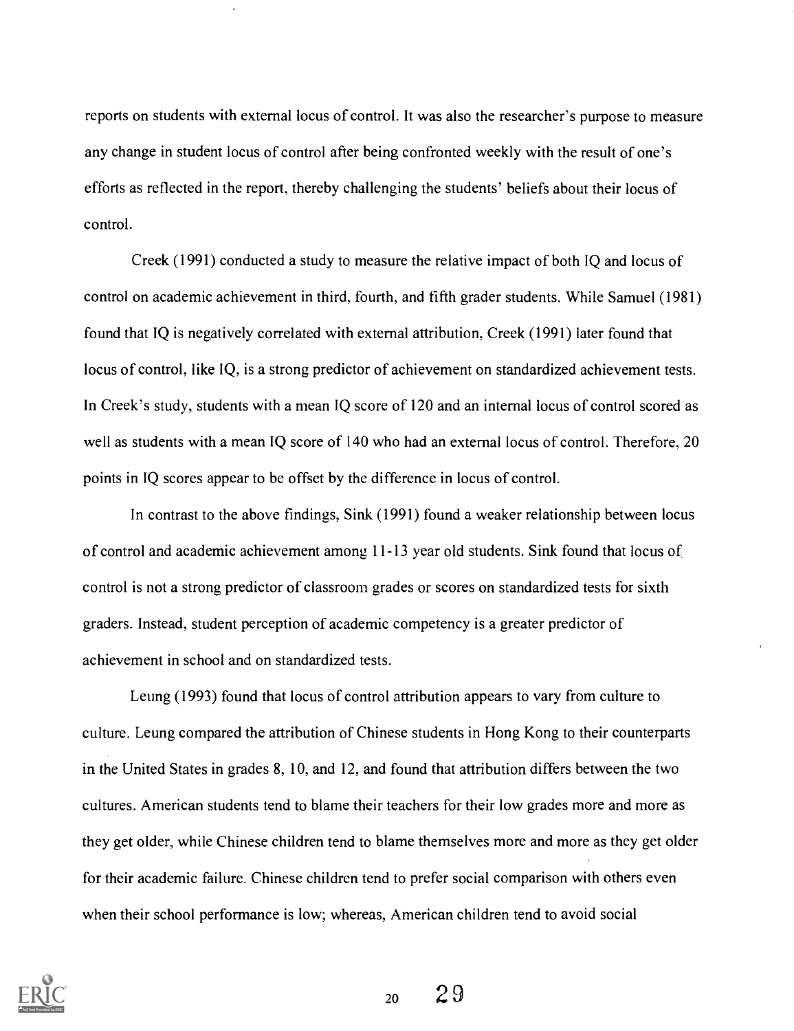reports on students with external locus of control. It was also the researcher's purpose to measure any change in student locus of control after being confronted weekly with the result of one's efforts as reflected in the report, thereby challenging the students' beliefs about their locus of control.

Creek (1991) conducted a study to measure the relative impact of both IQ and locus of control on academic achievement in third, fourth, and fifth grader students. While Samuel (1981) found that IQ is negatively correlated with external attribution, Creek (1991) later found that locus of control, like IQ, is a strong predictor of achievement on standardized achievement tests. In Creek's study, students with a mean IQ score of 120 and an internal locus of control scored as well as students with a mean IQ score of 140 who had an external locus of control. Therefore, 20 points in IQ scores appear to be offset by the difference in locus of control.

In contrast to the above findings, Sink (1991) found a weaker relationship between locus of control and academic achievement among 11-13 year old students. Sink found that locus of control is not a strong predictor of classroom grades or scores on standardized tests for sixth graders. Instead, student perception of academic competency is a greater predictor of achievement in school and on standardized tests.

Leung (1993) found that locus of control attribution appears to vary from culture to culture. Leung compared the attribution of Chinese students in Hong Kong to their counterparts in the United States in grades 8, 10, and 12, and found that attribution differs between the two cultures. American students tend to blame their teachers for their low grades more and more as they get older, while Chinese children tend to blame themselves more and more as they get older for their academic failure. Chinese children tend to prefer social comparison with others even when their school performance is low; whereas, American children tend to avoid social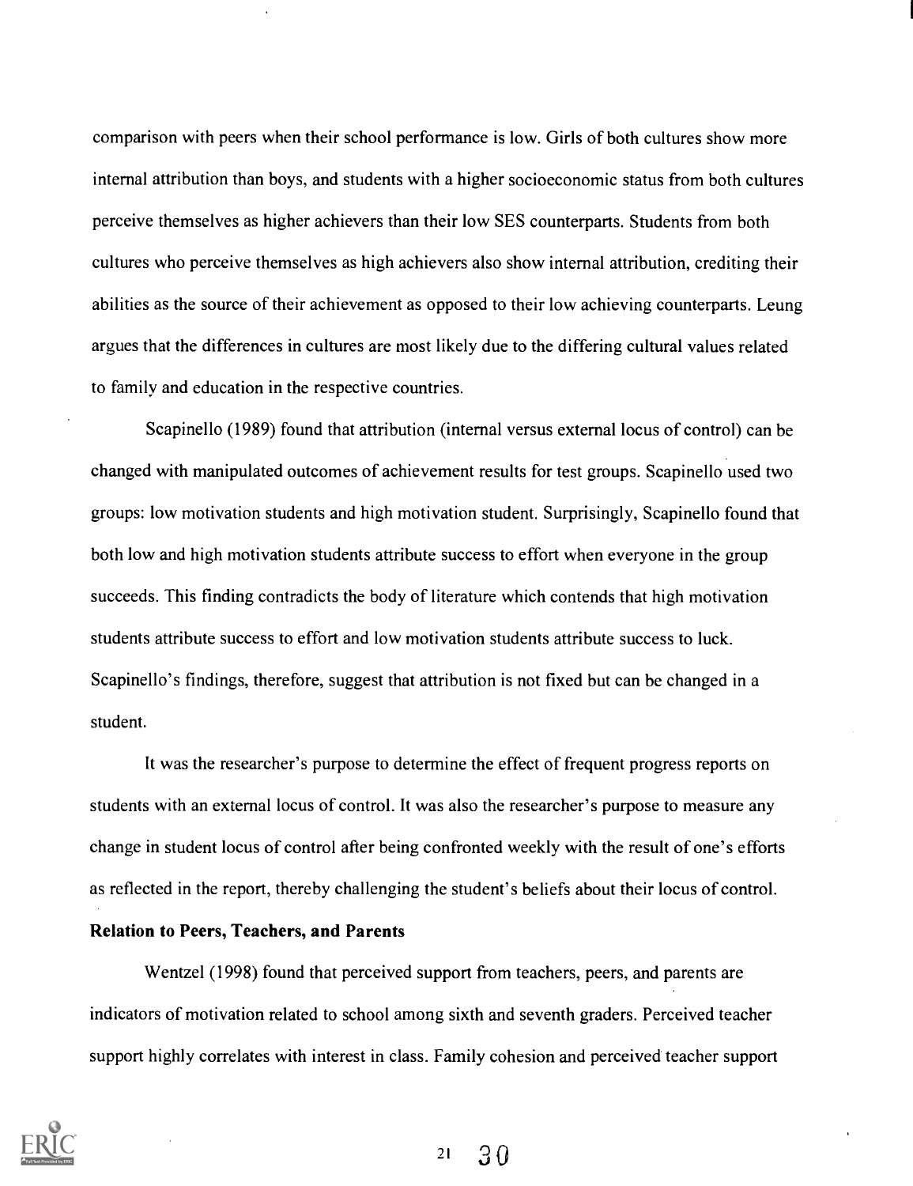comparison with peers when their school performance is low. Girls of both cultures show more internal attribution than boys, and students with a higher socioeconomic status from both cultures perceive themselves as higher achievers than their low SES counterparts. Students from both cultures who perceive themselves as high achievers also show internal attribution, crediting their abilities as the source of their achievement as opposed to their low achieving counterparts. Leung argues that the differences in cultures are most likely due to the differing cultural values related to family and education in the respective countries.

Scapinello (1989) found that attribution (internal versus external locus of control) can be changed with manipulated outcomes of achievement results for test groups. Scapinello used two groups: low motivation students and high motivation student. Surprisingly, Scapinello found that both low and high motivation students attribute success to effort when everyone in the group succeeds. This finding contradicts the body of literature which contends that high motivation students attribute success to effort and low motivation students attribute success to luck. Scapinello's findings, therefore, suggest that attribution is not fixed but can be changed in a student.

It was the researcher's purpose to determine the effect of frequent progress reports on students with an external locus of control. It was also the researcher's purpose to measure any change in student locus of control after being confronted weekly with the result of one's efforts as reflected in the report, thereby challenging the student's beliefs about their locus of control.

**Relation to Peers, Teachers, and Parents**

Wentzel (1998) found that perceived support from teachers, peers, and parents are indicators of motivation related to school among sixth and seventh graders. Perceived teacher support highly correlates with interest in class. Family cohesion and perceived teacher support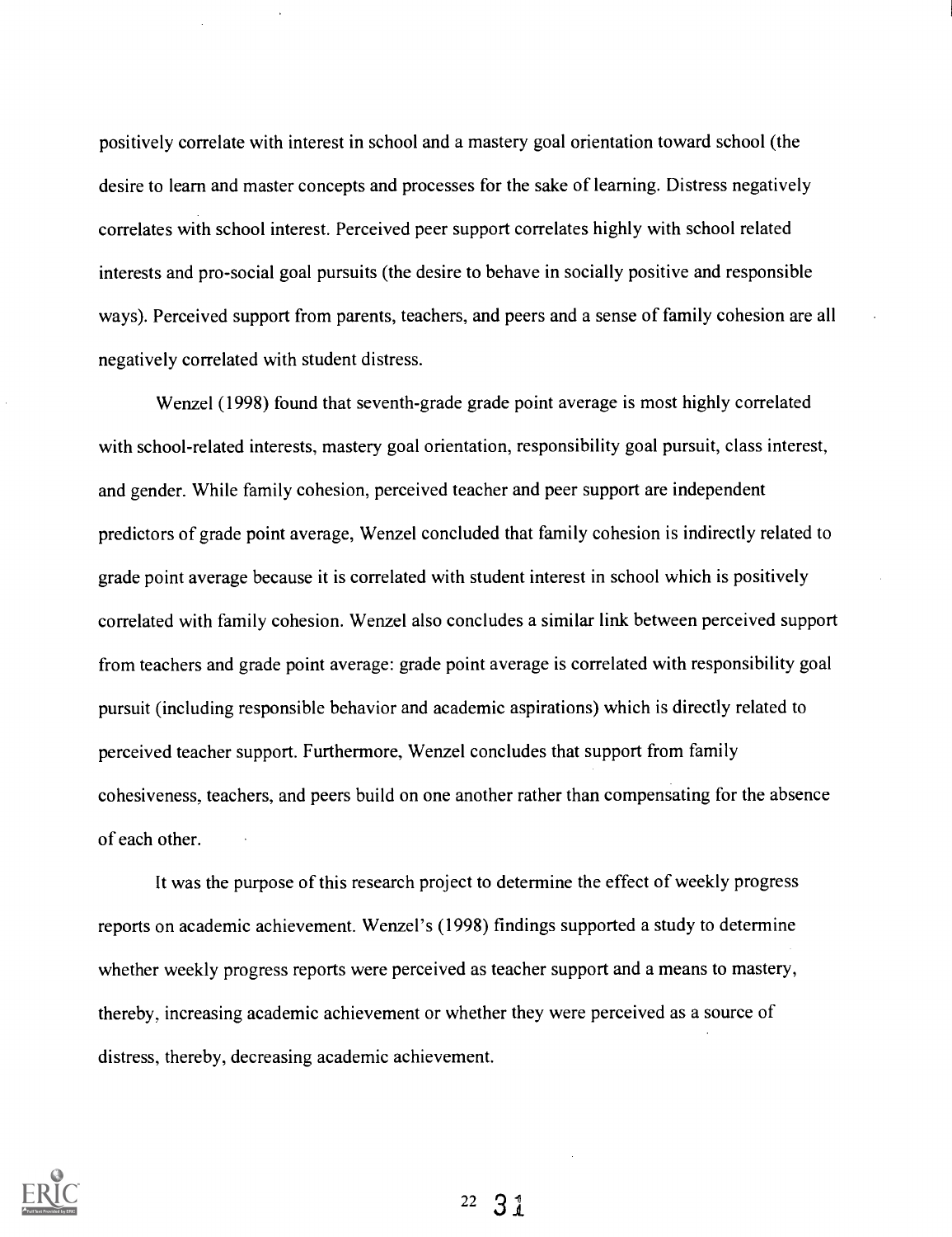positively correlate with interest in school and a mastery goal orientation toward school (the desire to learn and master concepts and processes for the sake of learning. Distress negatively correlates with school interest. Perceived peer support correlates highly with school related interests and pro-social goal pursuits (the desire to behave in socially positive and responsible ways). Perceived support from parents, teachers, and peers and a sense of family cohesion are all negatively correlated with student distress.

Wenzel (1998) found that seventh-grade grade point average is most highly correlated with school-related interests, mastery goal orientation, responsibility goal pursuit, class interest, and gender. While family cohesion, perceived teacher and peer support are independent predictors of grade point average, Wenzel concluded that family cohesion is indirectly related to grade point average because it is correlated with student interest in school which is positively correlated with family cohesion. Wenzel also concludes a similar link between perceived support from teachers and grade point average: grade point average is correlated with responsibility goal pursuit (including responsible behavior and academic aspirations) which is directly related to perceived teacher support. Furthermore, Wenzel concludes that support from family cohesiveness, teachers, and peers build on one another rather than compensating for the absence of each other.

It was the purpose of this research project to determine the effect of weekly progress reports on academic achievement. Wenzel's (1998) findings supported a study to determine whether weekly progress reports were perceived as teacher support and a means to mastery, thereby, increasing academic achievement or whether they were perceived as a source of distress, thereby, decreasing academic achievement.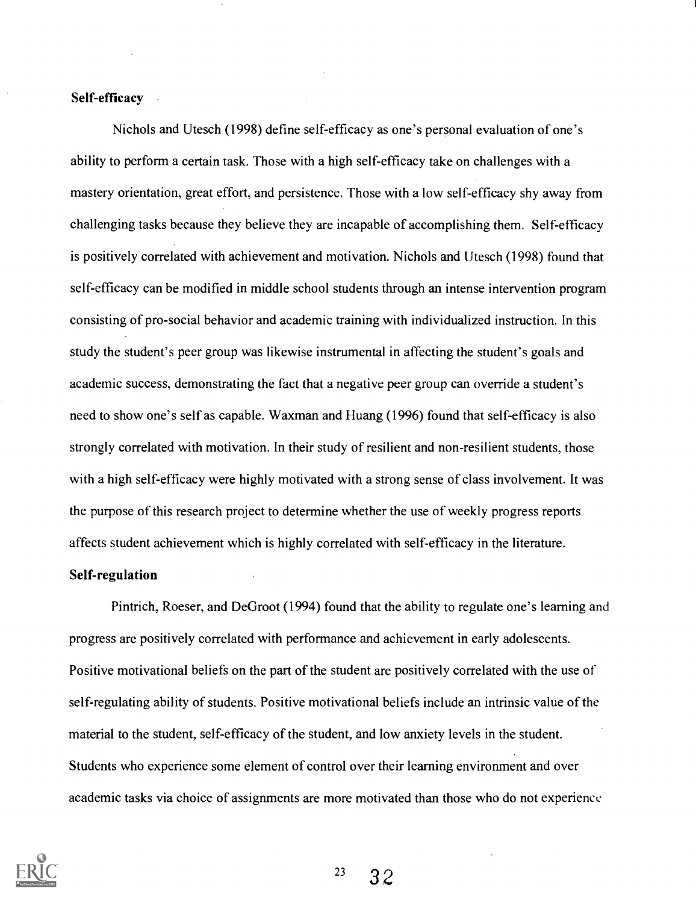### Self-efficacy

Nichols and Utesch (1998) define self-efficacy as one's personal evaluation of one's ability to perform a certain task. Those with a high self-efficacy take on challenges with a mastery orientation, great effort, and persistence. Those with a low self-efficacy shy away from challenging tasks because they believe they are incapable of accomplishing them. Self-efficacy is positively correlated with achievement and motivation. Nichols and Utesch (1998) found that self-efficacy can be modified in middle school students through an intense intervention program consisting of pro-social behavior and academic training with individualized instruction. In this study the student's peer group was likewise instrumental in affecting the student's goals and academic success, demonstrating the fact that a negative peer group can override a student's need to show one's self as capable. Waxman and Huang (1996) found that self-efficacy is also strongly correlated with motivation. In their study of resilient and non-resilient students, those with a high self-efficacy were highly motivated with a strong sense of class involvement. It was the purpose of this research project to determine whether the use of weekly progress reports affects student achievement which is highly correlated with self-efficacy in the literature.

### Self-regulation

Pintrich, Roeser, and DeGroot (1994) found that the ability to regulate one's learning and progress are positively correlated with performance and achievement in early adolescents. Positive motivational beliefs on the part of the student are positively correlated with the use of self-regulating ability of students. Positive motivational beliefs include an intrinsic value of the material to the student, self-efficacy of the student, and low anxiety levels in the student. Students who experience some element of control over their learning environment and over academic tasks via choice of assignments are more motivated than those who do not experience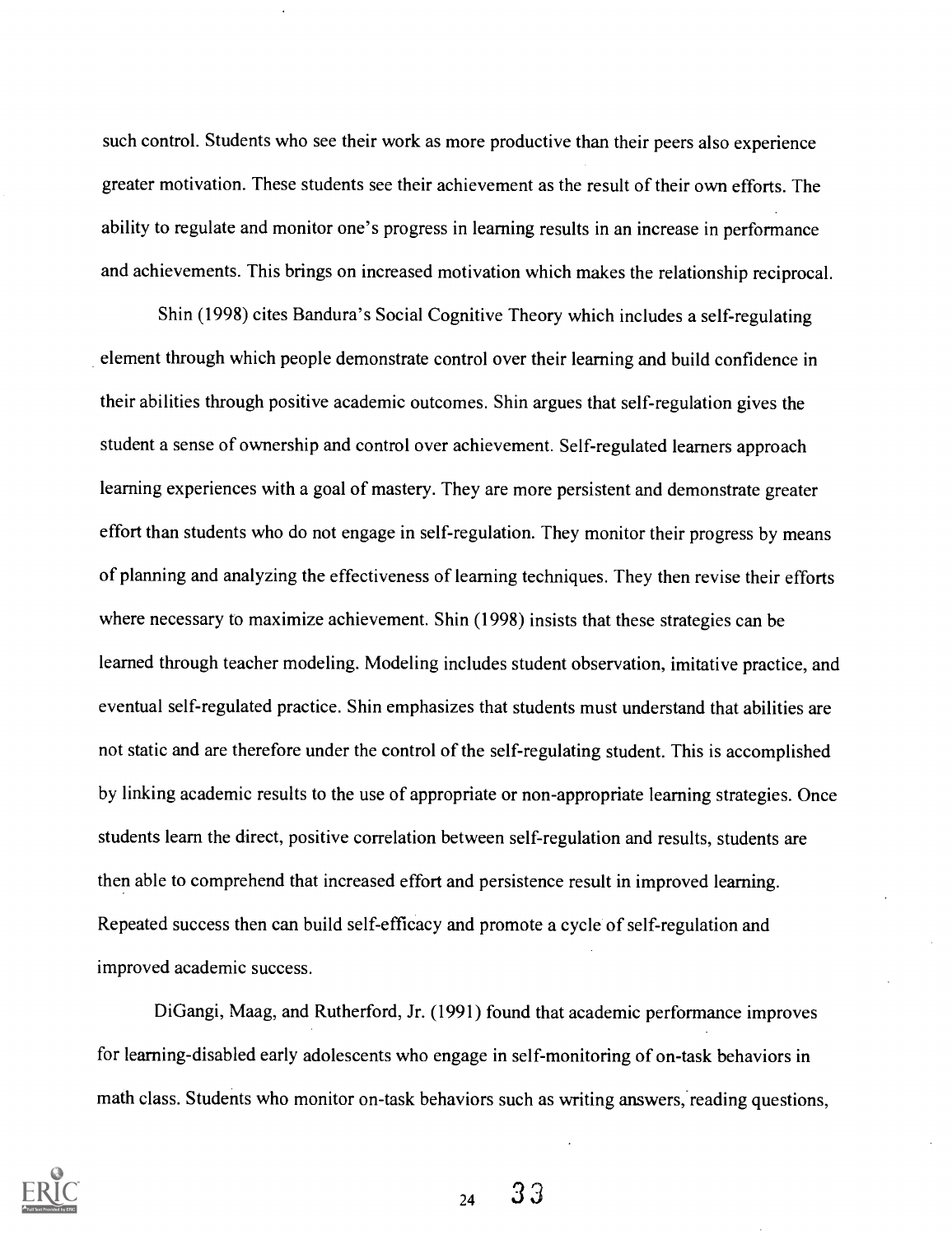such control. Students who see their work as more productive than their peers also experience greater motivation. These students see their achievement as the result of their own efforts. The ability to regulate and monitor one's progress in learning results in an increase in performance and achievements. This brings on increased motivation which makes the relationship reciprocal.

Shin (1998) cites Bandura's Social Cognitive Theory which includes a self-regulating element through which people demonstrate control over their learning and build confidence in their abilities through positive academic outcomes. Shin argues that self-regulation gives the student a sense of ownership and control over achievement. Self-regulated learners approach learning experiences with a goal of mastery. They are more persistent and demonstrate greater effort than students who do not engage in self-regulation. They monitor their progress by means of planning and analyzing the effectiveness of learning techniques. They then revise their efforts where necessary to maximize achievement. Shin (1998) insists that these strategies can be learned through teacher modeling. Modeling includes student observation, imitative practice, and eventual self-regulated practice. Shin emphasizes that students must understand that abilities are not static and are therefore under the control of the self-regulating student. This is accomplished by linking academic results to the use of appropriate or non-appropriate learning strategies. Once students learn the direct, positive correlation between self-regulation and results, students are then able to comprehend that increased effort and persistence result in improved learning. Repeated success then can build self-efficacy and promote a cycle of self-regulation and improved academic success.

DiGangi, Maag, and Rutherford, Jr. (1991) found that academic performance improves for learning-disabled early adolescents who engage in self-monitoring of on-task behaviors in math class. Students who monitor on-task behaviors such as writing answers, reading questions,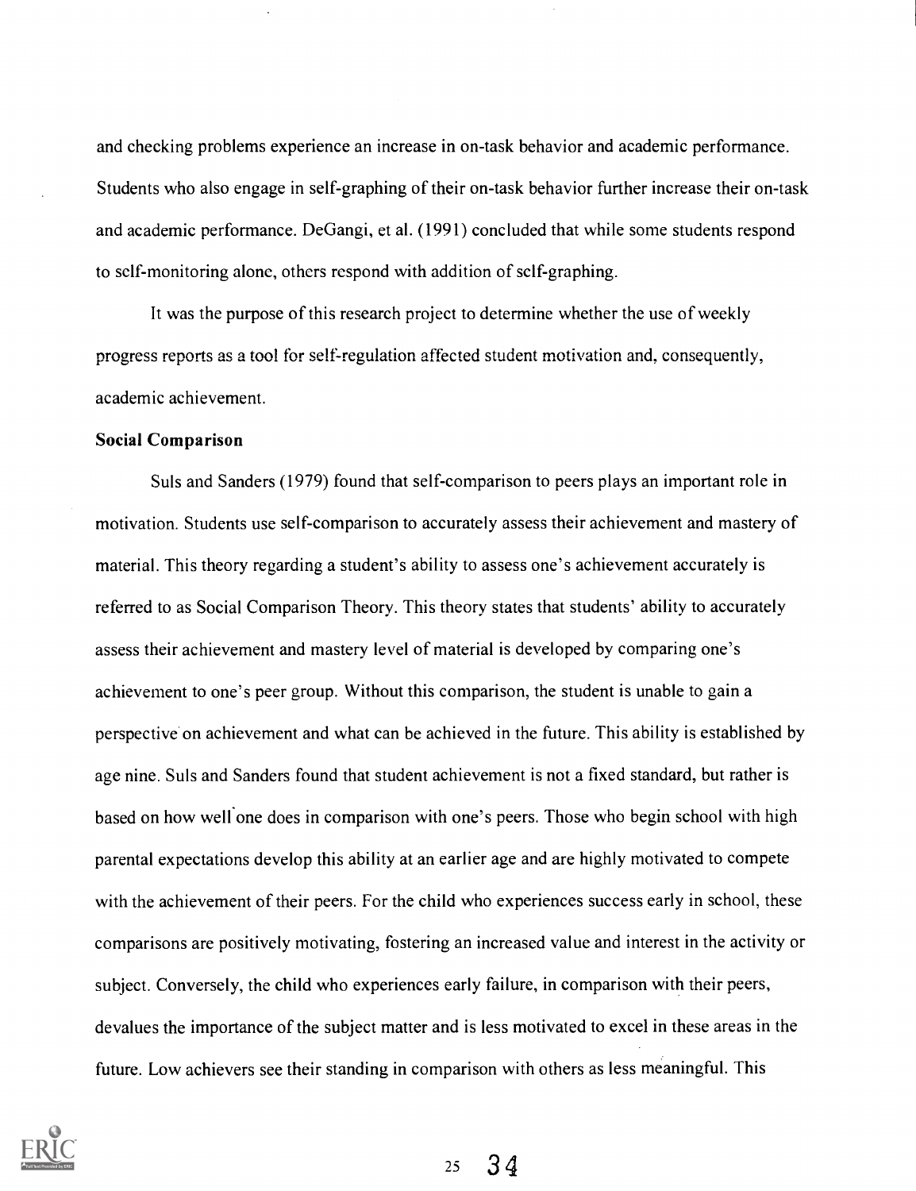and checking problems experience an increase in on-task behavior and academic performance. Students who also engage in self-graphing of their on-task behavior further increase their on-task and academic performance. DeGangi, et al. (1991) concluded that while some students respond to self-monitoring alone, others respond with addition of self-graphing.

It was the purpose of this research project to determine whether the use of weekly progress reports as a tool for self-regulation affected student motivation and, consequently, academic achievement.

**Social Comparison**

Suls and Sanders (1979) found that self-comparison to peers plays an important role in motivation. Students use self-comparison to accurately assess their achievement and mastery of material. This theory regarding a student's ability to assess one's achievement accurately is referred to as Social Comparison Theory. This theory states that students' ability to accurately assess their achievement and mastery level of material is developed by comparing one's achievement to one's peer group. Without this comparison, the student is unable to gain a perspective on achievement and what can be achieved in the future. This ability is established by age nine. Suls and Sanders found that student achievement is not a fixed standard, but rather is based on how well one does in comparison with one's peers. Those who begin school with high parental expectations develop this ability at an earlier age and are highly motivated to compete with the achievement of their peers. For the child who experiences success early in school, these comparisons are positively motivating, fostering an increased value and interest in the activity or subject. Conversely, the child who experiences early failure, in comparison with their peers, devalues the importance of the subject matter and is less motivated to excel in these areas in the future. Low achievers see their standing in comparison with others as less meaningful. This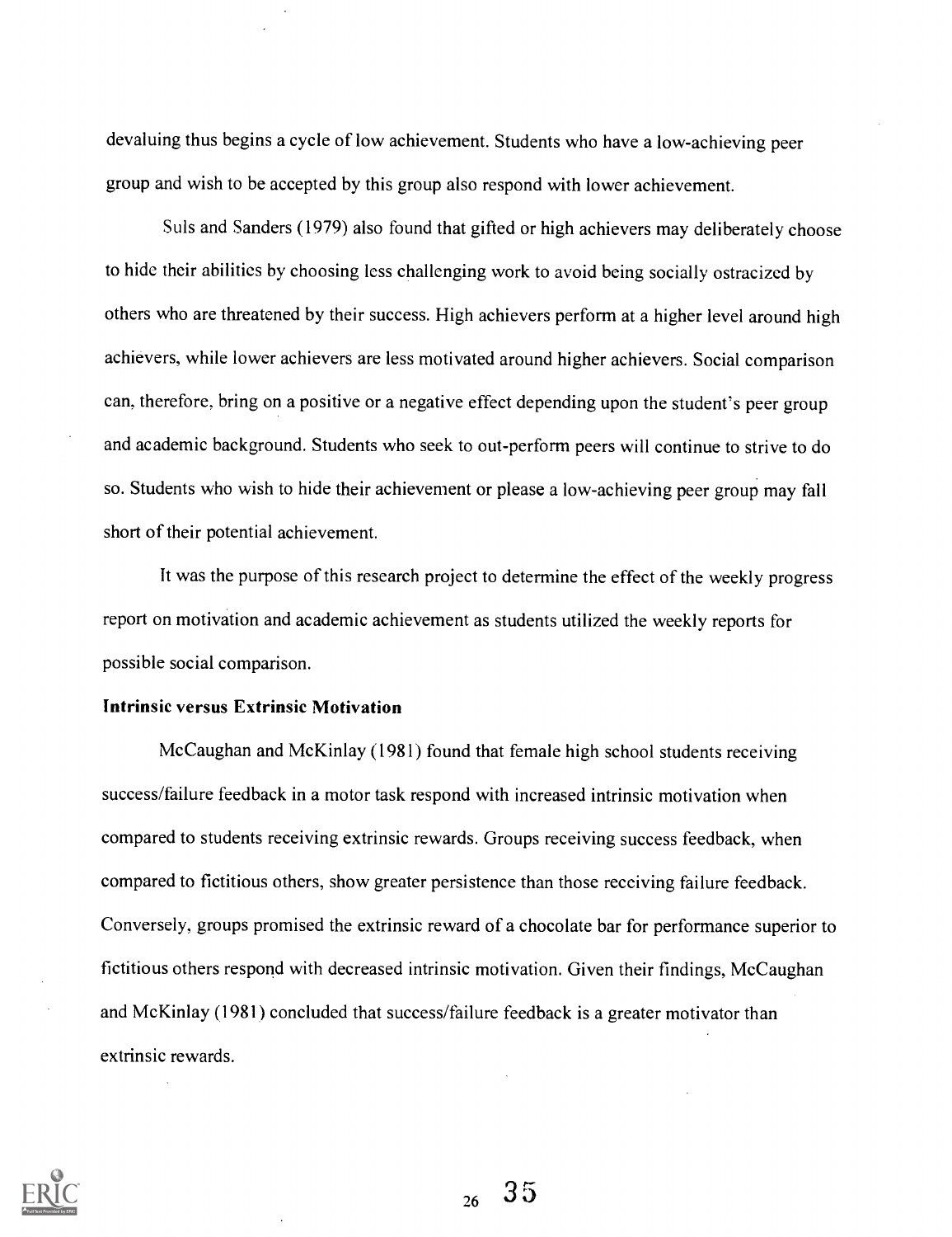devaluing thus begins a cycle of low achievement. Students who have a low-achieving peer group and wish to be accepted by this group also respond with lower achievement.

Suls and Sanders (1979) also found that gifted or high achievers may deliberately choose to hide their abilities by choosing less challenging work to avoid being socially ostracized by others who are threatened by their success. High achievers perform at a higher level around high achievers, while lower achievers are less motivated around higher achievers. Social comparison can, therefore, bring on a positive or a negative effect depending upon the student's peer group and academic background. Students who seek to out-perform peers will continue to strive to do so. Students who wish to hide their achievement or please a low-achieving peer group may fall short of their potential achievement.

It was the purpose of this research project to determine the effect of the weekly progress report on motivation and academic achievement as students utilized the weekly reports for possible social comparison.

**Intrinsic versus Extrinsic Motivation**

McCaughan and McKinlay (1981) found that female high school students receiving success/failure feedback in a motor task respond with increased intrinsic motivation when compared to students receiving extrinsic rewards. Groups receiving success feedback, when compared to fictitious others, show greater persistence than those receiving failure feedback. Conversely, groups promised the extrinsic reward of a chocolate bar for performance superior to fictitious others respond with decreased intrinsic motivation. Given their findings, McCaughan and McKinlay (1981) concluded that success/failure feedback is a greater motivator than extrinsic rewards.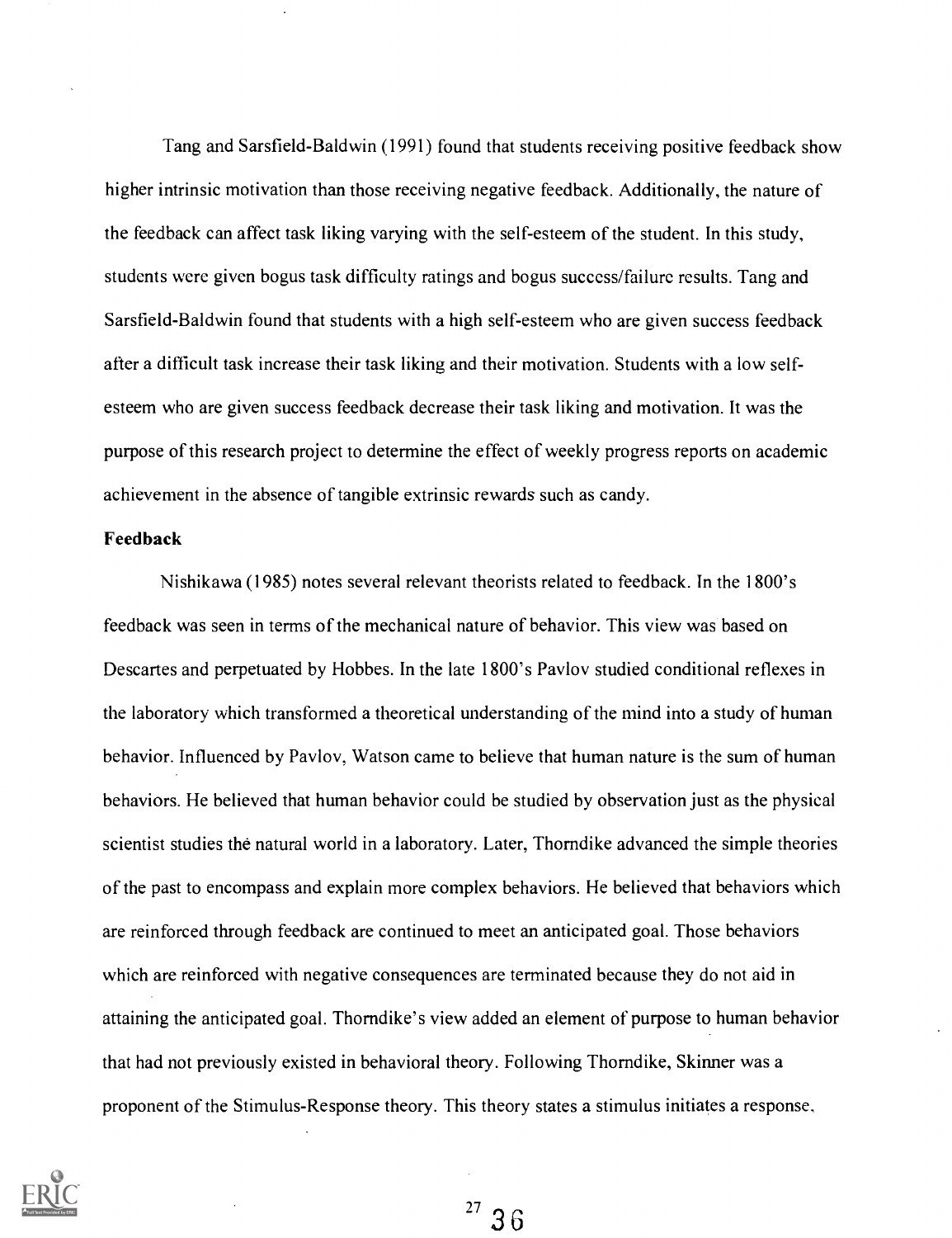Tang and Sarsfield-Baldwin (1991) found that students receiving positive feedback show higher intrinsic motivation than those receiving negative feedback. Additionally, the nature of the feedback can affect task liking varying with the self-esteem of the student. In this study, students were given bogus task difficulty ratings and bogus success/failure results. Tang and Sarsfield-Baldwin found that students with a high self-esteem who are given success feedback after a difficult task increase their task liking and their motivation. Students with a low self-esteem who are given success feedback decrease their task liking and motivation. It was the purpose of this research project to determine the effect of weekly progress reports on academic achievement in the absence of tangible extrinsic rewards such as candy.

**Feedback**

Nishikawa (1985) notes several relevant theorists related to feedback. In the 1800's feedback was seen in terms of the mechanical nature of behavior. This view was based on Descartes and perpetuated by Hobbes. In the late 1800's Pavlov studied conditional reflexes in the laboratory which transformed a theoretical understanding of the mind into a study of human behavior. Influenced by Pavlov, Watson came to believe that human nature is the sum of human behaviors. He believed that human behavior could be studied by observation just as the physical scientist studies the natural world in a laboratory. Later, Thorndike advanced the simple theories of the past to encompass and explain more complex behaviors. He believed that behaviors which are reinforced through feedback are continued to meet an anticipated goal. Those behaviors which are reinforced with negative consequences are terminated because they do not aid in attaining the anticipated goal. Thorndike's view added an element of purpose to human behavior that had not previously existed in behavioral theory. Following Thorndike, Skinner was a proponent of the Stimulus-Response theory. This theory states a stimulus initiates a response,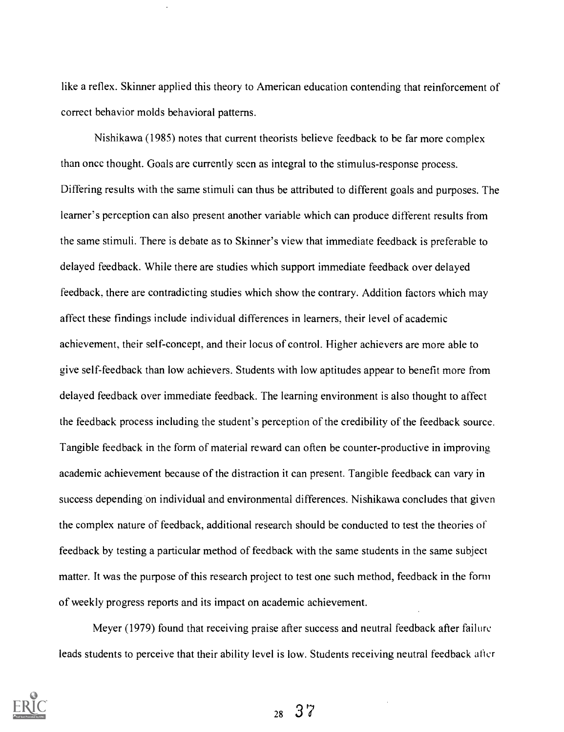like a reflex. Skinner applied this theory to American education contending that reinforcement of correct behavior molds behavioral patterns.

Nishikawa (1985) notes that current theorists believe feedback to be far more complex than once thought. Goals are currently seen as integral to the stimulus-response process. Differing results with the same stimuli can thus be attributed to different goals and purposes. The learner's perception can also present another variable which can produce different results from the same stimuli. There is debate as to Skinner's view that immediate feedback is preferable to delayed feedback. While there are studies which support immediate feedback over delayed feedback, there are contradicting studies which show the contrary. Addition factors which may affect these findings include individual differences in learners, their level of academic achievement, their self-concept, and their locus of control. Higher achievers are more able to give self-feedback than low achievers. Students with low aptitudes appear to benefit more from delayed feedback over immediate feedback. The learning environment is also thought to affect the feedback process including the student's perception of the credibility of the feedback source. Tangible feedback in the form of material reward can often be counter-productive in improving academic achievement because of the distraction it can present. Tangible feedback can vary in success depending on individual and environmental differences. Nishikawa concludes that given the complex nature of feedback, additional research should be conducted to test the theories of feedback by testing a particular method of feedback with the same students in the same subject matter. It was the purpose of this research project to test one such method, feedback in the form of weekly progress reports and its impact on academic achievement.

Meyer (1979) found that receiving praise after success and neutral feedback after failure leads students to perceive that their ability level is low. Students receiving neutral feedback after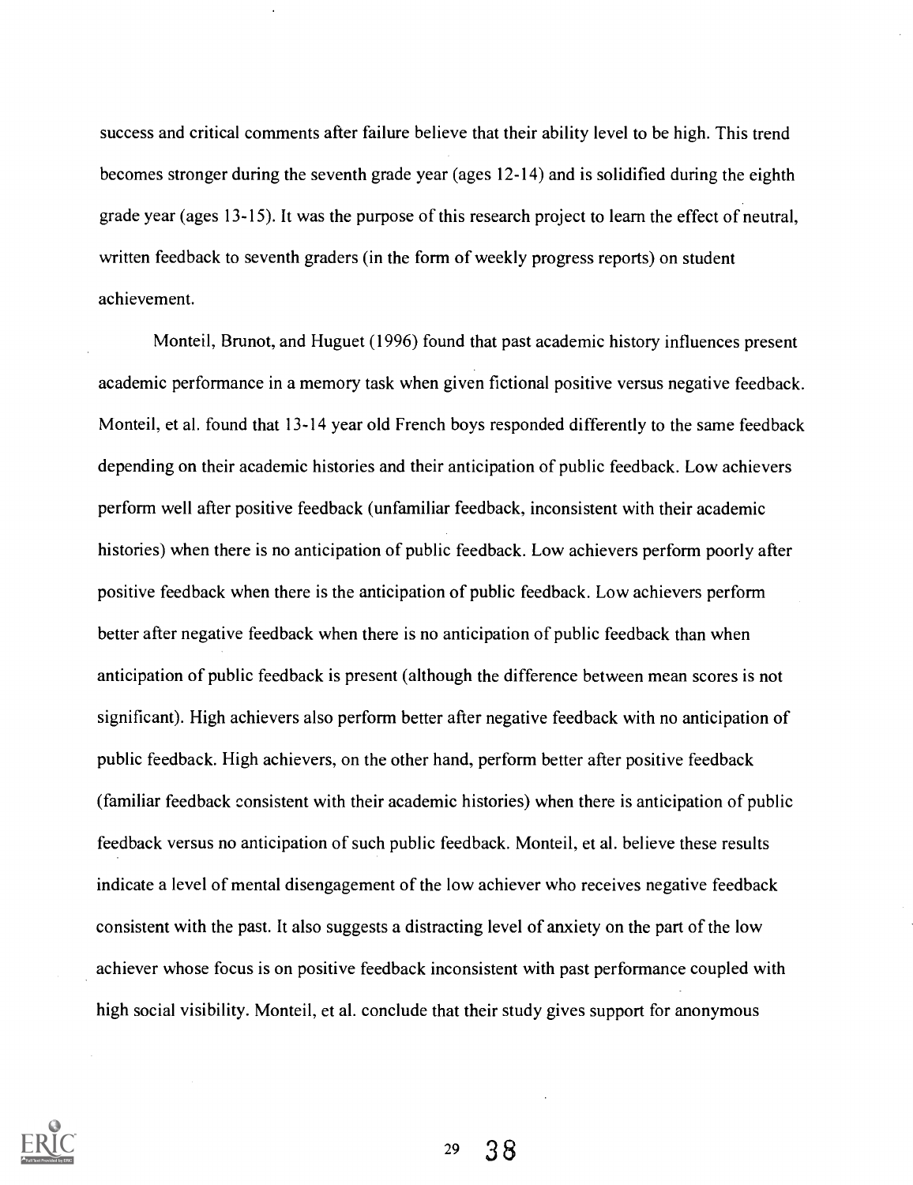success and critical comments after failure believe that their ability level to be high. This trend becomes stronger during the seventh grade year (ages 12-14) and is solidified during the eighth grade year (ages 13-15). It was the purpose of this research project to learn the effect of neutral, written feedback to seventh graders (in the form of weekly progress reports) on student achievement.

Monteil, Brunot, and Huguet (1996) found that past academic history influences present academic performance in a memory task when given fictional positive versus negative feedback. Monteil, et al. found that 13-14 year old French boys responded differently to the same feedback depending on their academic histories and their anticipation of public feedback. Low achievers perform well after positive feedback (unfamiliar feedback, inconsistent with their academic histories) when there is no anticipation of public feedback. Low achievers perform poorly after positive feedback when there is the anticipation of public feedback. Low achievers perform better after negative feedback when there is no anticipation of public feedback than when anticipation of public feedback is present (although the difference between mean scores is not significant). High achievers also perform better after negative feedback with no anticipation of public feedback. High achievers, on the other hand, perform better after positive feedback (familiar feedback consistent with their academic histories) when there is anticipation of public feedback versus no anticipation of such public feedback. Monteil, et al. believe these results indicate a level of mental disengagement of the low achiever who receives negative feedback consistent with the past. It also suggests a distracting level of anxiety on the part of the low achiever whose focus is on positive feedback inconsistent with past performance coupled with high social visibility. Monteil, et al. conclude that their study gives support for anonymous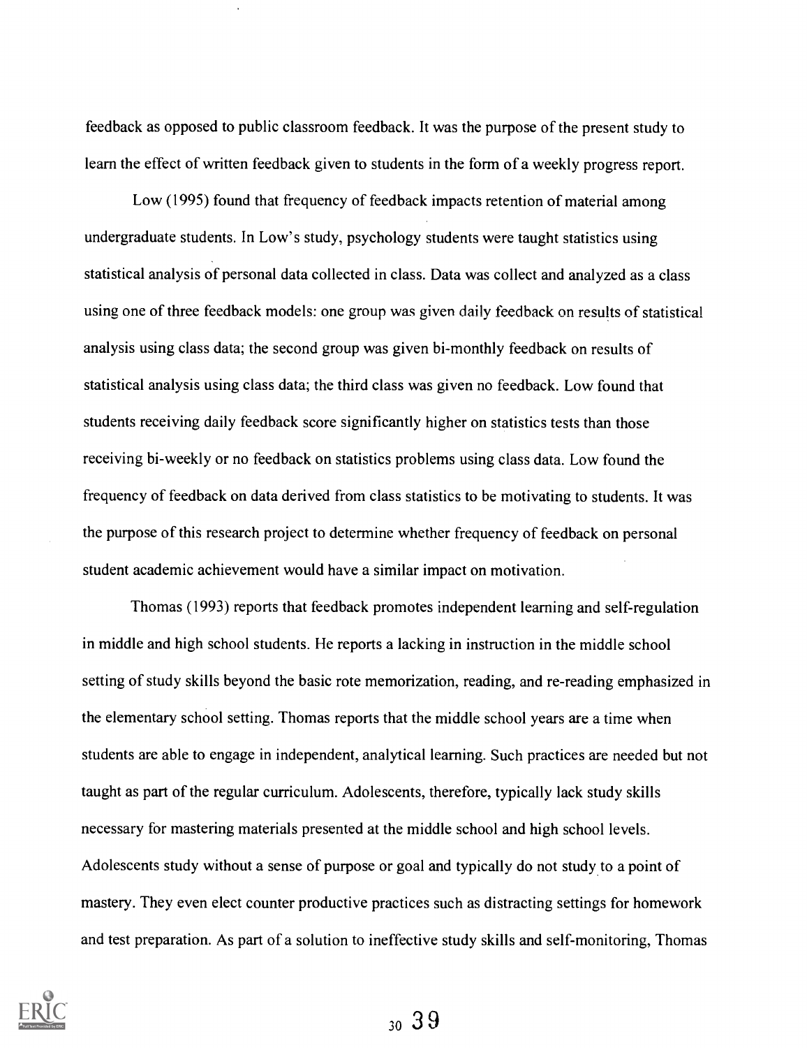feedback as opposed to public classroom feedback. It was the purpose of the present study to learn the effect of written feedback given to students in the form of a weekly progress report.

Low (1995) found that frequency of feedback impacts retention of material among undergraduate students. In Low's study, psychology students were taught statistics using statistical analysis of personal data collected in class. Data was collect and analyzed as a class using one of three feedback models: one group was given daily feedback on results of statistical analysis using class data; the second group was given bi-monthly feedback on results of statistical analysis using class data; the third class was given no feedback. Low found that students receiving daily feedback score significantly higher on statistics tests than those receiving bi-weekly or no feedback on statistics problems using class data. Low found the frequency of feedback on data derived from class statistics to be motivating to students. It was the purpose of this research project to determine whether frequency of feedback on personal student academic achievement would have a similar impact on motivation.

Thomas (1993) reports that feedback promotes independent learning and self-regulation in middle and high school students. He reports a lacking in instruction in the middle school setting of study skills beyond the basic rote memorization, reading, and re-reading emphasized in the elementary school setting. Thomas reports that the middle school years are a time when students are able to engage in independent, analytical learning. Such practices are needed but not taught as part of the regular curriculum. Adolescents, therefore, typically lack study skills necessary for mastering materials presented at the middle school and high school levels. Adolescents study without a sense of purpose or goal and typically do not study to a point of mastery. They even elect counter productive practices such as distracting settings for homework and test preparation. As part of a solution to ineffective study skills and self-monitoring, Thomas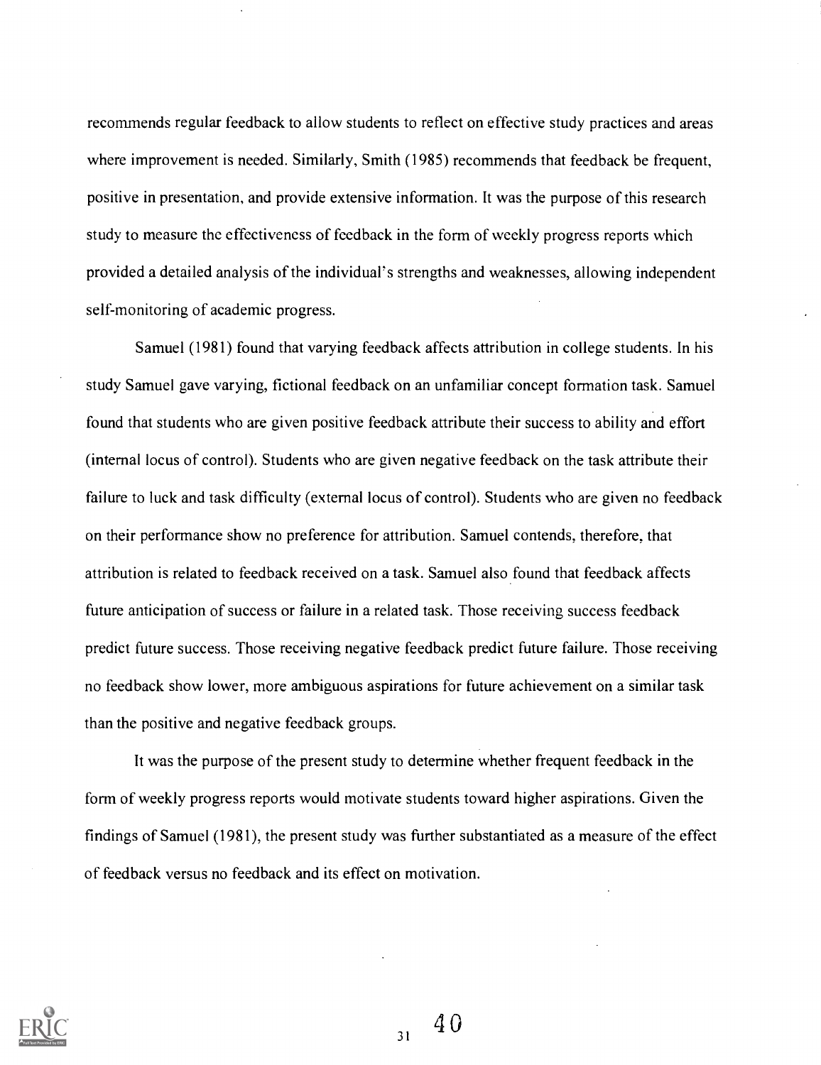recommends regular feedback to allow students to reflect on effective study practices and areas where improvement is needed. Similarly, Smith (1985) recommends that feedback be frequent, positive in presentation, and provide extensive information. It was the purpose of this research study to measure the effectiveness of feedback in the form of weekly progress reports which provided a detailed analysis of the individual's strengths and weaknesses, allowing independent self-monitoring of academic progress.

Samuel (1981) found that varying feedback affects attribution in college students. In his study Samuel gave varying, fictional feedback on an unfamiliar concept formation task. Samuel found that students who are given positive feedback attribute their success to ability and effort (internal locus of control). Students who are given negative feedback on the task attribute their failure to luck and task difficulty (external locus of control). Students who are given no feedback on their performance show no preference for attribution. Samuel contends, therefore, that attribution is related to feedback received on a task. Samuel also found that feedback affects future anticipation of success or failure in a related task. Those receiving success feedback predict future success. Those receiving negative feedback predict future failure. Those receiving no feedback show lower, more ambiguous aspirations for future achievement on a similar task than the positive and negative feedback groups.

It was the purpose of the present study to determine whether frequent feedback in the form of weekly progress reports would motivate students toward higher aspirations. Given the findings of Samuel (1981), the present study was further substantiated as a measure of the effect of feedback versus no feedback and its effect on motivation.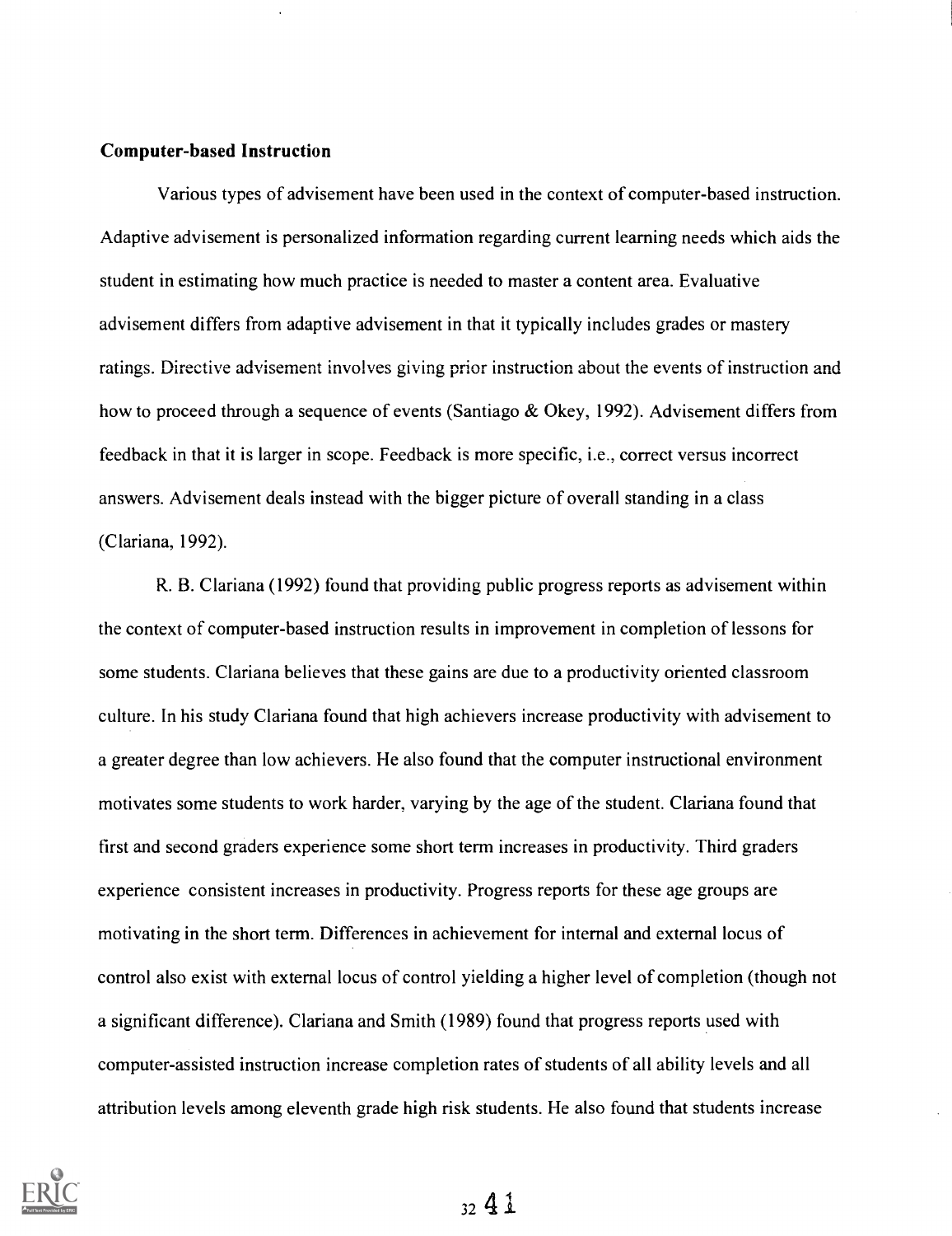**Computer-based Instruction**

Various types of advisement have been used in the context of computer-based instruction. Adaptive advisement is personalized information regarding current learning needs which aids the student in estimating how much practice is needed to master a content area. Evaluative advisement differs from adaptive advisement in that it typically includes grades or mastery ratings. Directive advisement involves giving prior instruction about the events of instruction and how to proceed through a sequence of events (Santiago & Okey, 1992). Advisement differs from feedback in that it is larger in scope. Feedback is more specific, i.e., correct versus incorrect answers. Advisement deals instead with the bigger picture of overall standing in a class (Clariana, 1992).

R. B. Clariana (1992) found that providing public progress reports as advisement within the context of computer-based instruction results in improvement in completion of lessons for some students. Clariana believes that these gains are due to a productivity oriented classroom culture. In his study Clariana found that high achievers increase productivity with advisement to a greater degree than low achievers. He also found that the computer instructional environment motivates some students to work harder, varying by the age of the student. Clariana found that first and second graders experience some short term increases in productivity. Third graders experience consistent increases in productivity. Progress reports for these age groups are motivating in the short term. Differences in achievement for internal and external locus of control also exist with external locus of control yielding a higher level of completion (though not a significant difference). Clariana and Smith (1989) found that progress reports used with computer-assisted instruction increase completion rates of students of all ability levels and all attribution levels among eleventh grade high risk students. He also found that students increase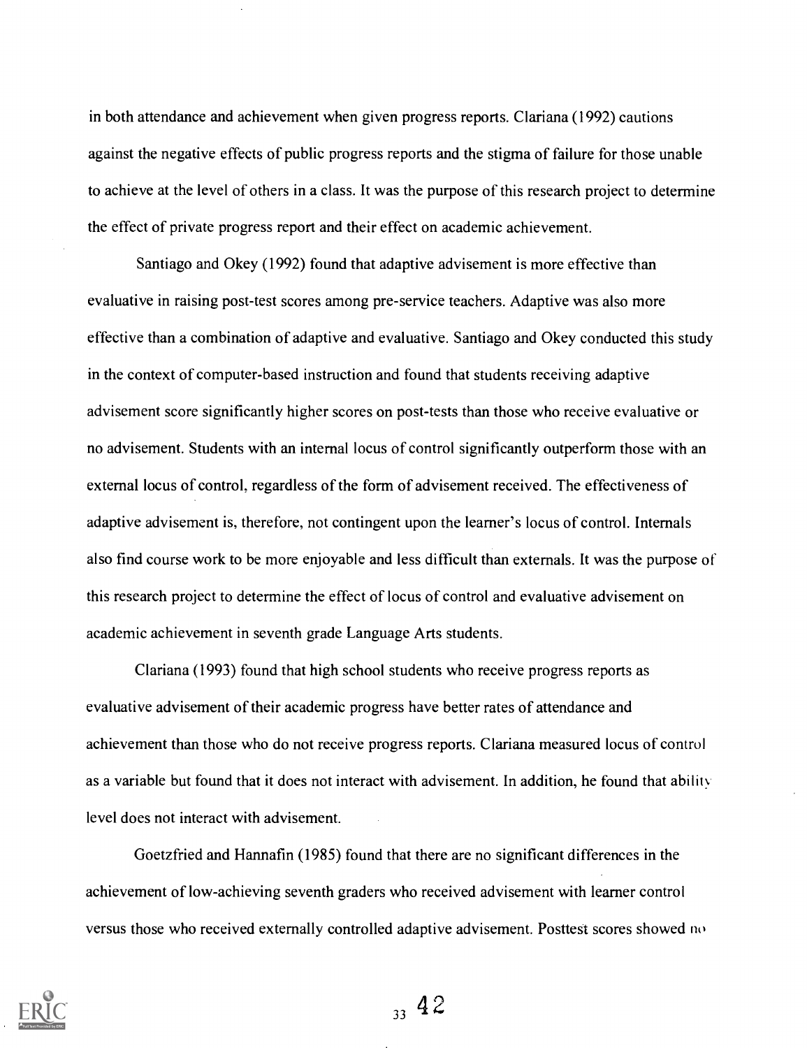in both attendance and achievement when given progress reports. Clariana (1992) cautions against the negative effects of public progress reports and the stigma of failure for those unable to achieve at the level of others in a class. It was the purpose of this research project to determine the effect of private progress report and their effect on academic achievement.

Santiago and Okey (1992) found that adaptive advisement is more effective than evaluative in raising post-test scores among pre-service teachers. Adaptive was also more effective than a combination of adaptive and evaluative. Santiago and Okey conducted this study in the context of computer-based instruction and found that students receiving adaptive advisement score significantly higher scores on post-tests than those who receive evaluative or no advisement. Students with an internal locus of control significantly outperform those with an external locus of control, regardless of the form of advisement received. The effectiveness of adaptive advisement is, therefore, not contingent upon the learner's locus of control. Internals also find course work to be more enjoyable and less difficult than externals. It was the purpose of this research project to determine the effect of locus of control and evaluative advisement on academic achievement in seventh grade Language Arts students.

Clariana (1993) found that high school students who receive progress reports as evaluative advisement of their academic progress have better rates of attendance and achievement than those who do not receive progress reports. Clariana measured locus of control as a variable but found that it does not interact with advisement. In addition, he found that ability level does not interact with advisement.

Goetzfried and Hannafin (1985) found that there are no significant differences in the achievement of low-achieving seventh graders who received advisement with learner control versus those who received externally controlled adaptive advisement. Posttest scores showed no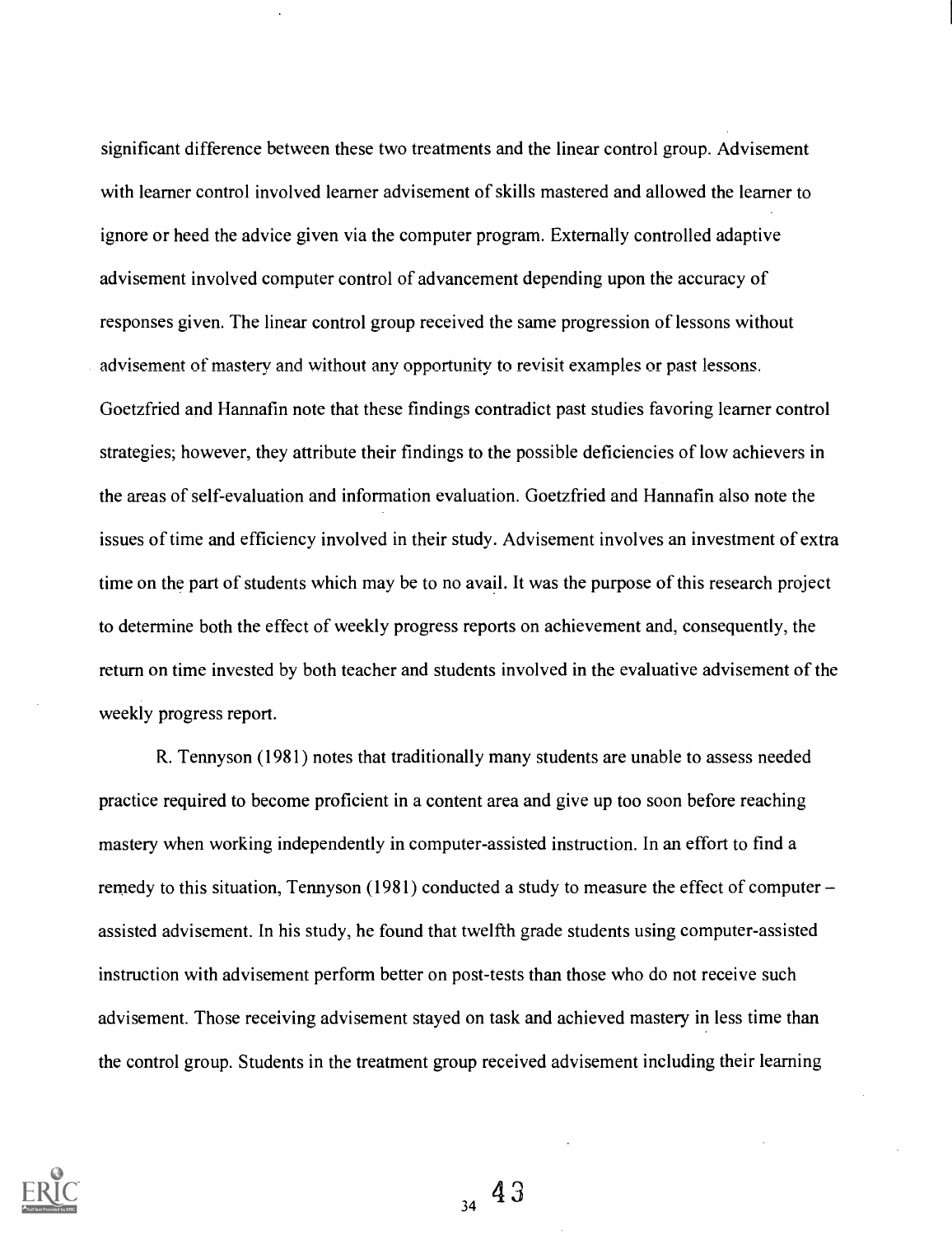significant difference between these two treatments and the linear control group. Advisement with learner control involved learner advisement of skills mastered and allowed the learner to ignore or heed the advice given via the computer program. Externally controlled adaptive advisement involved computer control of advancement depending upon the accuracy of responses given. The linear control group received the same progression of lessons without advisement of mastery and without any opportunity to revisit examples or past lessons. Goetzfried and Hannafin note that these findings contradict past studies favoring learner control strategies; however, they attribute their findings to the possible deficiencies of low achievers in the areas of self-evaluation and information evaluation. Goetzfried and Hannafin also note the issues of time and efficiency involved in their study. Advisement involves an investment of extra time on the part of students which may be to no avail. It was the purpose of this research project to determine both the effect of weekly progress reports on achievement and, consequently, the return on time invested by both teacher and students involved in the evaluative advisement of the weekly progress report.

R. Tennyson (1981) notes that traditionally many students are unable to assess needed practice required to become proficient in a content area and give up too soon before reaching mastery when working independently in computer-assisted instruction. In an effort to find a remedy to this situation, Tennyson (1981) conducted a study to measure the effect of computer – assisted advisement. In his study, he found that twelfth grade students using computer-assisted instruction with advisement perform better on post-tests than those who do not receive such advisement. Those receiving advisement stayed on task and achieved mastery in less time than the control group. Students in the treatment group received advisement including their learning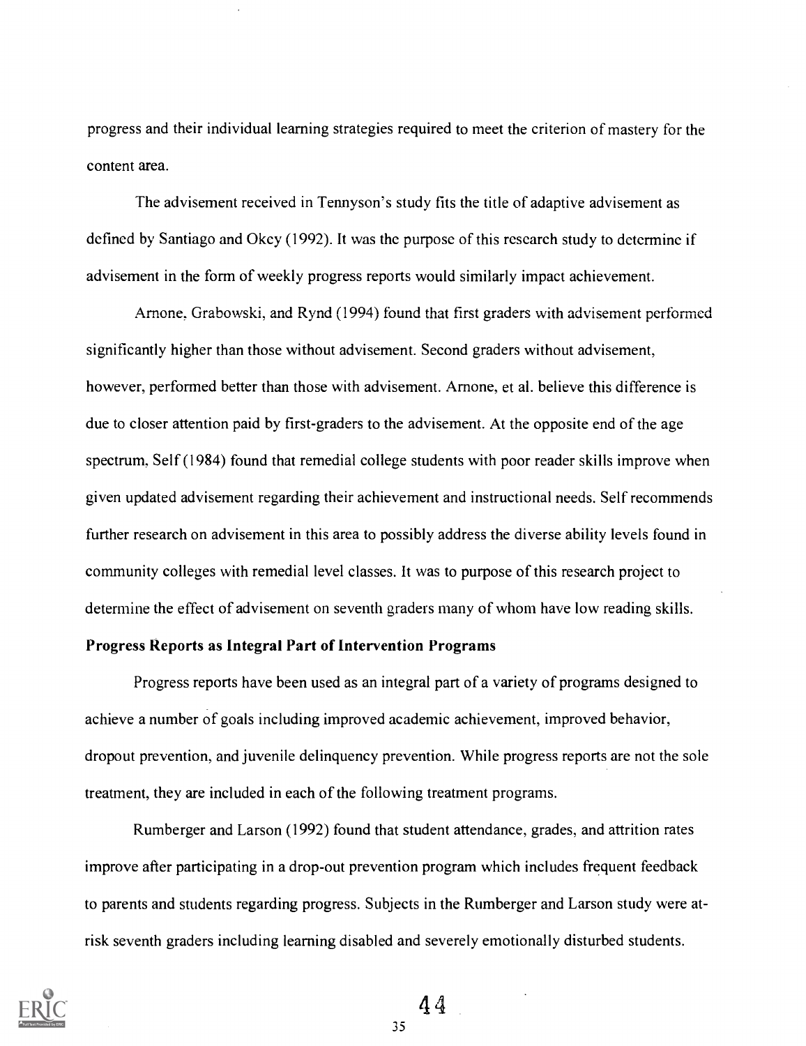progress and their individual learning strategies required to meet the criterion of mastery for the content area.

The advisement received in Tennyson's study fits the title of adaptive advisement as defined by Santiago and Okey (1992). It was the purpose of this research study to determine if advisement in the form of weekly progress reports would similarly impact achievement.

Arnone, Grabowski, and Rynd (1994) found that first graders with advisement performed significantly higher than those without advisement. Second graders without advisement, however, performed better than those with advisement. Arnone, et al. believe this difference is due to closer attention paid by first-graders to the advisement. At the opposite end of the age spectrum, Self (1984) found that remedial college students with poor reader skills improve when given updated advisement regarding their achievement and instructional needs. Self recommends further research on advisement in this area to possibly address the diverse ability levels found in community colleges with remedial level classes. It was to purpose of this research project to determine the effect of advisement on seventh graders many of whom have low reading skills.

**Progress Reports as Integral Part of Intervention Programs**

Progress reports have been used as an integral part of a variety of programs designed to achieve a number of goals including improved academic achievement, improved behavior, dropout prevention, and juvenile delinquency prevention. While progress reports are not the sole treatment, they are included in each of the following treatment programs.

Rumberger and Larson (1992) found that student attendance, grades, and attrition rates improve after participating in a drop-out prevention program which includes frequent feedback to parents and students regarding progress. Subjects in the Rumberger and Larson study were at-risk seventh graders including learning disabled and severely emotionally disturbed students.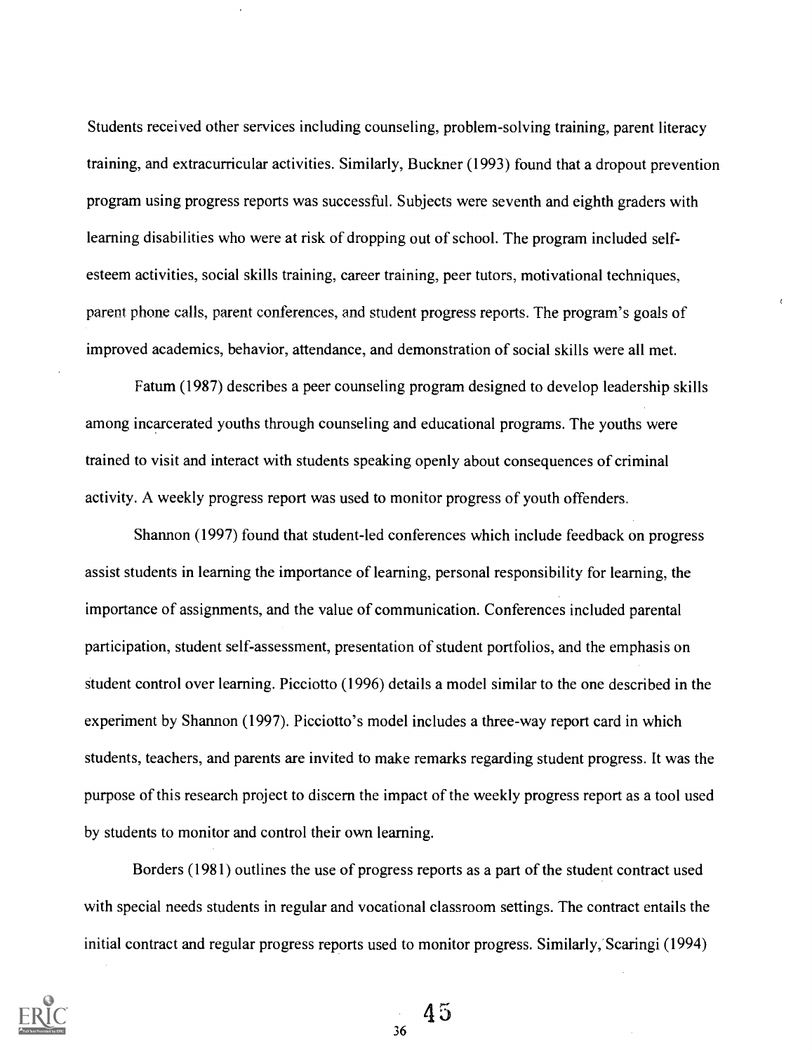Students received other services including counseling, problem-solving training, parent literacy training, and extracurricular activities. Similarly, Buckner (1993) found that a dropout prevention program using progress reports was successful. Subjects were seventh and eighth graders with learning disabilities who were at risk of dropping out of school. The program included self-esteem activities, social skills training, career training, peer tutors, motivational techniques, parent phone calls, parent conferences, and student progress reports. The program's goals of improved academics, behavior, attendance, and demonstration of social skills were all met.

Fatum (1987) describes a peer counseling program designed to develop leadership skills among incarcerated youths through counseling and educational programs. The youths were trained to visit and interact with students speaking openly about consequences of criminal activity. A weekly progress report was used to monitor progress of youth offenders.

Shannon (1997) found that student-led conferences which include feedback on progress assist students in learning the importance of learning, personal responsibility for learning, the importance of assignments, and the value of communication. Conferences included parental participation, student self-assessment, presentation of student portfolios, and the emphasis on student control over learning. Picciotto (1996) details a model similar to the one described in the experiment by Shannon (1997). Picciotto's model includes a three-way report card in which students, teachers, and parents are invited to make remarks regarding student progress. It was the purpose of this research project to discern the impact of the weekly progress report as a tool used by students to monitor and control their own learning.

Borders (1981) outlines the use of progress reports as a part of the student contract used with special needs students in regular and vocational classroom settings. The contract entails the initial contract and regular progress reports used to monitor progress. Similarly, Scaringi (1994)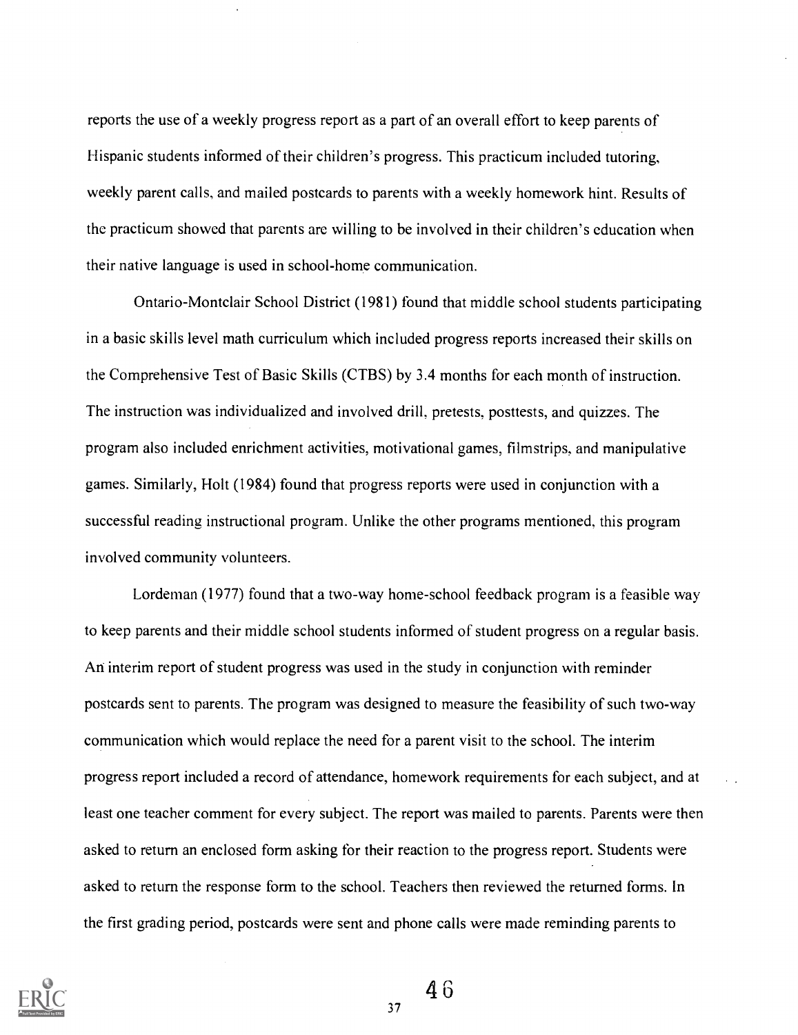reports the use of a weekly progress report as a part of an overall effort to keep parents of Hispanic students informed of their children's progress. This practicum included tutoring, weekly parent calls, and mailed postcards to parents with a weekly homework hint. Results of the practicum showed that parents are willing to be involved in their children's education when their native language is used in school-home communication.

Ontario-Montclair School District (1981) found that middle school students participating in a basic skills level math curriculum which included progress reports increased their skills on the Comprehensive Test of Basic Skills (CTBS) by 3.4 months for each month of instruction. The instruction was individualized and involved drill, pretests, posttests, and quizzes. The program also included enrichment activities, motivational games, filmstrips, and manipulative games. Similarly, Holt (1984) found that progress reports were used in conjunction with a successful reading instructional program. Unlike the other programs mentioned, this program involved community volunteers.

Lordeman (1977) found that a two-way home-school feedback program is a feasible way to keep parents and their middle school students informed of student progress on a regular basis. An interim report of student progress was used in the study in conjunction with reminder postcards sent to parents. The program was designed to measure the feasibility of such two-way communication which would replace the need for a parent visit to the school. The interim progress report included a record of attendance, homework requirements for each subject, and at least one teacher comment for every subject. The report was mailed to parents. Parents were then asked to return an enclosed form asking for their reaction to the progress report. Students were asked to return the response form to the school. Teachers then reviewed the returned forms. In the first grading period, postcards were sent and phone calls were made reminding parents to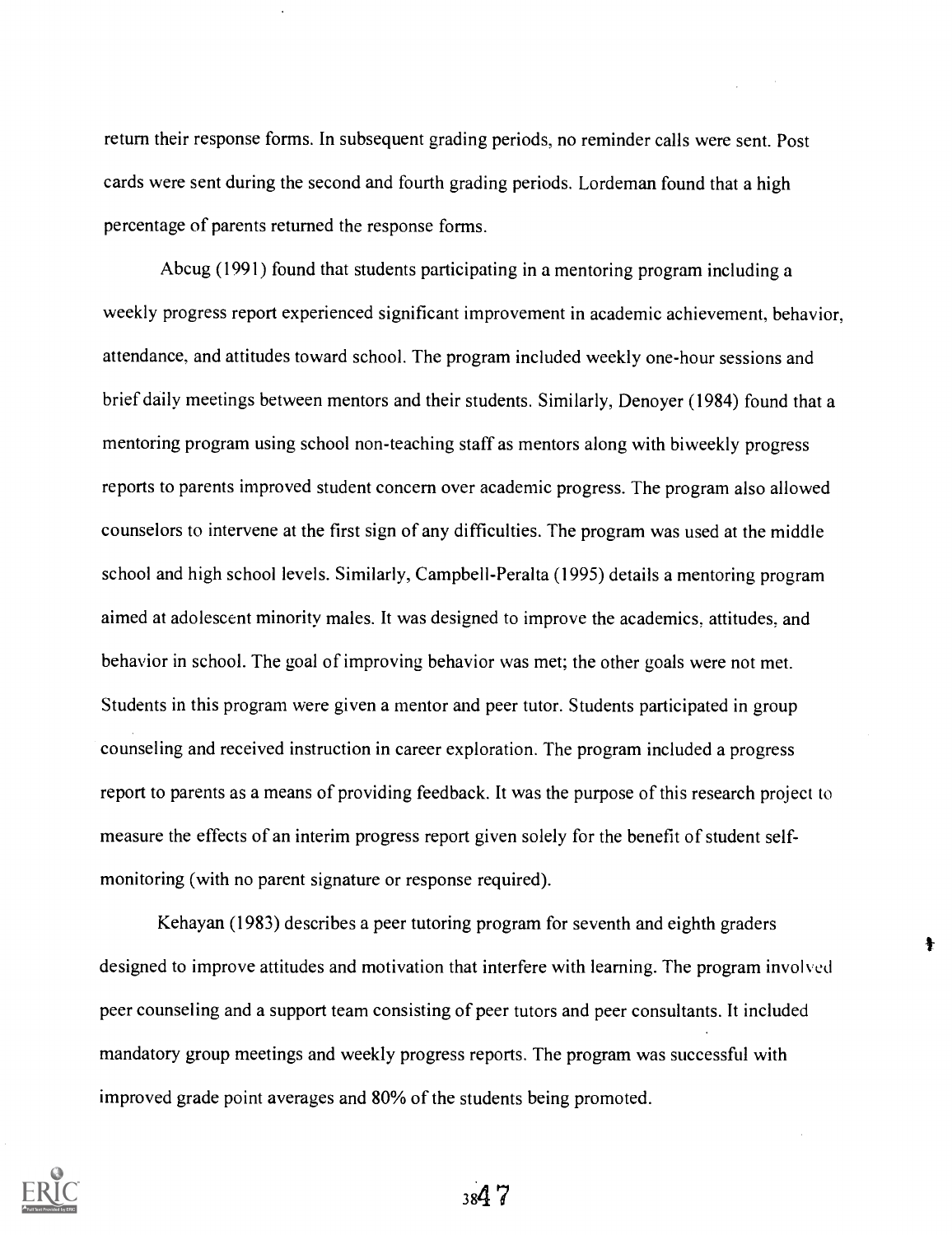return their response forms. In subsequent grading periods, no reminder calls were sent. Post cards were sent during the second and fourth grading periods. Lordeman found that a high percentage of parents returned the response forms.

Abcug (1991) found that students participating in a mentoring program including a weekly progress report experienced significant improvement in academic achievement, behavior, attendance, and attitudes toward school. The program included weekly one-hour sessions and brief daily meetings between mentors and their students. Similarly, Denoyer (1984) found that a mentoring program using school non-teaching staff as mentors along with biweekly progress reports to parents improved student concern over academic progress. The program also allowed counselors to intervene at the first sign of any difficulties. The program was used at the middle school and high school levels. Similarly, Campbell-Peralta (1995) details a mentoring program aimed at adolescent minority males. It was designed to improve the academics, attitudes, and behavior in school. The goal of improving behavior was met; the other goals were not met. Students in this program were given a mentor and peer tutor. Students participated in group counseling and received instruction in career exploration. The program included a progress report to parents as a means of providing feedback. It was the purpose of this research project to measure the effects of an interim progress report given solely for the benefit of student self-monitoring (with no parent signature or response required).

Kehayan (1983) describes a peer tutoring program for seventh and eighth graders designed to improve attitudes and motivation that interfere with learning. The program involved peer counseling and a support team consisting of peer tutors and peer consultants. It included mandatory group meetings and weekly progress reports. The program was successful with improved grade point averages and 80% of the students being promoted.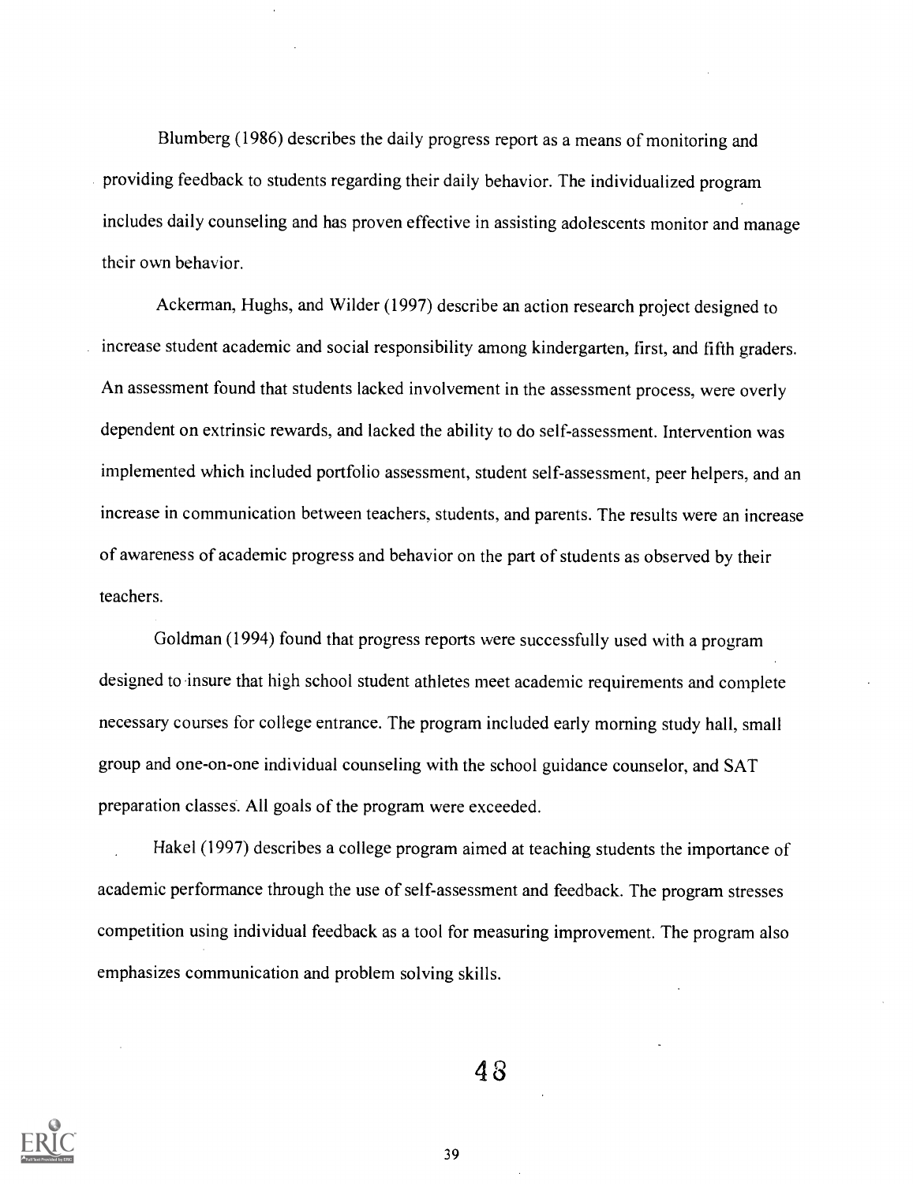Blumberg (1986) describes the daily progress report as a means of monitoring and providing feedback to students regarding their daily behavior. The individualized program includes daily counseling and has proven effective in assisting adolescents monitor and manage their own behavior.

Ackerman, Hughs, and Wilder (1997) describe an action research project designed to increase student academic and social responsibility among kindergarten, first, and fifth graders. An assessment found that students lacked involvement in the assessment process, were overly dependent on extrinsic rewards, and lacked the ability to do self-assessment. Intervention was implemented which included portfolio assessment, student self-assessment, peer helpers, and an increase in communication between teachers, students, and parents. The results were an increase of awareness of academic progress and behavior on the part of students as observed by their teachers.

Goldman (1994) found that progress reports were successfully used with a program designed to insure that high school student athletes meet academic requirements and complete necessary courses for college entrance. The program included early morning study hall, small group and one-on-one individual counseling with the school guidance counselor, and SAT preparation classes. All goals of the program were exceeded.

Hakel (1997) describes a college program aimed at teaching students the importance of academic performance through the use of self-assessment and feedback. The program stresses competition using individual feedback as a tool for measuring improvement. The program also emphasizes communication and problem solving skills.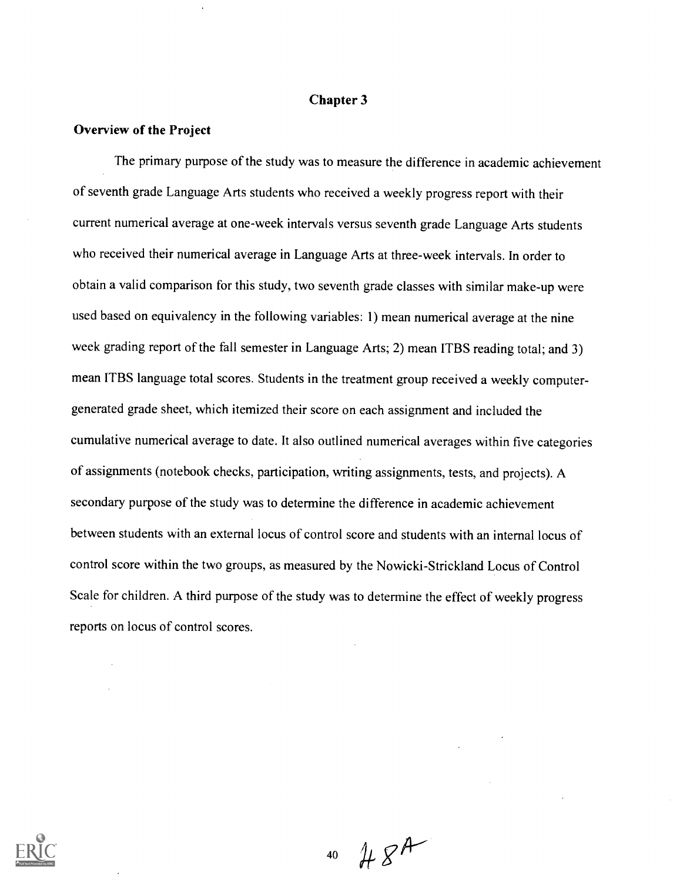# Chapter 3

## Overview of the Project

The primary purpose of the study was to measure the difference in academic achievement of seventh grade Language Arts students who received a weekly progress report with their current numerical average at one-week intervals versus seventh grade Language Arts students who received their numerical average in Language Arts at three-week intervals. In order to obtain a valid comparison for this study, two seventh grade classes with similar make-up were used based on equivalency in the following variables: 1) mean numerical average at the nine week grading report of the fall semester in Language Arts; 2) mean ITBS reading total; and 3) mean ITBS language total scores. Students in the treatment group received a weekly computer-generated grade sheet, which itemized their score on each assignment and included the cumulative numerical average to date. It also outlined numerical averages within five categories of assignments (notebook checks, participation, writing assignments, tests, and projects). A secondary purpose of the study was to determine the difference in academic achievement between students with an external locus of control score and students with an internal locus of control score within the two groups, as measured by the Nowicki-Strickland Locus of Control Scale for children. A third purpose of the study was to determine the effect of weekly progress reports on locus of control scores.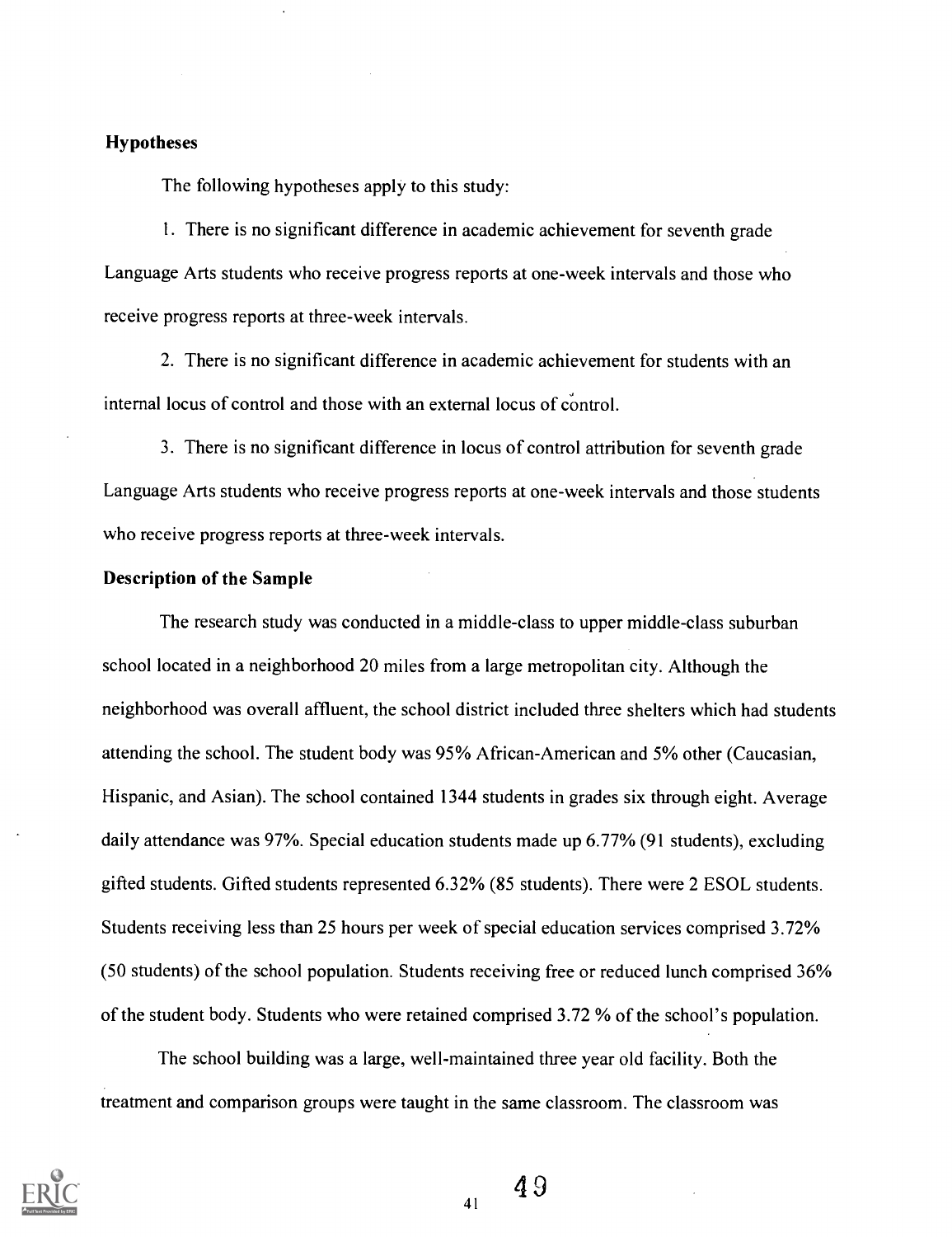### Hypotheses

The following hypotheses apply to this study:

1. There is no significant difference in academic achievement for seventh grade Language Arts students who receive progress reports at one-week intervals and those who receive progress reports at three-week intervals.

2. There is no significant difference in academic achievement for students with an internal locus of control and those with an external locus of control.

3. There is no significant difference in locus of control attribution for seventh grade Language Arts students who receive progress reports at one-week intervals and those students who receive progress reports at three-week intervals.

### Description of the Sample

The research study was conducted in a middle-class to upper middle-class suburban school located in a neighborhood 20 miles from a large metropolitan city. Although the neighborhood was overall affluent, the school district included three shelters which had students attending the school. The student body was 95% African-American and 5% other (Caucasian, Hispanic, and Asian). The school contained 1344 students in grades six through eight. Average daily attendance was 97%. Special education students made up 6.77% (91 students), excluding gifted students. Gifted students represented 6.32% (85 students). There were 2 ESOL students. Students receiving less than 25 hours per week of special education services comprised 3.72% (50 students) of the school population. Students receiving free or reduced lunch comprised 36% of the student body. Students who were retained comprised 3.72 % of the school's population.

The school building was a large, well-maintained three year old facility. Both the treatment and comparison groups were taught in the same classroom. The classroom was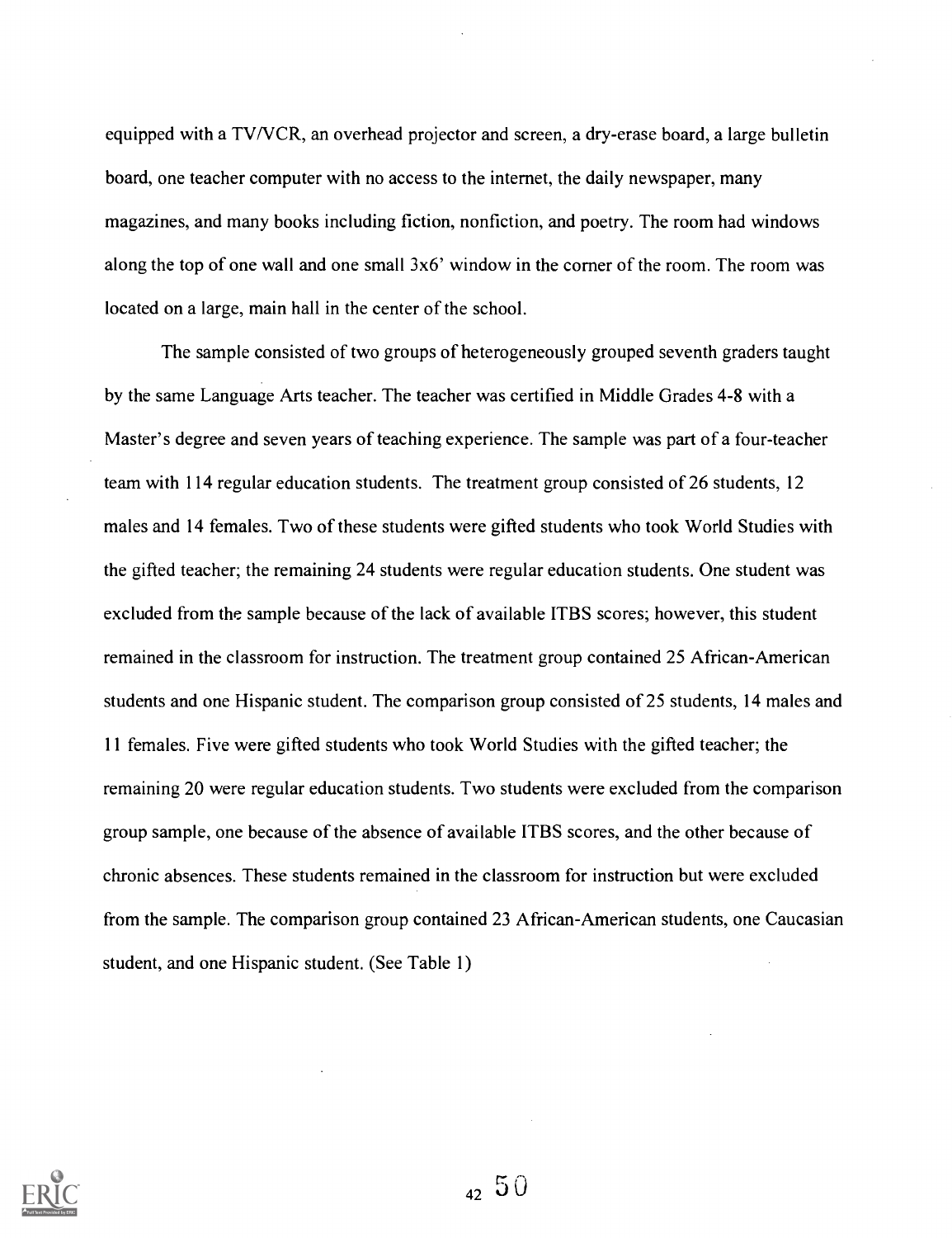equipped with a TV/VCR, an overhead projector and screen, a dry-erase board, a large bulletin board, one teacher computer with no access to the internet, the daily newspaper, many magazines, and many books including fiction, nonfiction, and poetry. The room had windows along the top of one wall and one small 3x6' window in the corner of the room. The room was located on a large, main hall in the center of the school.

The sample consisted of two groups of heterogeneously grouped seventh graders taught by the same Language Arts teacher. The teacher was certified in Middle Grades 4-8 with a Master's degree and seven years of teaching experience. The sample was part of a four-teacher team with 114 regular education students. The treatment group consisted of 26 students, 12 males and 14 females. Two of these students were gifted students who took World Studies with the gifted teacher; the remaining 24 students were regular education students. One student was excluded from the sample because of the lack of available ITBS scores; however, this student remained in the classroom for instruction. The treatment group contained 25 African-American students and one Hispanic student. The comparison group consisted of 25 students, 14 males and 11 females. Five were gifted students who took World Studies with the gifted teacher; the remaining 20 were regular education students. Two students were excluded from the comparison group sample, one because of the absence of available ITBS scores, and the other because of chronic absences. These students remained in the classroom for instruction but were excluded from the sample. The comparison group contained 23 African-American students, one Caucasian student, and one Hispanic student. (See Table 1)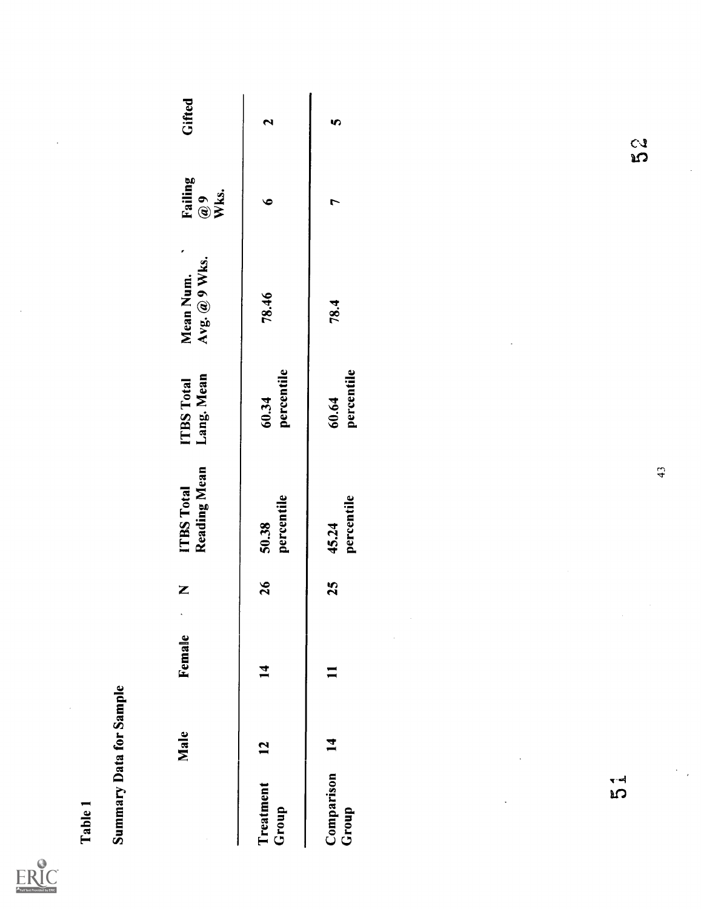Table 1

Summary Data for Sample

| | Male | Female | N | ITBS Total Reading Mean | ITBS Total Lang. Mean | Mean Num. Avg. @ 9 Wks. | Failing @ 9 Wks. | Gifted |
|---|---|---|---|---|---|---|---|---|
| Treatment Group | 12 | 14 | 26 | 50.38 percentile | 60.34 percentile | 78.46 | 6 | 2 |
| Comparison Group | 14 | 11 | 25 | 45.24 percentile | 60.64 percentile | 78.4 | 7 | 5 |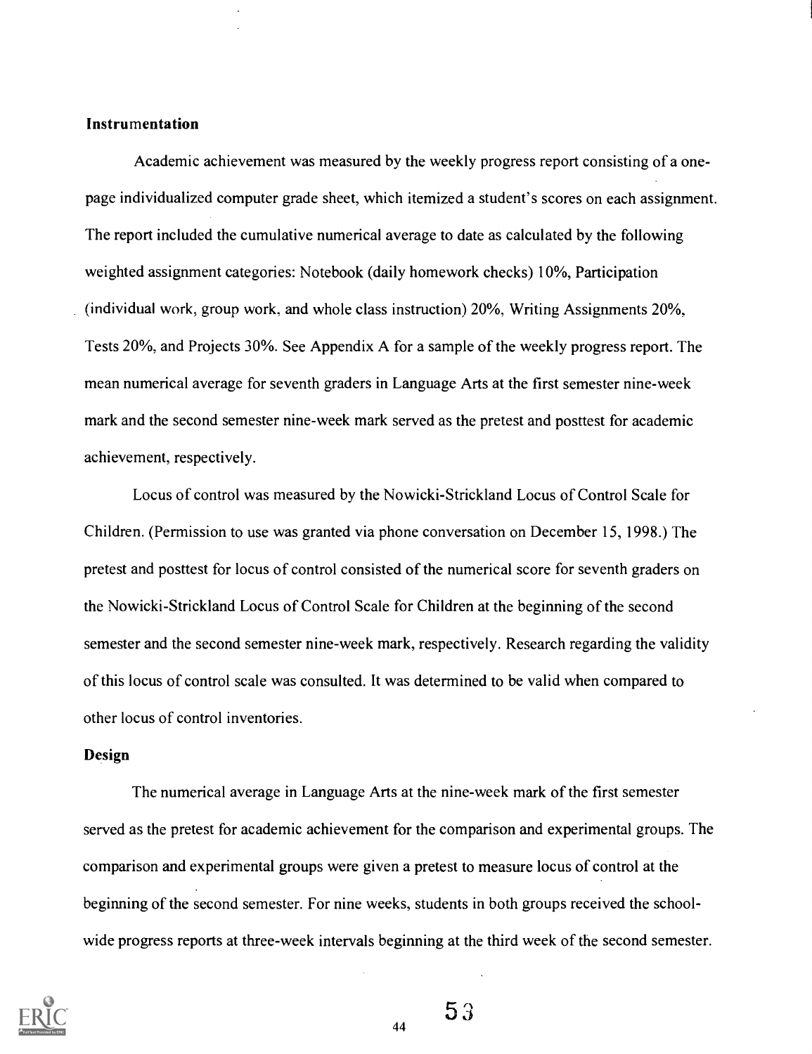### Instrumentation

Academic achievement was measured by the weekly progress report consisting of a one-page individualized computer grade sheet, which itemized a student's scores on each assignment. The report included the cumulative numerical average to date as calculated by the following weighted assignment categories: Notebook (daily homework checks) 10%, Participation (individual work, group work, and whole class instruction) 20%, Writing Assignments 20%, Tests 20%, and Projects 30%. See Appendix A for a sample of the weekly progress report. The mean numerical average for seventh graders in Language Arts at the first semester nine-week mark and the second semester nine-week mark served as the pretest and posttest for academic achievement, respectively.

Locus of control was measured by the Nowicki-Strickland Locus of Control Scale for Children. (Permission to use was granted via phone conversation on December 15, 1998.) The pretest and posttest for locus of control consisted of the numerical score for seventh graders on the Nowicki-Strickland Locus of Control Scale for Children at the beginning of the second semester and the second semester nine-week mark, respectively. Research regarding the validity of this locus of control scale was consulted. It was determined to be valid when compared to other locus of control inventories.

### Design

The numerical average in Language Arts at the nine-week mark of the first semester served as the pretest for academic achievement for the comparison and experimental groups. The comparison and experimental groups were given a pretest to measure locus of control at the beginning of the second semester. For nine weeks, students in both groups received the school-wide progress reports at three-week intervals beginning at the third week of the second semester.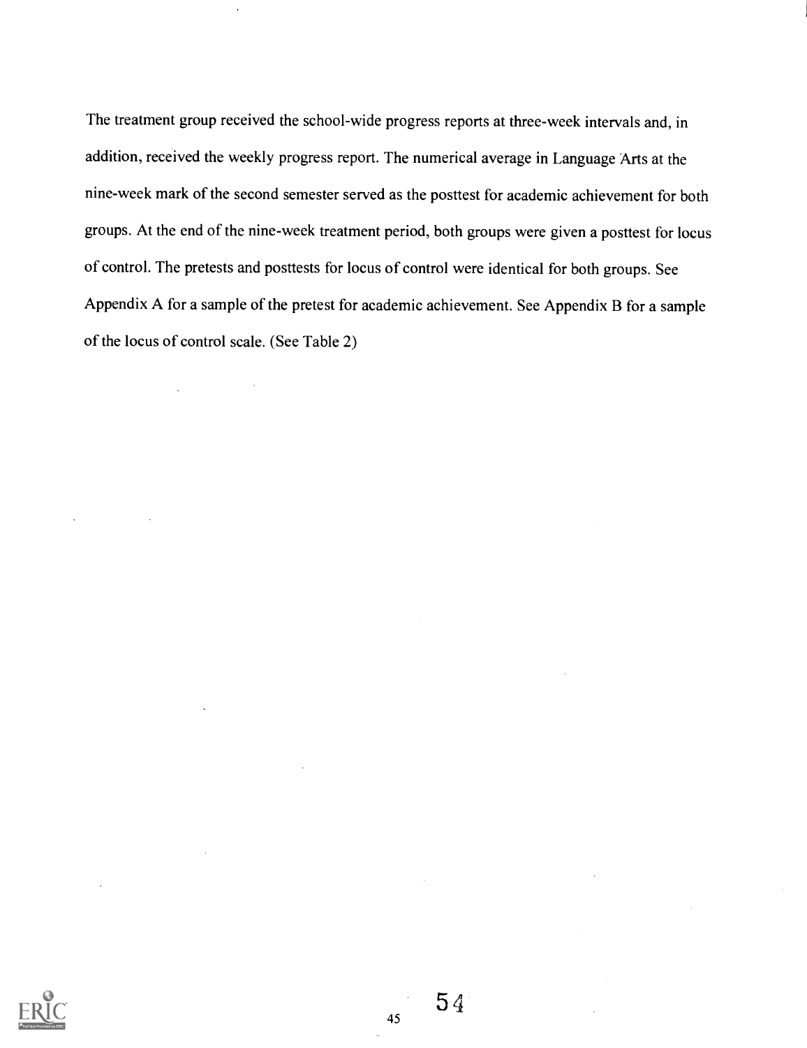The treatment group received the school-wide progress reports at three-week intervals and, in addition, received the weekly progress report. The numerical average in Language Arts at the nine-week mark of the second semester served as the posttest for academic achievement for both groups. At the end of the nine-week treatment period, both groups were given a posttest for locus of control. The pretests and posttests for locus of control were identical for both groups. See Appendix A for a sample of the pretest for academic achievement. See Appendix B for a sample of the locus of control scale. (See Table 2)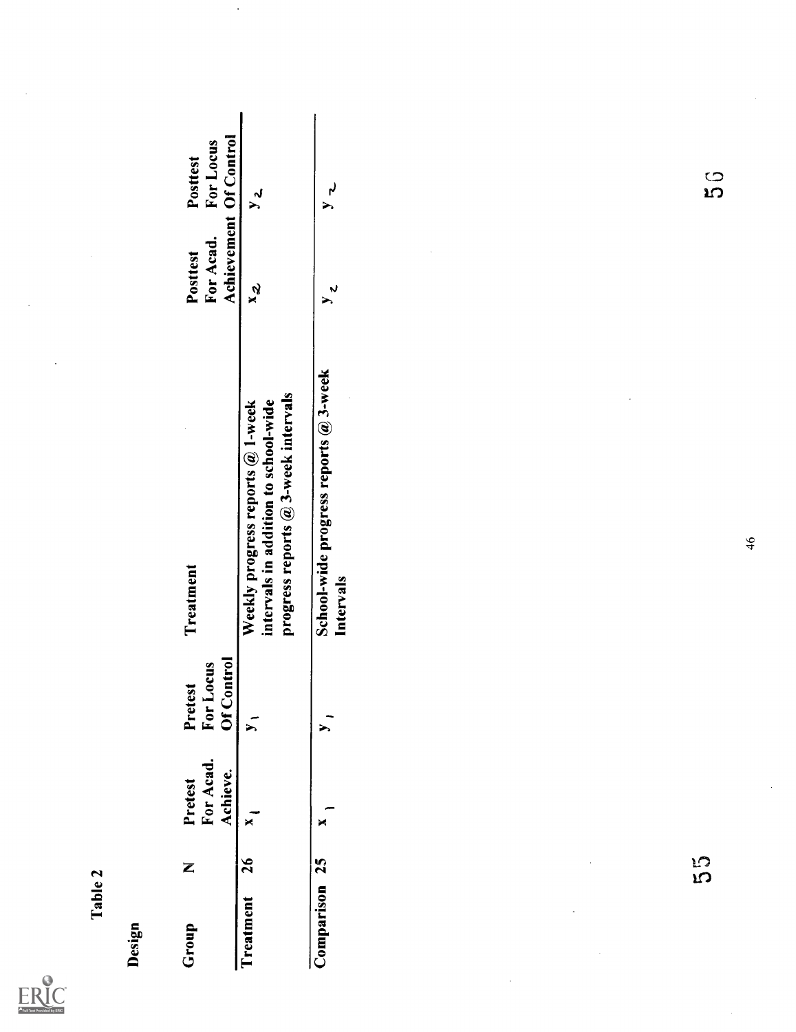Table 2

Design

| Group | N | Pretest For Acad. Achieve. | Pretest For Locus Of Control | Treatment | Posttest For Acad. Achievement | Posttest For Locus Of Control |
|---|---|---|---|---|---|---|
| Treatment | 26 | $x_1$ | $y_1$ | Weekly progress reports @ 1-week intervals in addition to school-wide progress reports @ 3-week intervals | $x_2$ | $y_2$ |
| Comparison | 25 | $x_1$ | $y_1$ | School-wide progress reports @ 3-week Intervals | $y_2$ | $y_2$ |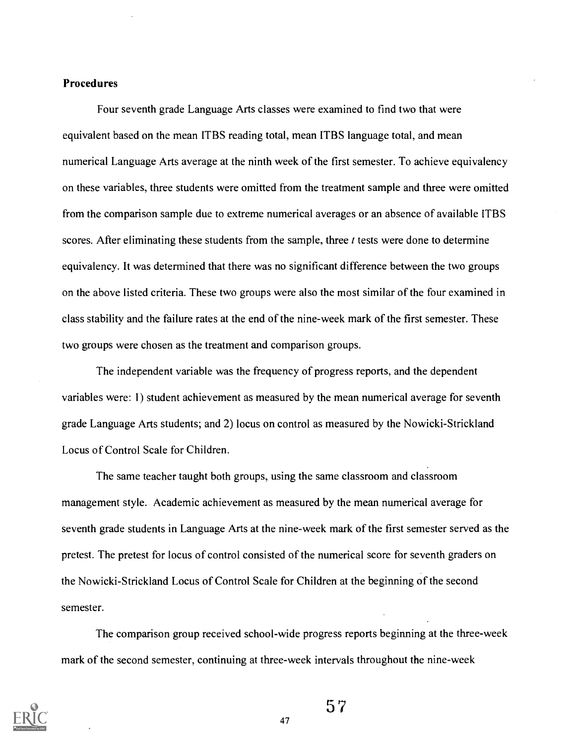### Procedures

Four seventh grade Language Arts classes were examined to find two that were equivalent based on the mean ITBS reading total, mean ITBS language total, and mean numerical Language Arts average at the ninth week of the first semester. To achieve equivalency on these variables, three students were omitted from the treatment sample and three were omitted from the comparison sample due to extreme numerical averages or an absence of available ITBS scores. After eliminating these students from the sample, three *t* tests were done to determine equivalency. It was determined that there was no significant difference between the two groups on the above listed criteria. These two groups were also the most similar of the four examined in class stability and the failure rates at the end of the nine-week mark of the first semester. These two groups were chosen as the treatment and comparison groups.

The independent variable was the frequency of progress reports, and the dependent variables were: 1) student achievement as measured by the mean numerical average for seventh grade Language Arts students; and 2) locus on control as measured by the Nowicki-Strickland Locus of Control Scale for Children.

The same teacher taught both groups, using the same classroom and classroom management style. Academic achievement as measured by the mean numerical average for seventh grade students in Language Arts at the nine-week mark of the first semester served as the pretest. The pretest for locus of control consisted of the numerical score for seventh graders on the Nowicki-Strickland Locus of Control Scale for Children at the beginning of the second semester.

The comparison group received school-wide progress reports beginning at the three-week mark of the second semester, continuing at three-week intervals throughout the nine-week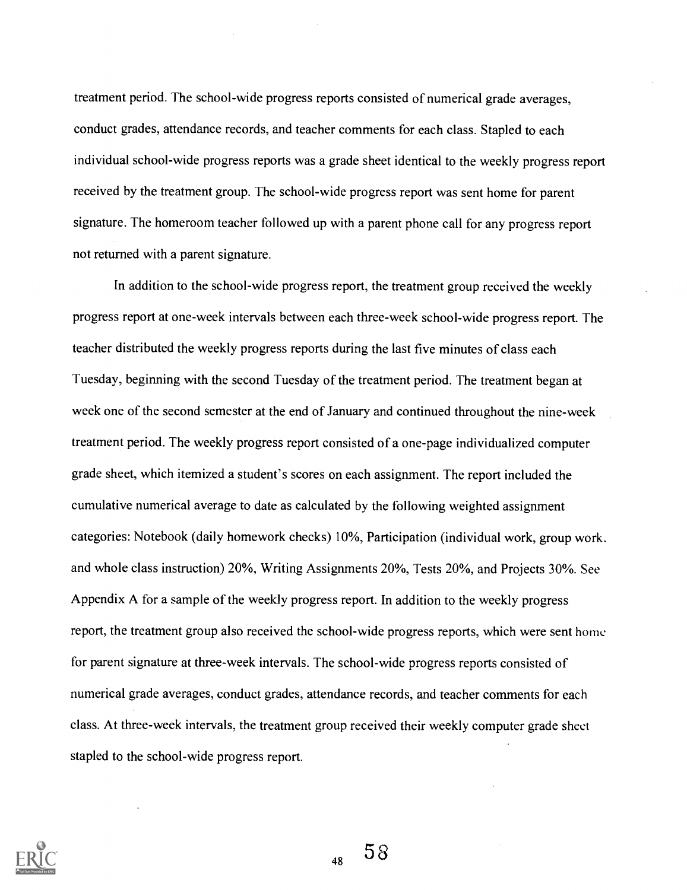treatment period. The school-wide progress reports consisted of numerical grade averages, conduct grades, attendance records, and teacher comments for each class. Stapled to each individual school-wide progress reports was a grade sheet identical to the weekly progress report received by the treatment group. The school-wide progress report was sent home for parent signature. The homeroom teacher followed up with a parent phone call for any progress report not returned with a parent signature.

In addition to the school-wide progress report, the treatment group received the weekly progress report at one-week intervals between each three-week school-wide progress report. The teacher distributed the weekly progress reports during the last five minutes of class each Tuesday, beginning with the second Tuesday of the treatment period. The treatment began at week one of the second semester at the end of January and continued throughout the nine-week treatment period. The weekly progress report consisted of a one-page individualized computer grade sheet, which itemized a student's scores on each assignment. The report included the cumulative numerical average to date as calculated by the following weighted assignment categories: Notebook (daily homework checks) 10%, Participation (individual work, group work, and whole class instruction) 20%, Writing Assignments 20%, Tests 20%, and Projects 30%. See Appendix A for a sample of the weekly progress report. In addition to the weekly progress report, the treatment group also received the school-wide progress reports, which were sent home for parent signature at three-week intervals. The school-wide progress reports consisted of numerical grade averages, conduct grades, attendance records, and teacher comments for each class. At three-week intervals, the treatment group received their weekly computer grade sheet stapled to the school-wide progress report.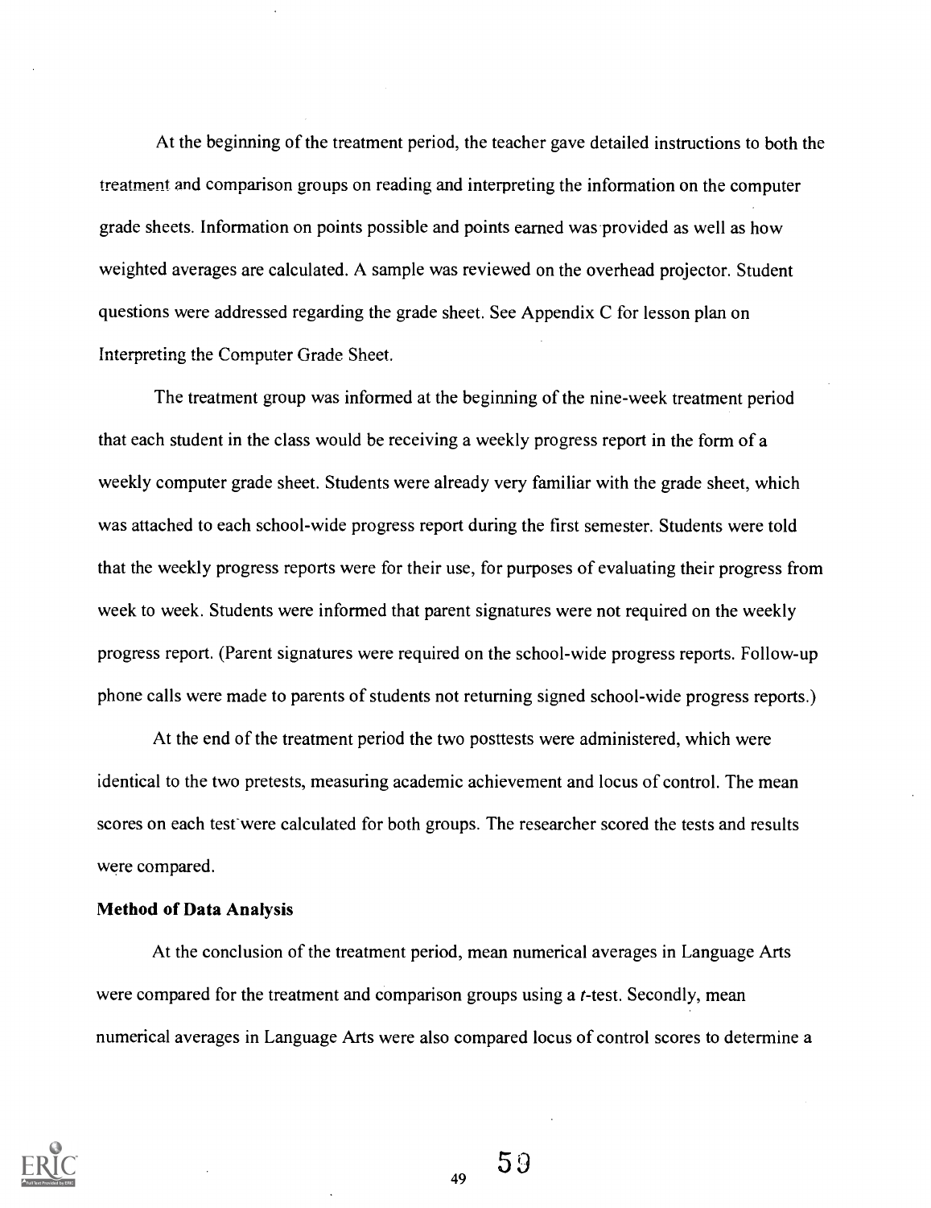At the beginning of the treatment period, the teacher gave detailed instructions to both the treatment and comparison groups on reading and interpreting the information on the computer grade sheets. Information on points possible and points earned was provided as well as how weighted averages are calculated. A sample was reviewed on the overhead projector. Student questions were addressed regarding the grade sheet. See Appendix C for lesson plan on Interpreting the Computer Grade Sheet.

The treatment group was informed at the beginning of the nine-week treatment period that each student in the class would be receiving a weekly progress report in the form of a weekly computer grade sheet. Students were already very familiar with the grade sheet, which was attached to each school-wide progress report during the first semester. Students were told that the weekly progress reports were for their use, for purposes of evaluating their progress from week to week. Students were informed that parent signatures were not required on the weekly progress report. (Parent signatures were required on the school-wide progress reports. Follow-up phone calls were made to parents of students not returning signed school-wide progress reports.)

At the end of the treatment period the two posttests were administered, which were identical to the two pretests, measuring academic achievement and locus of control. The mean scores on each test were calculated for both groups. The researcher scored the tests and results were compared.

**Method of Data Analysis**

At the conclusion of the treatment period, mean numerical averages in Language Arts were compared for the treatment and comparison groups using a *t*-test. Secondly, mean numerical averages in Language Arts were also compared locus of control scores to determine a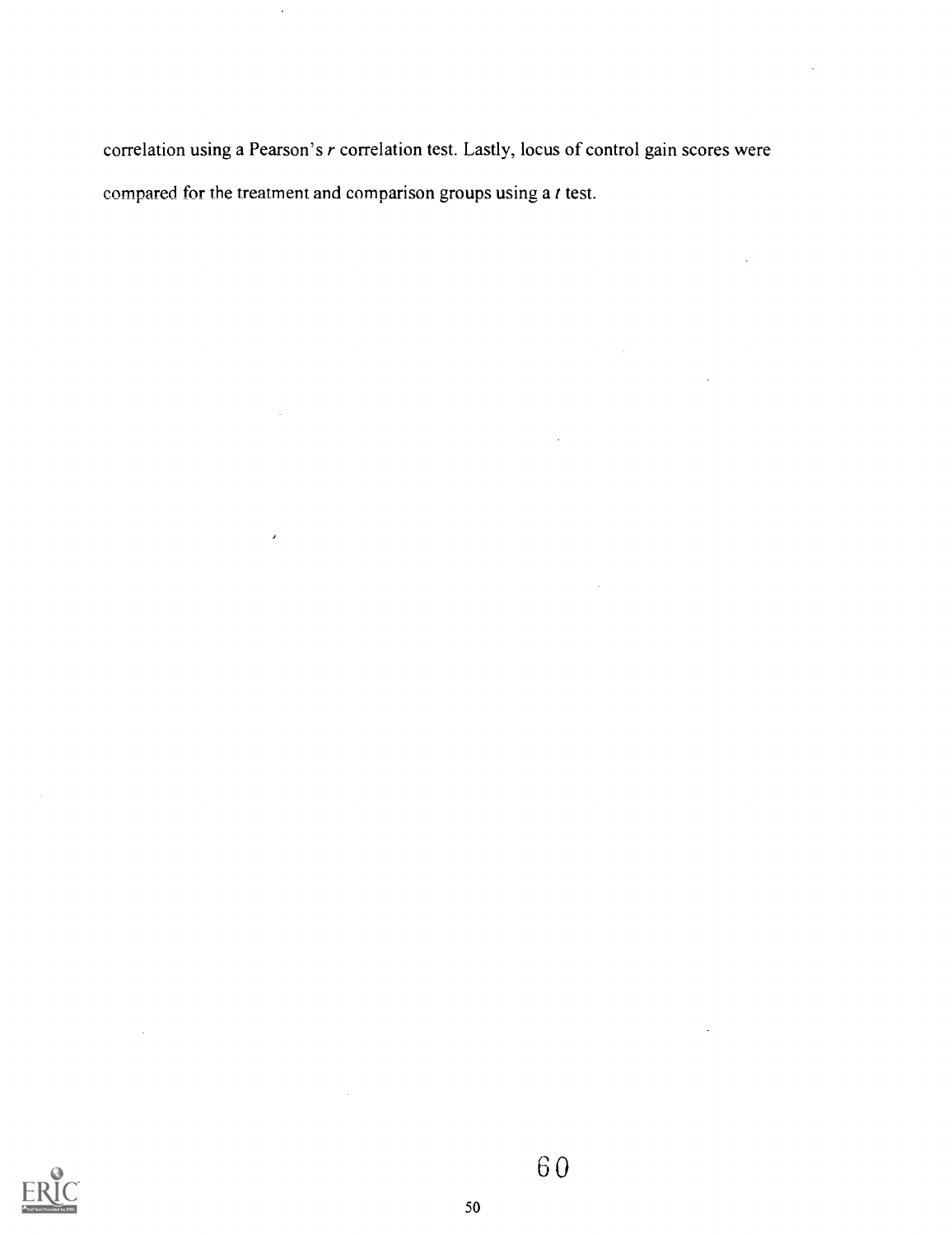correlation using a Pearson's *r* correlation test. Lastly, locus of control gain scores were compared for the treatment and comparison groups using a *t* test.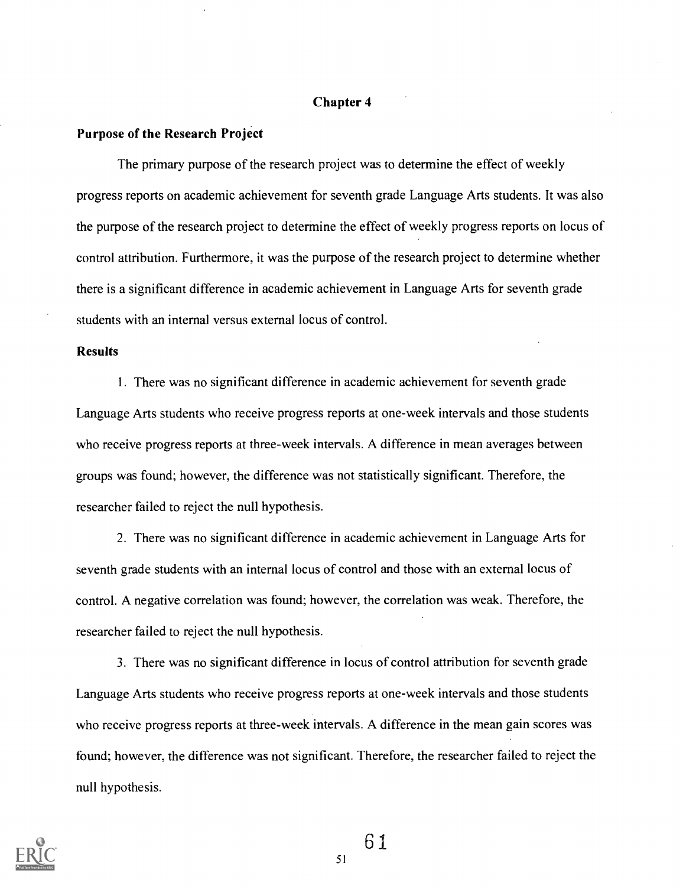# Chapter 4

## Purpose of the Research Project

The primary purpose of the research project was to determine the effect of weekly progress reports on academic achievement for seventh grade Language Arts students. It was also the purpose of the research project to determine the effect of weekly progress reports on locus of control attribution. Furthermore, it was the purpose of the research project to determine whether there is a significant difference in academic achievement in Language Arts for seventh grade students with an internal versus external locus of control.

## Results

1. There was no significant difference in academic achievement for seventh grade Language Arts students who receive progress reports at one-week intervals and those students who receive progress reports at three-week intervals. A difference in mean averages between groups was found; however, the difference was not statistically significant. Therefore, the researcher failed to reject the null hypothesis.

2. There was no significant difference in academic achievement in Language Arts for seventh grade students with an internal locus of control and those with an external locus of control. A negative correlation was found; however, the correlation was weak. Therefore, the researcher failed to reject the null hypothesis.

3. There was no significant difference in locus of control attribution for seventh grade Language Arts students who receive progress reports at one-week intervals and those students who receive progress reports at three-week intervals. A difference in the mean gain scores was found; however, the difference was not significant. Therefore, the researcher failed to reject the null hypothesis.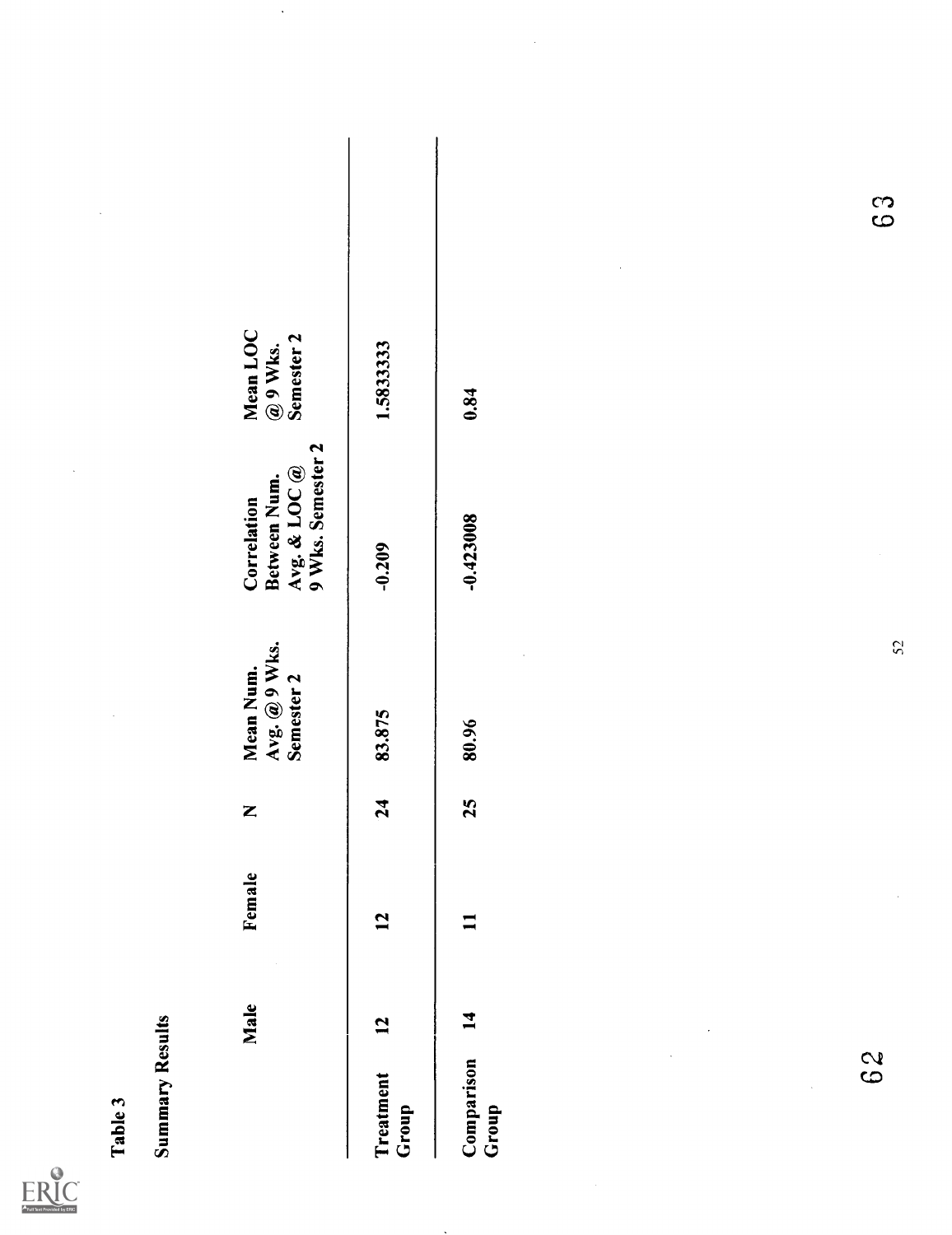Table 3

Summary Results

| | Male | Female | N | Mean Num. Avg. @ 9 Wks. Semester 2 | Correlation Between Num. Avg. & LOC @ 9 Wks. Semester 2 | Mean LOC @ 9 Wks. Semester 2 |
|---|---|---|---|---|---|---|
| Treatment Group | 12 | 12 | 24 | 83.875 | -0.209 | 1.5833333 |
| Comparison Group | 14 | 11 | 25 | 80.96 | -0.423008 | 0.84 |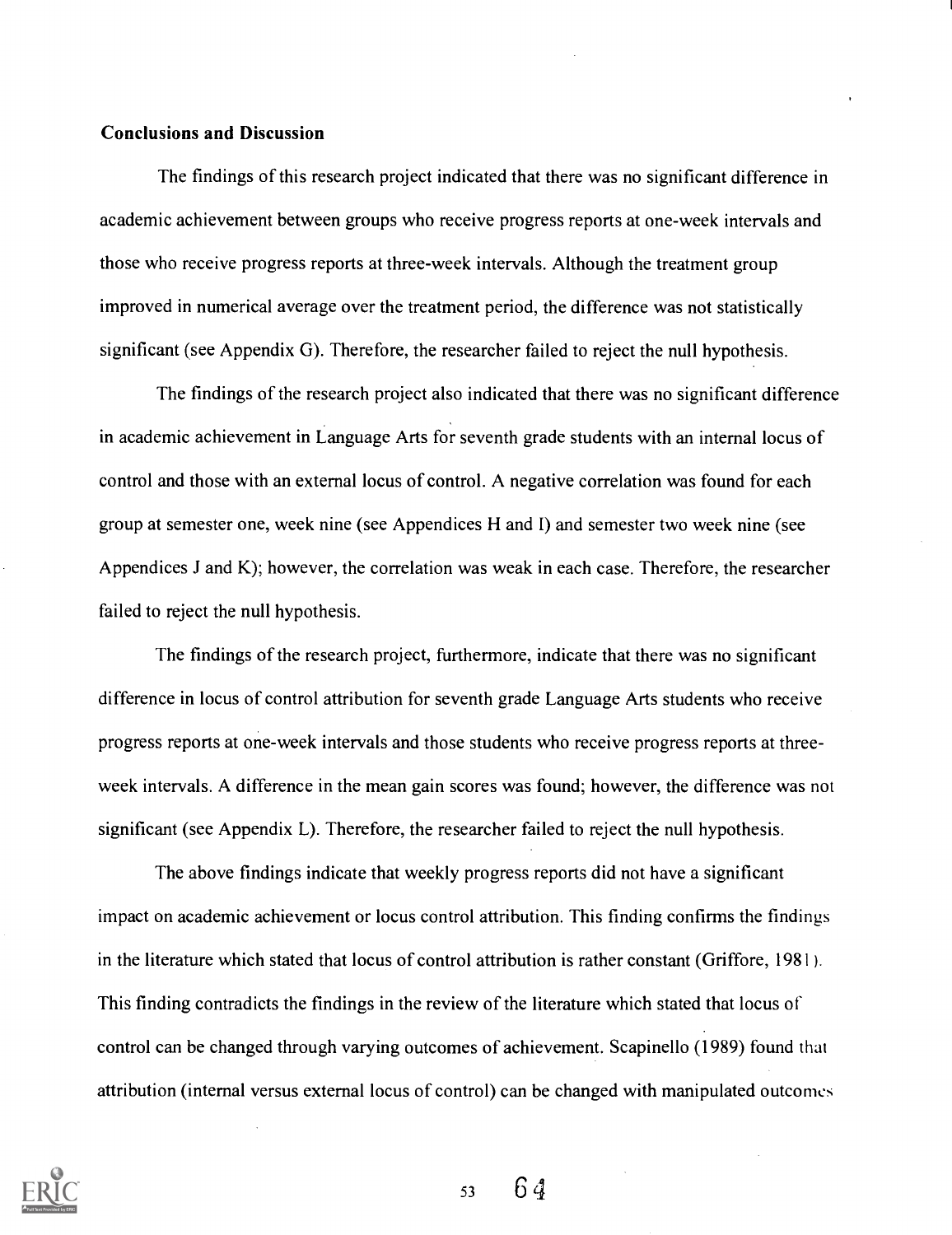**Conclusions and Discussion**

The findings of this research project indicated that there was no significant difference in academic achievement between groups who receive progress reports at one-week intervals and those who receive progress reports at three-week intervals. Although the treatment group improved in numerical average over the treatment period, the difference was not statistically significant (see Appendix G). Therefore, the researcher failed to reject the null hypothesis.

The findings of the research project also indicated that there was no significant difference in academic achievement in Language Arts for seventh grade students with an internal locus of control and those with an external locus of control. A negative correlation was found for each group at semester one, week nine (see Appendices H and I) and semester two week nine (see Appendices J and K); however, the correlation was weak in each case. Therefore, the researcher failed to reject the null hypothesis.

The findings of the research project, furthermore, indicate that there was no significant difference in locus of control attribution for seventh grade Language Arts students who receive progress reports at one-week intervals and those students who receive progress reports at three-week intervals. A difference in the mean gain scores was found; however, the difference was not significant (see Appendix L). Therefore, the researcher failed to reject the null hypothesis.

The above findings indicate that weekly progress reports did not have a significant impact on academic achievement or locus control attribution. This finding confirms the findings in the literature which stated that locus of control attribution is rather constant (Griffore, 1981). This finding contradicts the findings in the review of the literature which stated that locus of control can be changed through varying outcomes of achievement. Scapinello (1989) found that attribution (internal versus external locus of control) can be changed with manipulated outcomes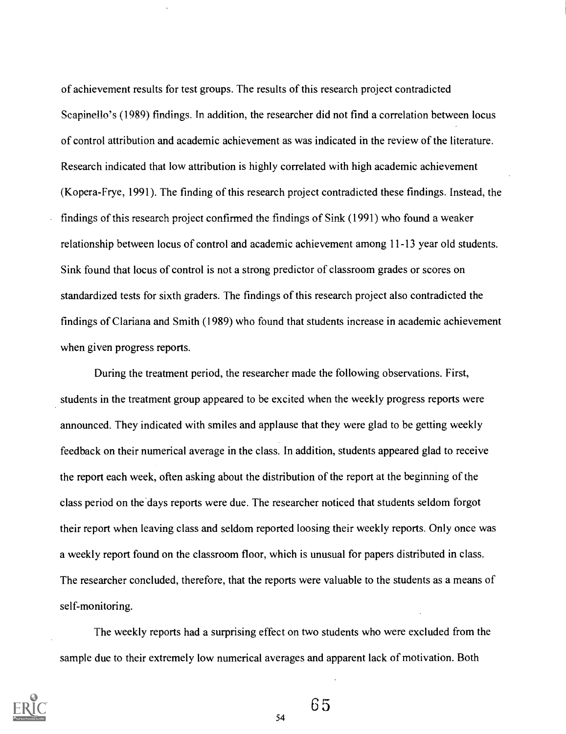of achievement results for test groups. The results of this research project contradicted Scapinello's (1989) findings. In addition, the researcher did not find a correlation between locus of control attribution and academic achievement as was indicated in the review of the literature. Research indicated that low attribution is highly correlated with high academic achievement (Kopera-Frye, 1991). The finding of this research project contradicted these findings. Instead, the findings of this research project confirmed the findings of Sink (1991) who found a weaker relationship between locus of control and academic achievement among 11-13 year old students. Sink found that locus of control is not a strong predictor of classroom grades or scores on standardized tests for sixth graders. The findings of this research project also contradicted the findings of Clariana and Smith (1989) who found that students increase in academic achievement when given progress reports.

During the treatment period, the researcher made the following observations. First, students in the treatment group appeared to be excited when the weekly progress reports were announced. They indicated with smiles and applause that they were glad to be getting weekly feedback on their numerical average in the class. In addition, students appeared glad to receive the report each week, often asking about the distribution of the report at the beginning of the class period on the days reports were due. The researcher noticed that students seldom forgot their report when leaving class and seldom reported loosing their weekly reports. Only once was a weekly report found on the classroom floor, which is unusual for papers distributed in class. The researcher concluded, therefore, that the reports were valuable to the students as a means of self-monitoring.

The weekly reports had a surprising effect on two students who were excluded from the sample due to their extremely low numerical averages and apparent lack of motivation. Both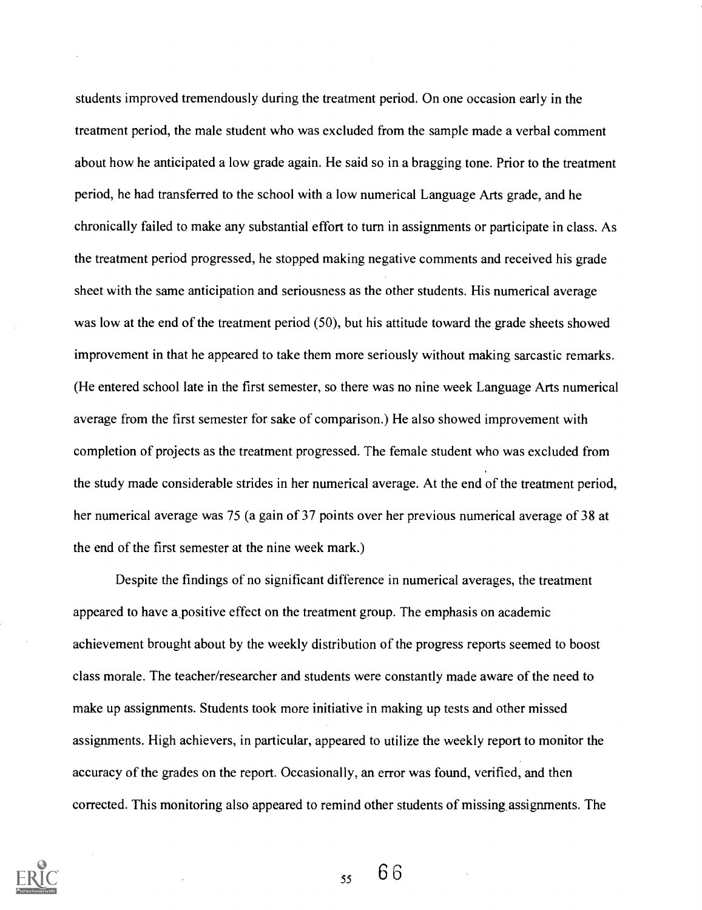students improved tremendously during the treatment period. On one occasion early in the treatment period, the male student who was excluded from the sample made a verbal comment about how he anticipated a low grade again. He said so in a bragging tone. Prior to the treatment period, he had transferred to the school with a low numerical Language Arts grade, and he chronically failed to make any substantial effort to turn in assignments or participate in class. As the treatment period progressed, he stopped making negative comments and received his grade sheet with the same anticipation and seriousness as the other students. His numerical average was low at the end of the treatment period (50), but his attitude toward the grade sheets showed improvement in that he appeared to take them more seriously without making sarcastic remarks. (He entered school late in the first semester, so there was no nine week Language Arts numerical average from the first semester for sake of comparison.) He also showed improvement with completion of projects as the treatment progressed. The female student who was excluded from the study made considerable strides in her numerical average. At the end of the treatment period, her numerical average was 75 (a gain of 37 points over her previous numerical average of 38 at the end of the first semester at the nine week mark.)

Despite the findings of no significant difference in numerical averages, the treatment appeared to have a positive effect on the treatment group. The emphasis on academic achievement brought about by the weekly distribution of the progress reports seemed to boost class morale. The teacher/researcher and students were constantly made aware of the need to make up assignments. Students took more initiative in making up tests and other missed assignments. High achievers, in particular, appeared to utilize the weekly report to monitor the accuracy of the grades on the report. Occasionally, an error was found, verified, and then corrected. This monitoring also appeared to remind other students of missing assignments. The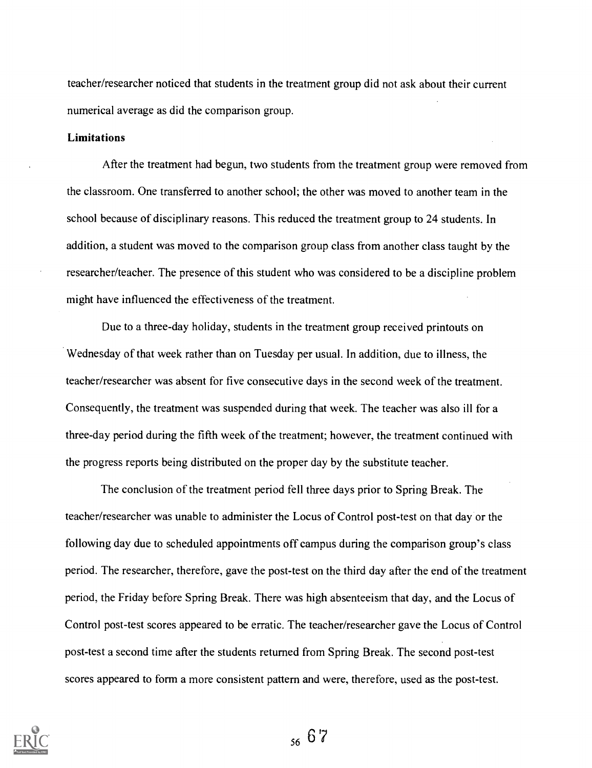teacher/researcher noticed that students in the treatment group did not ask about their current numerical average as did the comparison group.

### Limitations

After the treatment had begun, two students from the treatment group were removed from the classroom. One transferred to another school; the other was moved to another team in the school because of disciplinary reasons. This reduced the treatment group to 24 students. In addition, a student was moved to the comparison group class from another class taught by the researcher/teacher. The presence of this student who was considered to be a discipline problem might have influenced the effectiveness of the treatment.

Due to a three-day holiday, students in the treatment group received printouts on Wednesday of that week rather than on Tuesday per usual. In addition, due to illness, the teacher/researcher was absent for five consecutive days in the second week of the treatment. Consequently, the treatment was suspended during that week. The teacher was also ill for a three-day period during the fifth week of the treatment; however, the treatment continued with the progress reports being distributed on the proper day by the substitute teacher.

The conclusion of the treatment period fell three days prior to Spring Break. The teacher/researcher was unable to administer the Locus of Control post-test on that day or the following day due to scheduled appointments off campus during the comparison group's class period. The researcher, therefore, gave the post-test on the third day after the end of the treatment period, the Friday before Spring Break. There was high absenteeism that day, and the Locus of Control post-test scores appeared to be erratic. The teacher/researcher gave the Locus of Control post-test a second time after the students returned from Spring Break. The second post-test scores appeared to form a more consistent pattern and were, therefore, used as the post-test.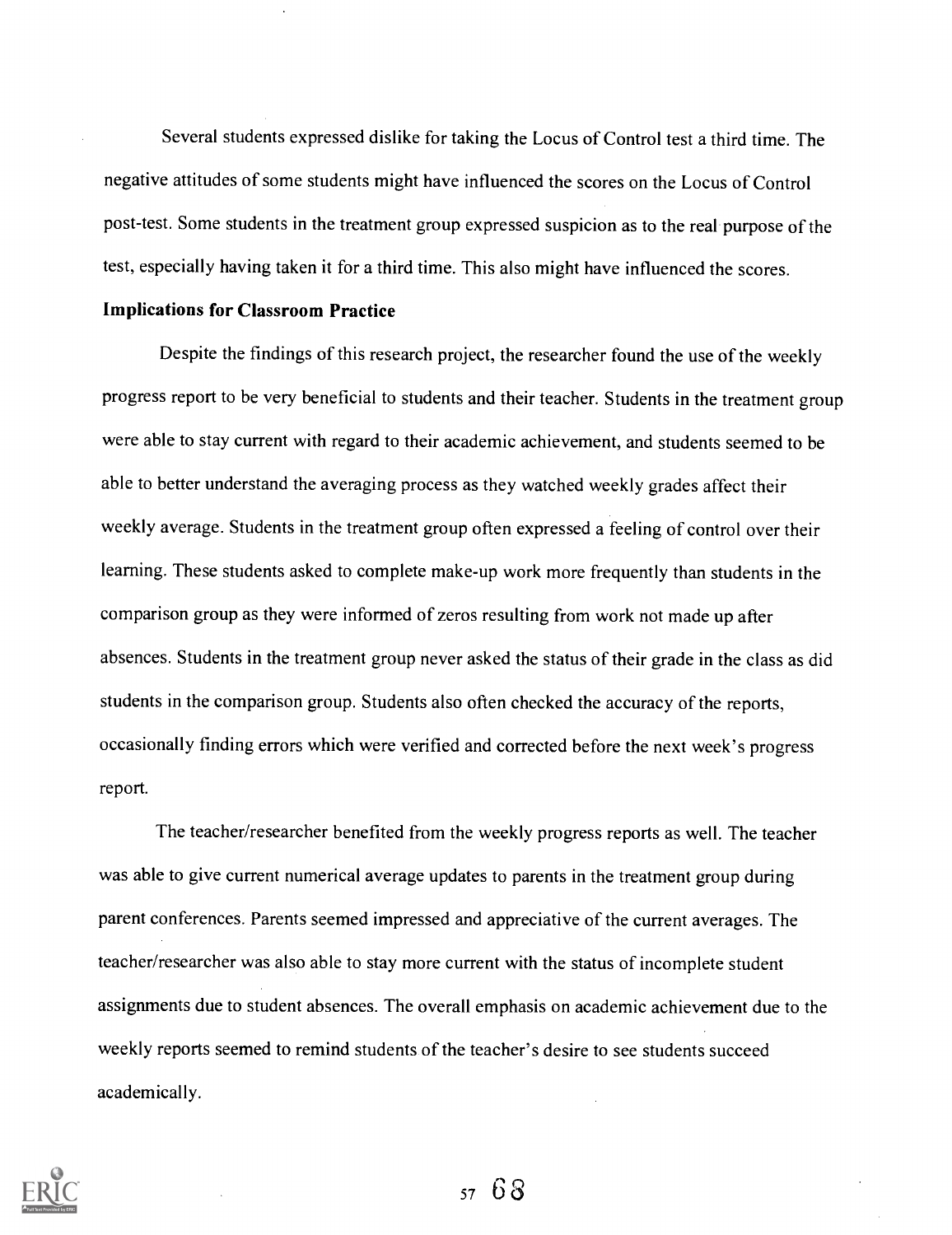Several students expressed dislike for taking the Locus of Control test a third time. The negative attitudes of some students might have influenced the scores on the Locus of Control post-test. Some students in the treatment group expressed suspicion as to the real purpose of the test, especially having taken it for a third time. This also might have influenced the scores.

**Implications for Classroom Practice**

Despite the findings of this research project, the researcher found the use of the weekly progress report to be very beneficial to students and their teacher. Students in the treatment group were able to stay current with regard to their academic achievement, and students seemed to be able to better understand the averaging process as they watched weekly grades affect their weekly average. Students in the treatment group often expressed a feeling of control over their learning. These students asked to complete make-up work more frequently than students in the comparison group as they were informed of zeros resulting from work not made up after absences. Students in the treatment group never asked the status of their grade in the class as did students in the comparison group. Students also often checked the accuracy of the reports, occasionally finding errors which were verified and corrected before the next week's progress report.

The teacher/researcher benefited from the weekly progress reports as well. The teacher was able to give current numerical average updates to parents in the treatment group during parent conferences. Parents seemed impressed and appreciative of the current averages. The teacher/researcher was also able to stay more current with the status of incomplete student assignments due to student absences. The overall emphasis on academic achievement due to the weekly reports seemed to remind students of the teacher's desire to see students succeed academically.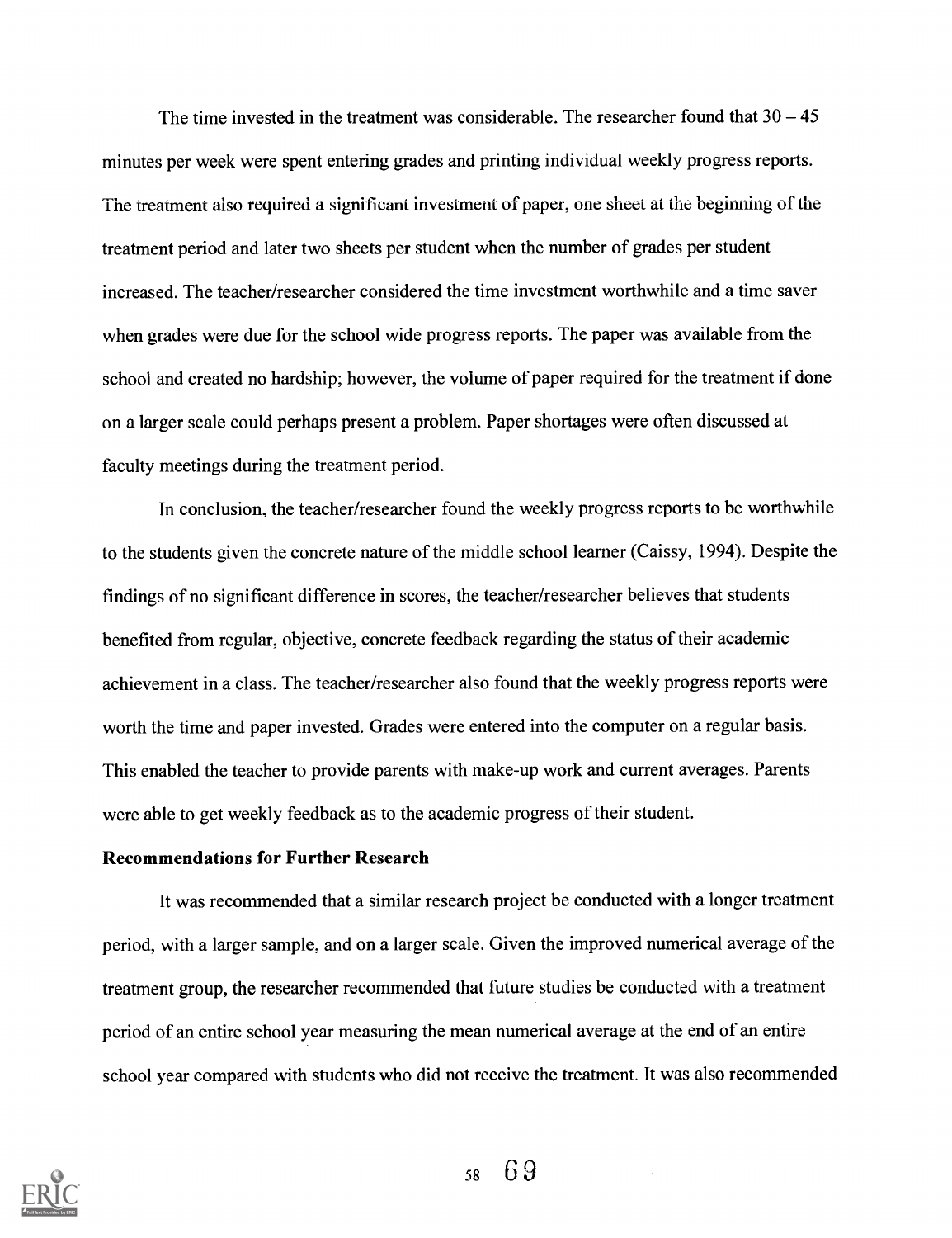The time invested in the treatment was considerable. The researcher found that 30 – 45 minutes per week were spent entering grades and printing individual weekly progress reports. The treatment also required a significant investment of paper, one sheet at the beginning of the treatment period and later two sheets per student when the number of grades per student increased. The teacher/researcher considered the time investment worthwhile and a time saver when grades were due for the school wide progress reports. The paper was available from the school and created no hardship; however, the volume of paper required for the treatment if done on a larger scale could perhaps present a problem. Paper shortages were often discussed at faculty meetings during the treatment period.

In conclusion, the teacher/researcher found the weekly progress reports to be worthwhile to the students given the concrete nature of the middle school learner (Caissy, 1994). Despite the findings of no significant difference in scores, the teacher/researcher believes that students benefited from regular, objective, concrete feedback regarding the status of their academic achievement in a class. The teacher/researcher also found that the weekly progress reports were worth the time and paper invested. Grades were entered into the computer on a regular basis. This enabled the teacher to provide parents with make-up work and current averages. Parents were able to get weekly feedback as to the academic progress of their student.

**Recommendations for Further Research**

It was recommended that a similar research project be conducted with a longer treatment period, with a larger sample, and on a larger scale. Given the improved numerical average of the treatment group, the researcher recommended that future studies be conducted with a treatment period of an entire school year measuring the mean numerical average at the end of an entire school year compared with students who did not receive the treatment. It was also recommended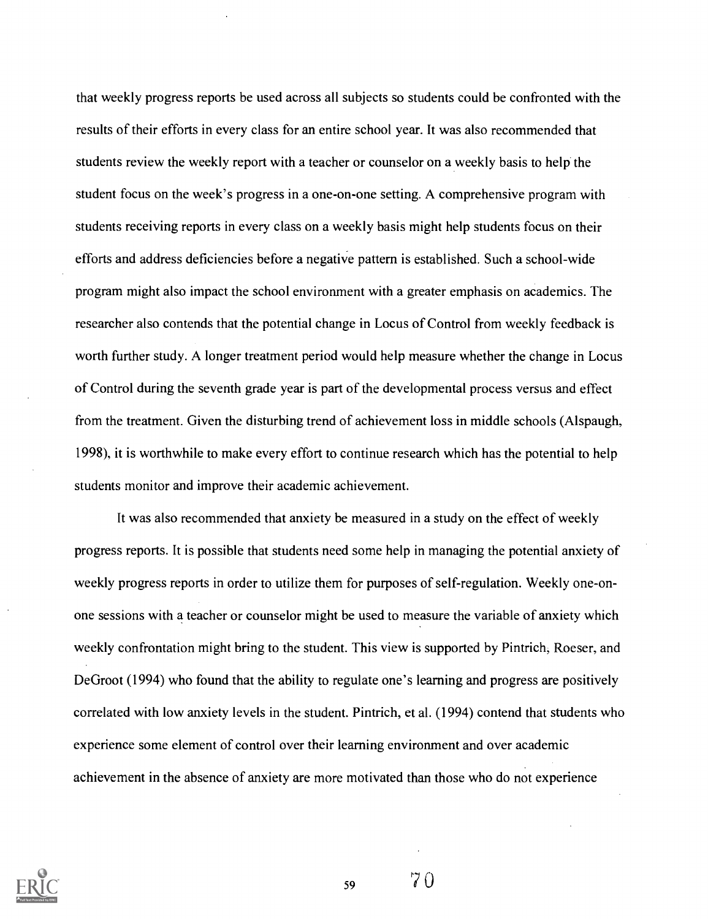that weekly progress reports be used across all subjects so students could be confronted with the results of their efforts in every class for an entire school year. It was also recommended that students review the weekly report with a teacher or counselor on a weekly basis to help the student focus on the week's progress in a one-on-one setting. A comprehensive program with students receiving reports in every class on a weekly basis might help students focus on their efforts and address deficiencies before a negative pattern is established. Such a school-wide program might also impact the school environment with a greater emphasis on academics. The researcher also contends that the potential change in Locus of Control from weekly feedback is worth further study. A longer treatment period would help measure whether the change in Locus of Control during the seventh grade year is part of the developmental process versus and effect from the treatment. Given the disturbing trend of achievement loss in middle schools (Alspaugh, 1998), it is worthwhile to make every effort to continue research which has the potential to help students monitor and improve their academic achievement.

It was also recommended that anxiety be measured in a study on the effect of weekly progress reports. It is possible that students need some help in managing the potential anxiety of weekly progress reports in order to utilize them for purposes of self-regulation. Weekly one-on-one sessions with a teacher or counselor might be used to measure the variable of anxiety which weekly confrontation might bring to the student. This view is supported by Pintrich, Roeser, and DeGroot (1994) who found that the ability to regulate one's learning and progress are positively correlated with low anxiety levels in the student. Pintrich, et al. (1994) contend that students who experience some element of control over their learning environment and over academic achievement in the absence of anxiety are more motivated than those who do not experience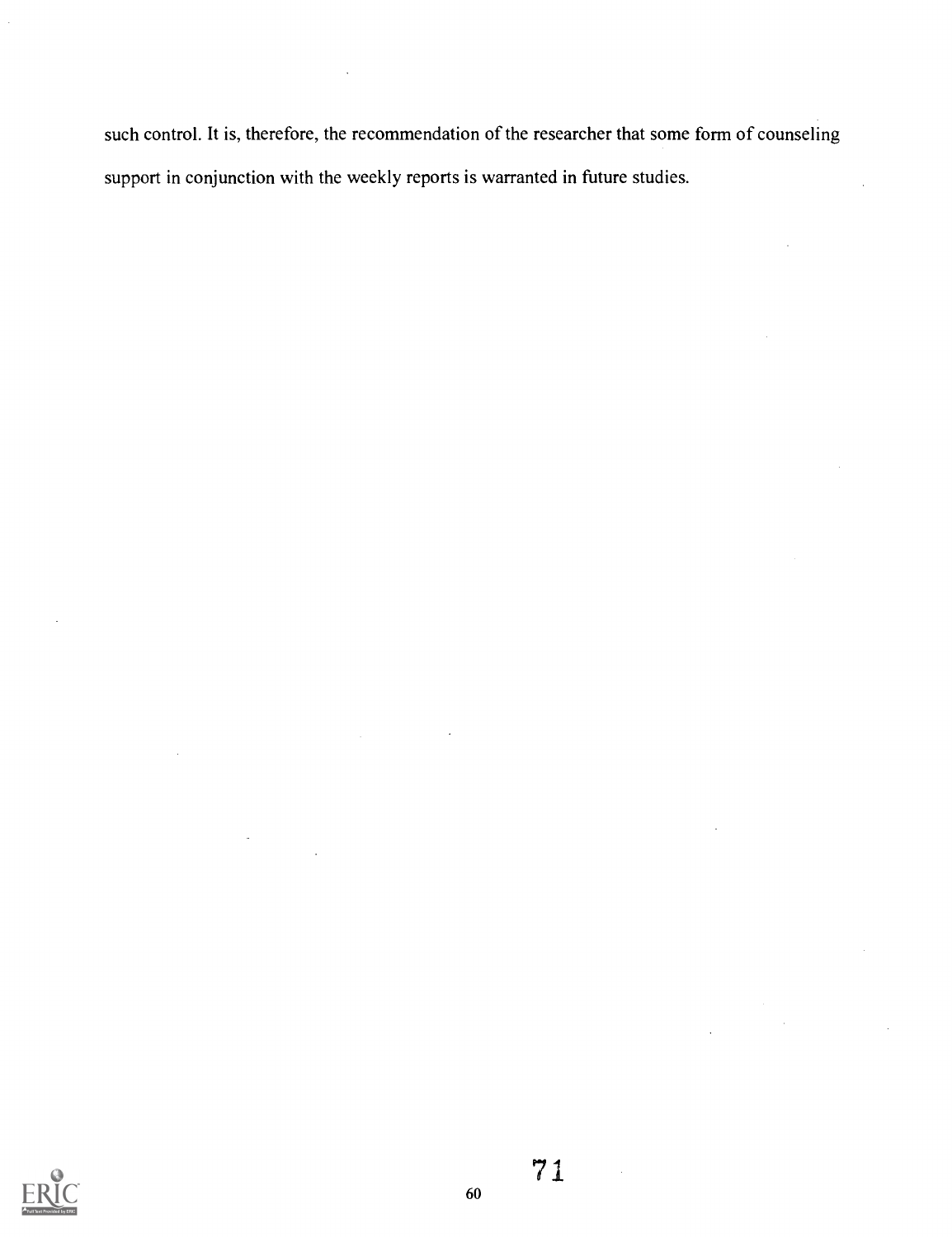such control. It is, therefore, the recommendation of the researcher that some form of counseling support in conjunction with the weekly reports is warranted in future studies.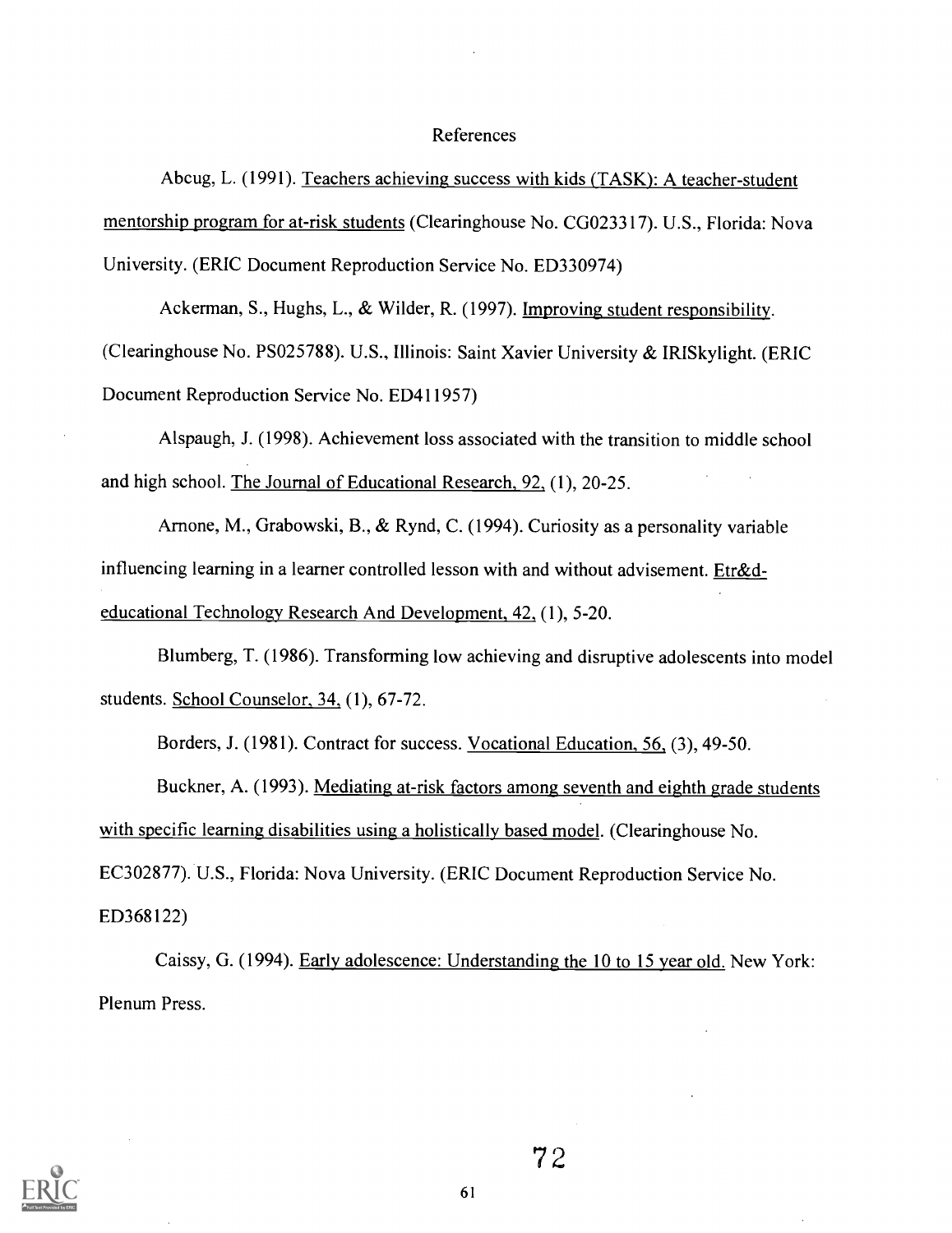# References

Abcug, L. (1991). Teachers achieving success with kids (TASK): A teacher-student mentorship program for at-risk students (Clearinghouse No. CG023317). U.S., Florida: Nova University. (ERIC Document Reproduction Service No. ED330974)

Ackerman, S., Hughs, L., & Wilder, R. (1997). Improving student responsibility. (Clearinghouse No. PS025788). U.S., Illinois: Saint Xavier University & IRISkylight. (ERIC Document Reproduction Service No. ED411957)

Alspaugh, J. (1998). Achievement loss associated with the transition to middle school and high school. The Journal of Educational Research, 92, (1), 20-25.

Arnone, M., Grabowski, B., & Rynd, C. (1994). Curiosity as a personality variable influencing learning in a learner controlled lesson with and without advisement. Etr&d-educational Technology Research And Development, 42, (1), 5-20.

Blumberg, T. (1986). Transforming low achieving and disruptive adolescents into model students. School Counselor, 34, (1), 67-72.

Borders, J. (1981). Contract for success. Vocational Education, 56, (3), 49-50.

Buckner, A. (1993). Mediating at-risk factors among seventh and eighth grade students with specific learning disabilities using a holistically based model. (Clearinghouse No. EC302877). U.S., Florida: Nova University. (ERIC Document Reproduction Service No. ED368122)

Caissy, G. (1994). Early adolescence: Understanding the 10 to 15 year old. New York: Plenum Press.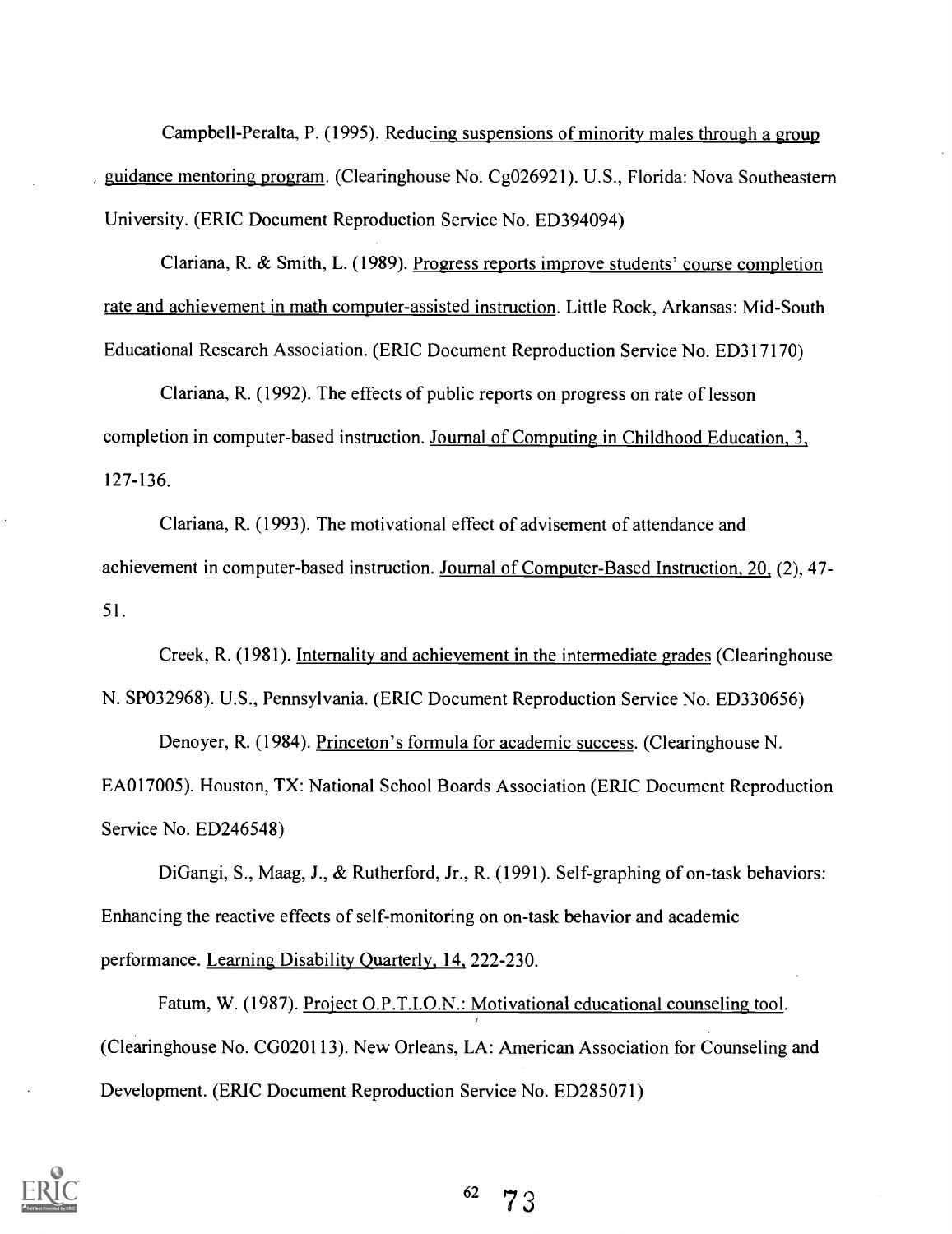Campbell-Peralta, P. (1995). Reducing suspensions of minority males through a group guidance mentoring program. (Clearinghouse No. Cg026921). U.S., Florida: Nova Southeastern University. (ERIC Document Reproduction Service No. ED394094)

Clariana, R. & Smith, L. (1989). Progress reports improve students' course completion rate and achievement in math computer-assisted instruction. Little Rock, Arkansas: Mid-South Educational Research Association. (ERIC Document Reproduction Service No. ED317170)

Clariana, R. (1992). The effects of public reports on progress on rate of lesson completion in computer-based instruction. Journal of Computing in Childhood Education, 3, 127-136.

Clariana, R. (1993). The motivational effect of advisement of attendance and achievement in computer-based instruction. Journal of Computer-Based Instruction, 20, (2), 47-51.

Creek, R. (1981). Internality and achievement in the intermediate grades (Clearinghouse N. SP032968). U.S., Pennsylvania. (ERIC Document Reproduction Service No. ED330656)

Denoyer, R. (1984). Princeton's formula for academic success. (Clearinghouse N. EA017005). Houston, TX: National School Boards Association (ERIC Document Reproduction Service No. ED246548)

DiGangi, S., Maag, J., & Rutherford, Jr., R. (1991). Self-graphing of on-task behaviors: Enhancing the reactive effects of self-monitoring on on-task behavior and academic performance. Learning Disability Quarterly, 14, 222-230.

Fatum, W. (1987). Project O.P.T.I.O.N.: Motivational educational counseling tool. (Clearinghouse No. CG020113). New Orleans, LA: American Association for Counseling and Development. (ERIC Document Reproduction Service No. ED285071)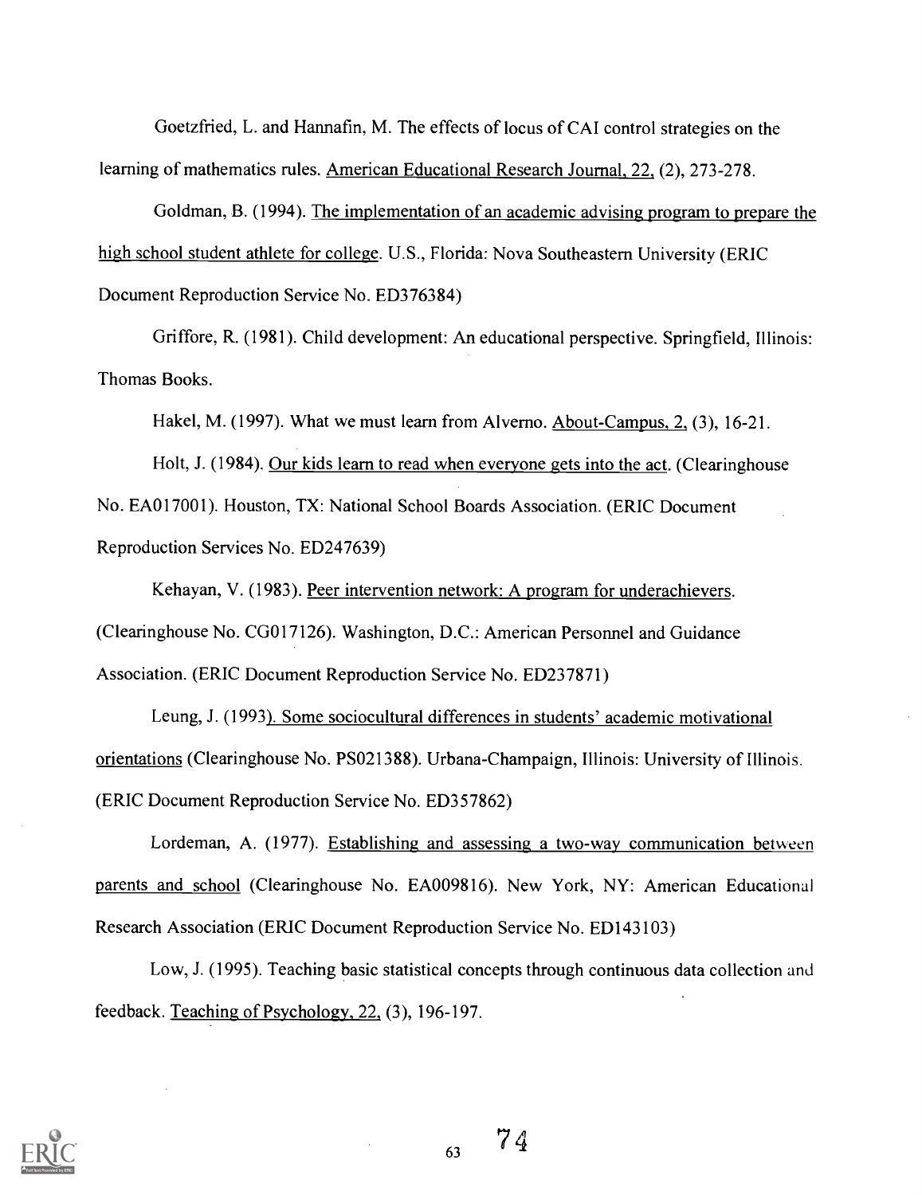Goetzfried, L. and Hannafin, M. The effects of locus of CAI control strategies on the learning of mathematics rules. American Educational Research Journal, 22, (2), 273-278.

Goldman, B. (1994). The implementation of an academic advising program to prepare the high school student athlete for college. U.S., Florida: Nova Southeastern University (ERIC Document Reproduction Service No. ED376384)

Griffore, R. (1981). Child development: An educational perspective. Springfield, Illinois: Thomas Books.

Hakel, M. (1997). What we must learn from Alverno. About-Campus, 2, (3), 16-21.

Holt, J. (1984). Our kids learn to read when everyone gets into the act. (Clearinghouse No. EA017001). Houston, TX: National School Boards Association. (ERIC Document Reproduction Services No. ED247639)

Kehayan, V. (1983). Peer intervention network: A program for underachievers. (Clearinghouse No. CG017126). Washington, D.C.: American Personnel and Guidance Association. (ERIC Document Reproduction Service No. ED237871)

Leung, J. (1993). Some sociocultural differences in students' academic motivational orientations (Clearinghouse No. PS021388). Urbana-Champaign, Illinois: University of Illinois. (ERIC Document Reproduction Service No. ED357862)

Lordeman, A. (1977). Establishing and assessing a two-way communication between parents and school (Clearinghouse No. EA009816). New York, NY: American Educational Research Association (ERIC Document Reproduction Service No. ED143103)

Low, J. (1995). Teaching basic statistical concepts through continuous data collection and feedback. Teaching of Psychology, 22, (3), 196-197.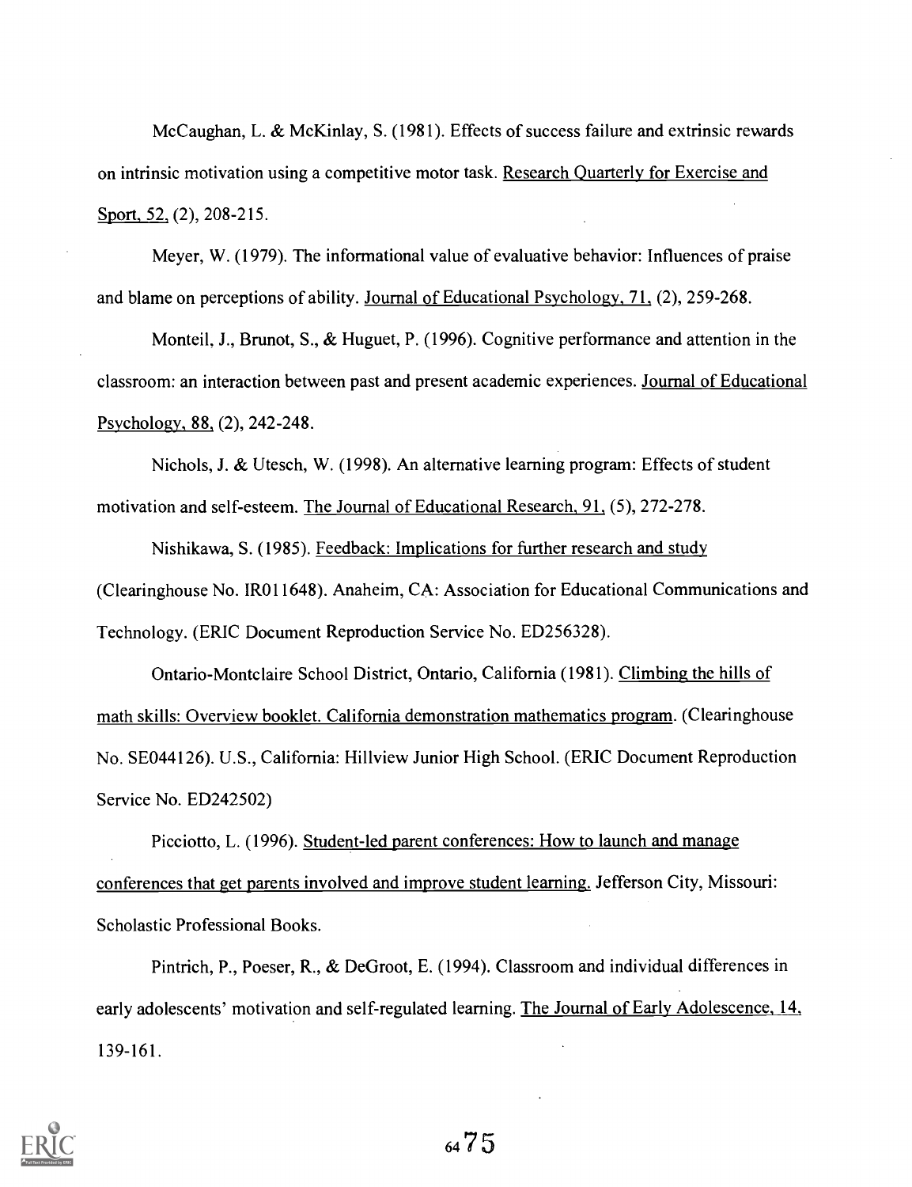McCaughan, L. & McKinlay, S. (1981). Effects of success failure and extrinsic rewards on intrinsic motivation using a competitive motor task. Research Quarterly for Exercise and Sport, 52, (2), 208-215.

Meyer, W. (1979). The informational value of evaluative behavior: Influences of praise and blame on perceptions of ability. Journal of Educational Psychology, 71, (2), 259-268.

Monteil, J., Brunot, S., & Huguet, P. (1996). Cognitive performance and attention in the classroom: an interaction between past and present academic experiences. Journal of Educational Psychology, 88, (2), 242-248.

Nichols, J. & Utesch, W. (1998). An alternative learning program: Effects of student motivation and self-esteem. The Journal of Educational Research, 91, (5), 272-278.

Nishikawa, S. (1985). Feedback: Implications for further research and study (Clearinghouse No. IR011648). Anaheim, CA: Association for Educational Communications and Technology. (ERIC Document Reproduction Service No. ED256328).

Ontario-Montclaire School District, Ontario, California (1981). Climbing the hills of math skills: Overview booklet. California demonstration mathematics program. (Clearinghouse No. SE044126). U.S., California: Hillview Junior High School. (ERIC Document Reproduction Service No. ED242502)

Picciotto, L. (1996). Student-led parent conferences: How to launch and manage conferences that get parents involved and improve student learning. Jefferson City, Missouri: Scholastic Professional Books.

Pintrich, P., Poeser, R., & DeGroot, E. (1994). Classroom and individual differences in early adolescents' motivation and self-regulated learning. The Journal of Early Adolescence, 14, 139-161.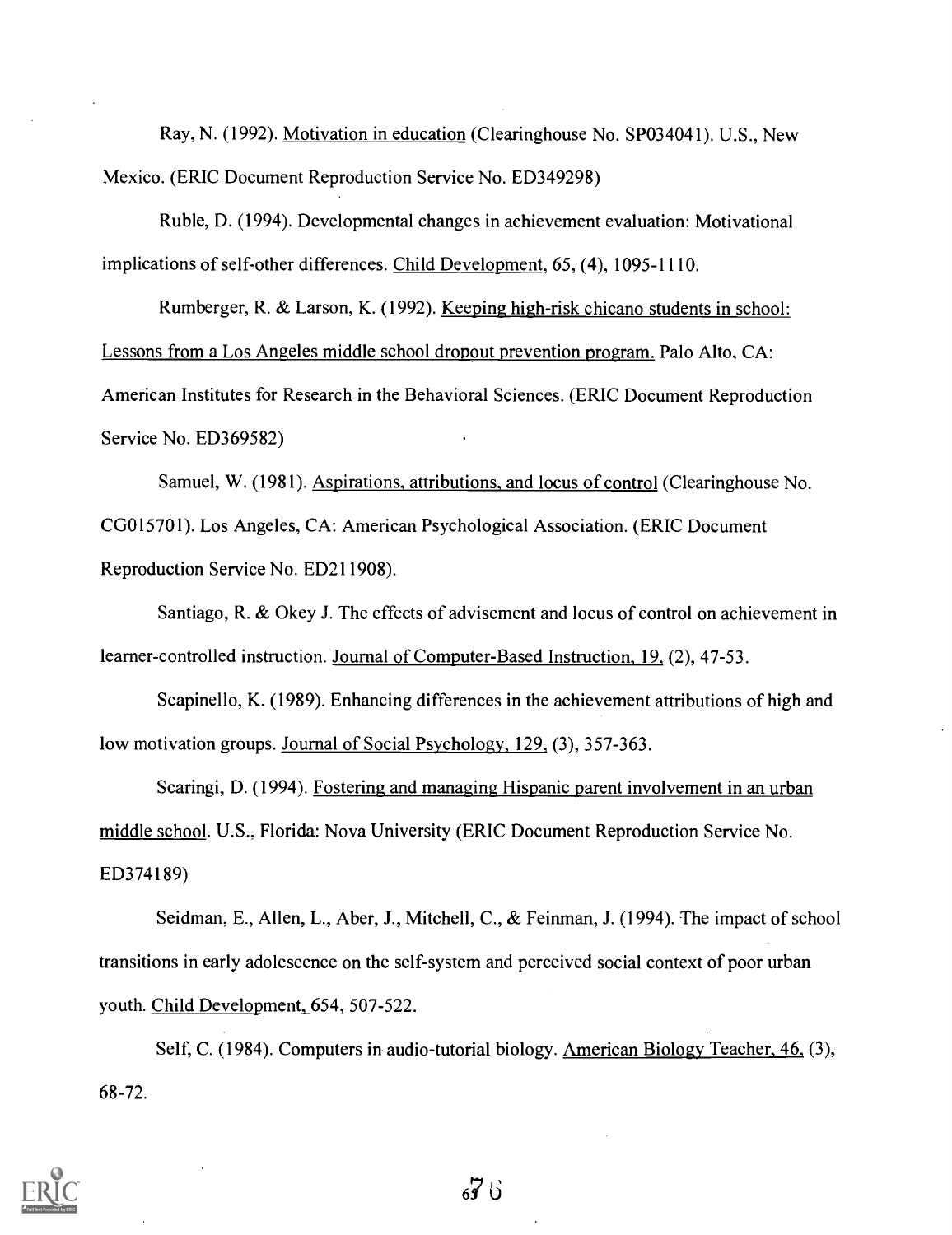Ray, N. (1992). Motivation in education (Clearinghouse No. SP034041). U.S., New Mexico. (ERIC Document Reproduction Service No. ED349298)

Ruble, D. (1994). Developmental changes in achievement evaluation: Motivational implications of self-other differences. Child Development, 65, (4), 1095-1110.

Rumberger, R. & Larson, K. (1992). Keeping high-risk chicano students in school: Lessons from a Los Angeles middle school dropout prevention program. Palo Alto, CA: American Institutes for Research in the Behavioral Sciences. (ERIC Document Reproduction Service No. ED369582)

Samuel, W. (1981). Aspirations, attributions, and locus of control (Clearinghouse No. CG015701). Los Angeles, CA: American Psychological Association. (ERIC Document Reproduction Service No. ED211908).

Santiago, R. & Okey J. The effects of advisement and locus of control on achievement in learner-controlled instruction. Journal of Computer-Based Instruction, 19, (2), 47-53.

Scapinello, K. (1989). Enhancing differences in the achievement attributions of high and low motivation groups. Journal of Social Psychology, 129, (3), 357-363.

Scaringi, D. (1994). Fostering and managing Hispanic parent involvement in an urban middle school. U.S., Florida: Nova University (ERIC Document Reproduction Service No. ED374189)

Seidman, E., Allen, L., Aber, J., Mitchell, C., & Feinman, J. (1994). The impact of school transitions in early adolescence on the self-system and perceived social context of poor urban youth. Child Development, 654, 507-522.

Self, C. (1984). Computers in audio-tutorial biology. American Biology Teacher, 46, (3), 68-72.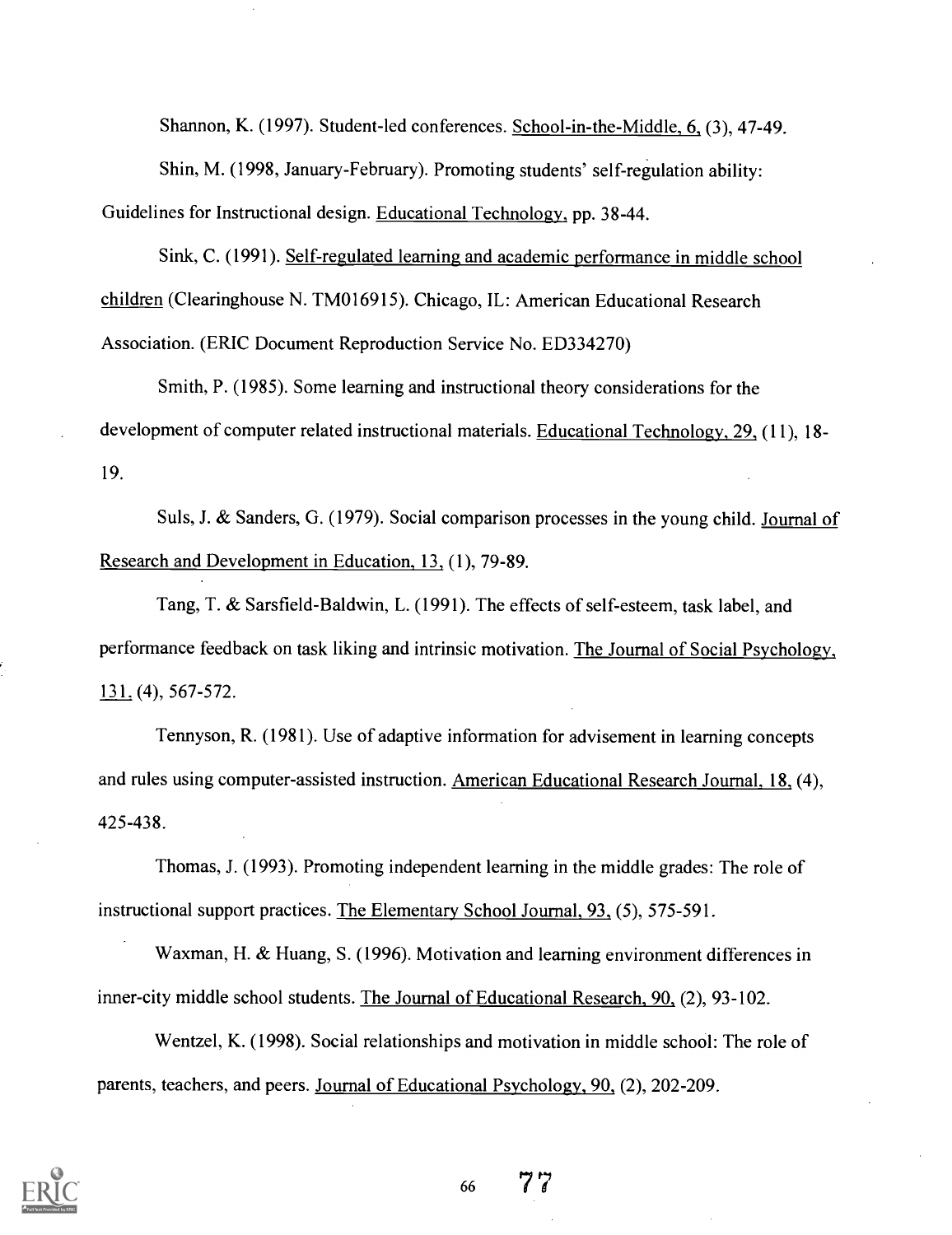Shannon, K. (1997). Student-led conferences. School-in-the-Middle, 6, (3), 47-49.

Shin, M. (1998, January-February). Promoting students' self-regulation ability: Guidelines for Instructional design. Educational Technology, pp. 38-44.

Sink, C. (1991). Self-regulated learning and academic performance in middle school children (Clearinghouse N. TM016915). Chicago, IL: American Educational Research Association. (ERIC Document Reproduction Service No. ED334270)

Smith, P. (1985). Some learning and instructional theory considerations for the development of computer related instructional materials. Educational Technology, 29, (11), 18-19.

Suls, J. & Sanders, G. (1979). Social comparison processes in the young child. Journal of Research and Development in Education, 13, (1), 79-89.

Tang, T. & Sarsfield-Baldwin, L. (1991). The effects of self-esteem, task label, and performance feedback on task liking and intrinsic motivation. The Journal of Social Psychology, 131, (4), 567-572.

Tennyson, R. (1981). Use of adaptive information for advisement in learning concepts and rules using computer-assisted instruction. American Educational Research Journal, 18, (4), 425-438.

Thomas, J. (1993). Promoting independent learning in the middle grades: The role of instructional support practices. The Elementary School Journal, 93, (5), 575-591.

Waxman, H. & Huang, S. (1996). Motivation and learning environment differences in inner-city middle school students. The Journal of Educational Research, 90, (2), 93-102.

Wentzel, K. (1998). Social relationships and motivation in middle school: The role of parents, teachers, and peers. Journal of Educational Psychology, 90, (2), 202-209.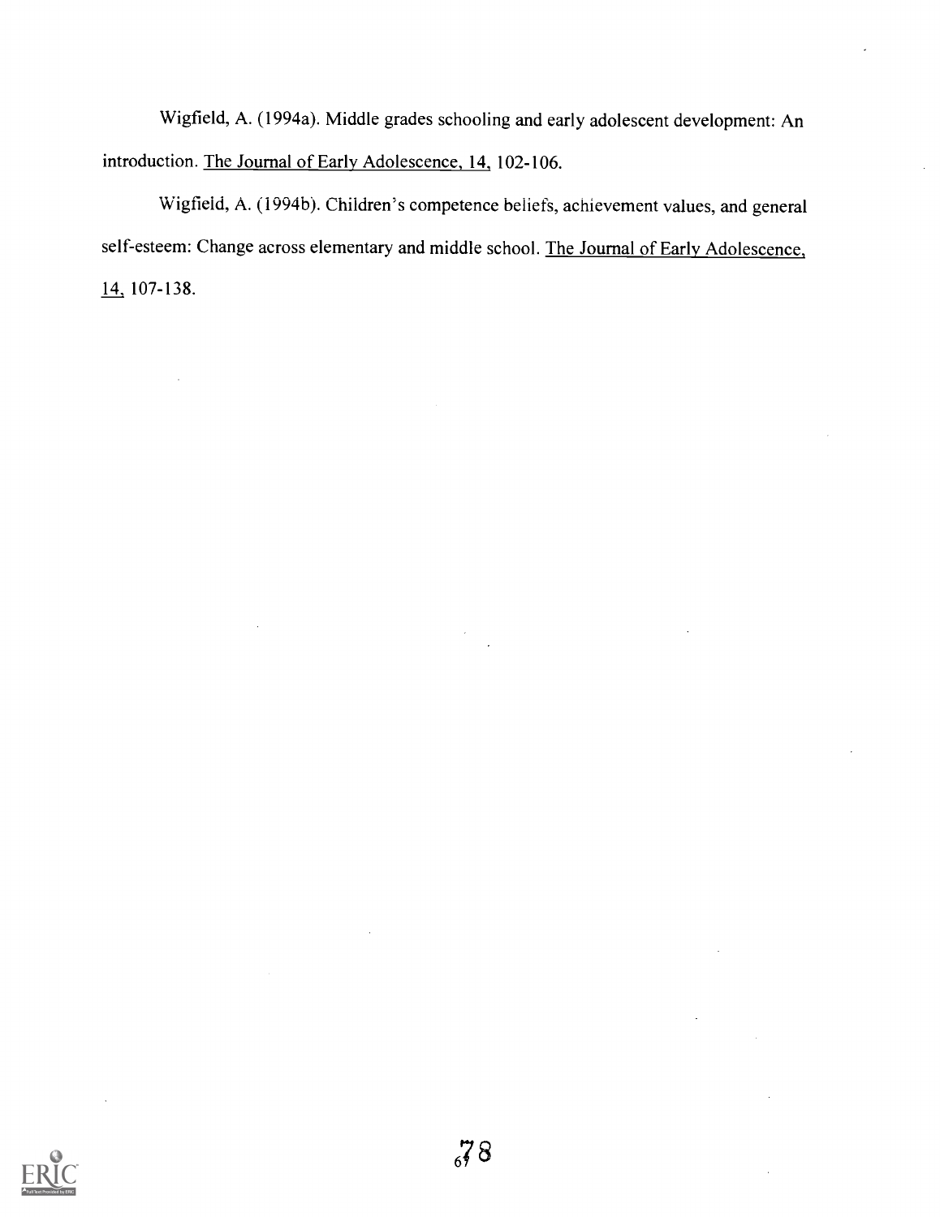Wigfield, A. (1994a). Middle grades schooling and early adolescent development: An introduction. The Journal of Early Adolescence, 14, 102-106.

Wigfield, A. (1994b). Children's competence beliefs, achievement values, and general self-esteem: Change across elementary and middle school. The Journal of Early Adolescence, 14, 107-138.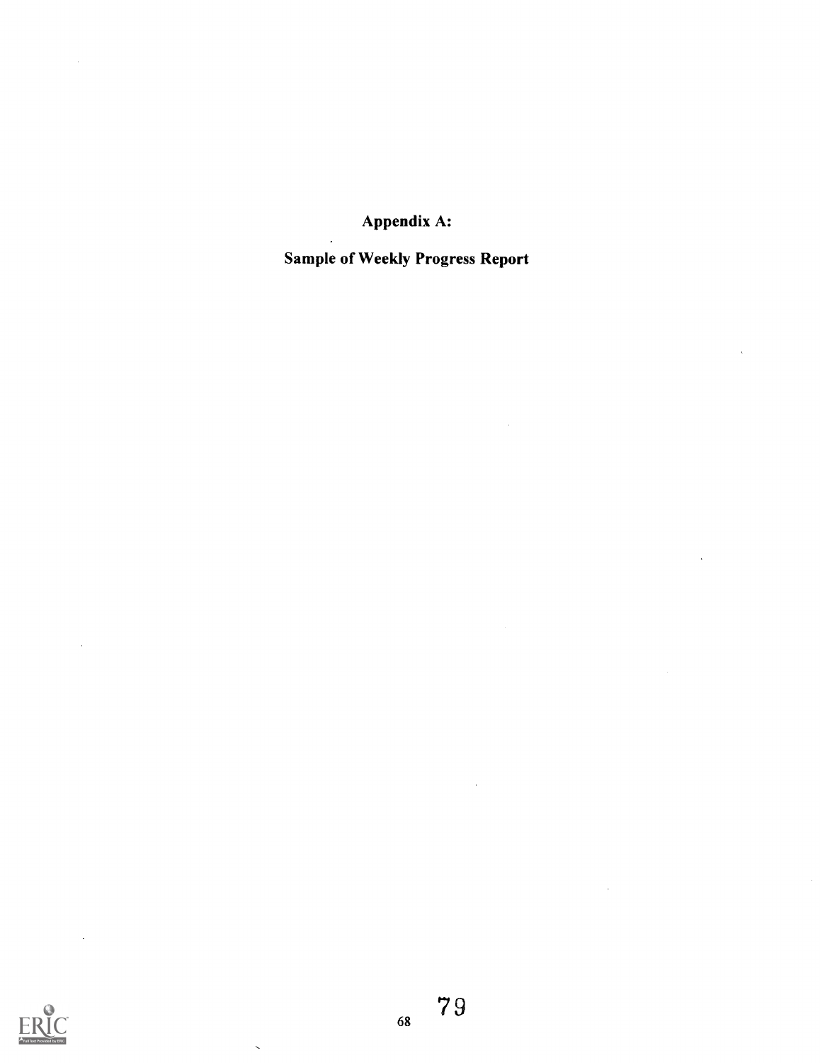## Appendix A:

## Sample of Weekly Progress Report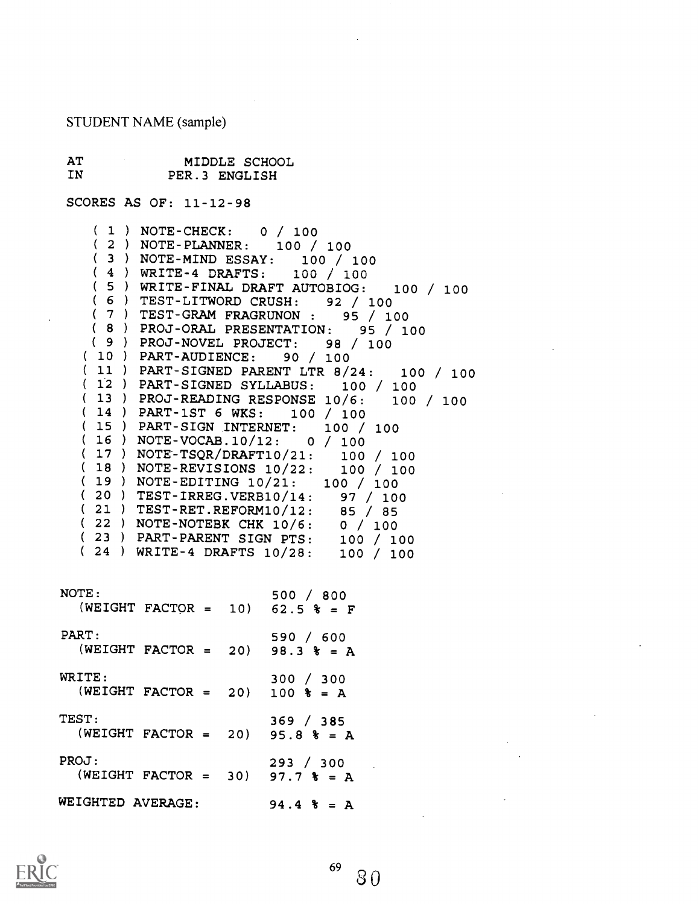STUDENT NAME (sample)

```
AT              MIDDLE SCHOOL
IN             PER.3 ENGLISH

SCORES AS OF: 11-12-98

    ( 1 ) NOTE-CHECK:   0 / 100
    ( 2 ) NOTE-PLANNER:   100 / 100
    ( 3 ) NOTE-MIND ESSAY:   100 / 100
    ( 4 ) WRITE-4 DRAFTS:   100 / 100
    ( 5 ) WRITE-FINAL DRAFT AUTOBIOG:   100 / 100
    ( 6 ) TEST-LITWORD CRUSH:   92 / 100
    ( 7 ) TEST-GRAM FRAGRUNON :   95 / 100
    ( 8 ) PROJ-ORAL PRESENTATION:   95 / 100
    ( 9 ) PROJ-NOVEL PROJECT:   98 / 100
   ( 10 ) PART-AUDIENCE:   90 / 100
   ( 11 ) PART-SIGNED PARENT LTR 8/24:   100 / 100
   ( 12 ) PART-SIGNED SYLLABUS:   100 / 100
   ( 13 ) PROJ-READING RESPONSE 10/6:   100 / 100
   ( 14 ) PART-1ST 6 WKS:   100 / 100
   ( 15 ) PART-SIGN INTERNET:   100 / 100
   ( 16 ) NOTE-VOCAB.10/12:   0 / 100
   ( 17 ) NOTE-TSQR/DRAFT10/21:   100 / 100
   ( 18 ) NOTE-REVISIONS 10/22:   100 / 100
   ( 19 ) NOTE-EDITING 10/21:   100 / 100
   ( 20 ) TEST-IRREG.VERB10/14:   97 / 100
   ( 21 ) TEST-RET.REFORM10/12:   85 / 85
   ( 22 ) NOTE-NOTEBK CHK 10/6:   0 / 100
   ( 23 ) PART-PARENT SIGN PTS:   100 / 100
   ( 24 ) WRITE-4 DRAFTS 10/28:   100 / 100

NOTE:                           500 / 800
  (WEIGHT FACTOR =  10)   62.5 % = F

PART:                           590 / 600
  (WEIGHT FACTOR =  20)   98.3 % = A

WRITE:                          300 / 300
  (WEIGHT FACTOR =  20)   100 % = A

TEST:                           369 / 385
  (WEIGHT FACTOR =  20)   95.8 % = A

PROJ:                           293 / 300
  (WEIGHT FACTOR =  30)   97.7 % = A

WEIGHTED AVERAGE:         94.4 % = A
```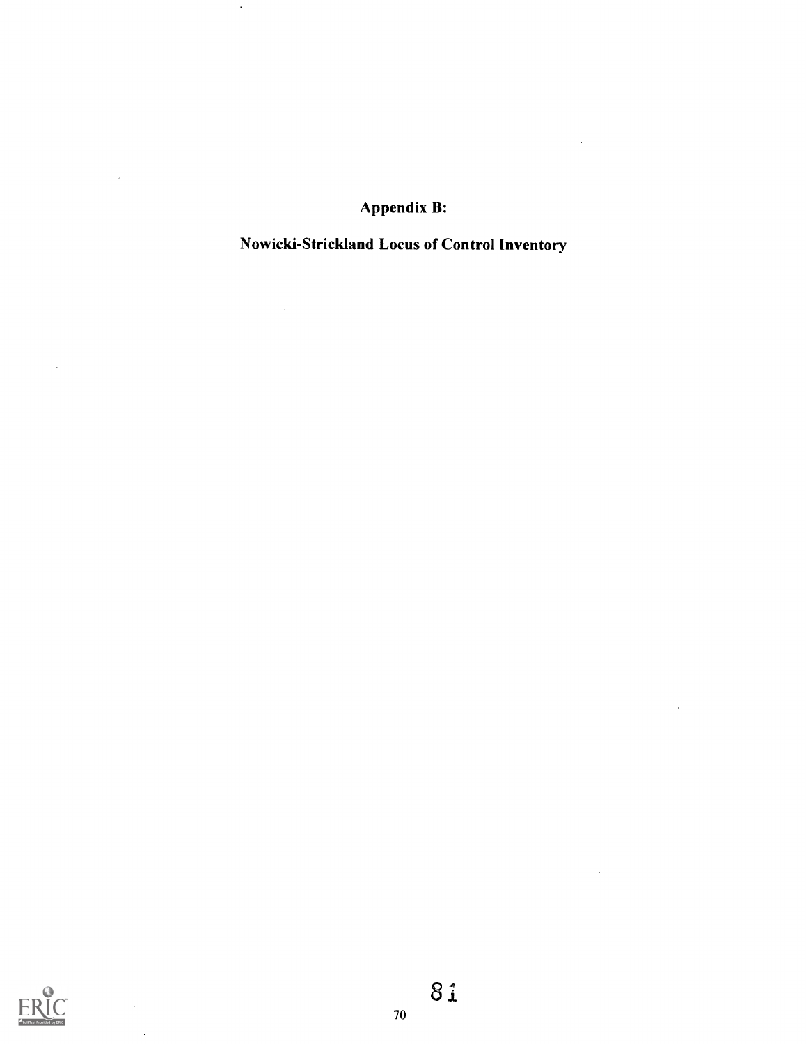# Appendix B:

## Nowicki-Strickland Locus of Control Inventory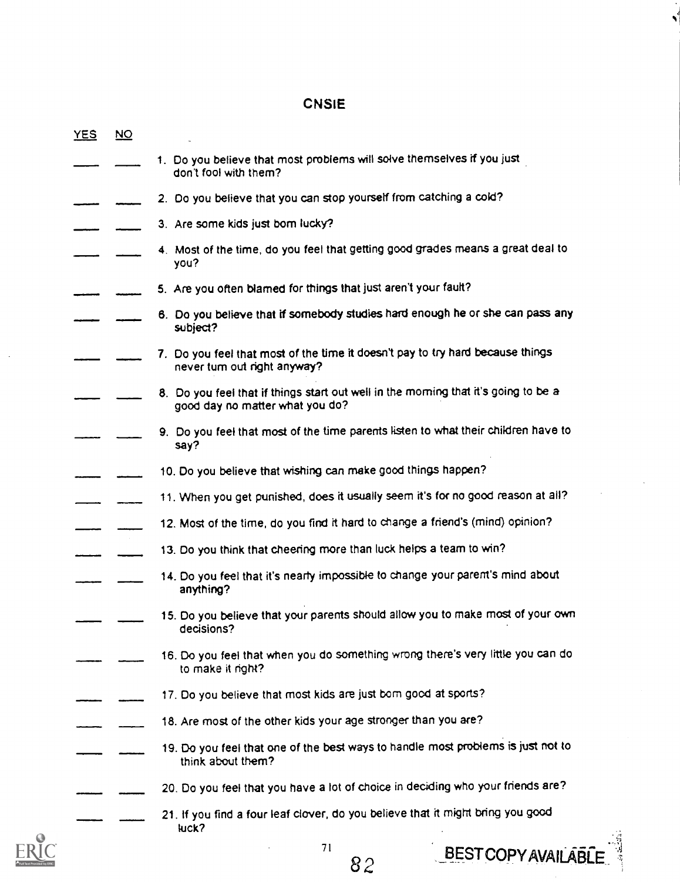# CNSIE

| YES | NO | |
|---|---|---|
| ____ | ____ | 1. Do you believe that most problems will solve themselves if you just don't fool with them? |
| ____ | ____ | 2. Do you believe that you can stop yourself from catching a cold? |
| ____ | ____ | 3. Are some kids just born lucky? |
| ____ | ____ | 4. Most of the time, do you feel that getting good grades means a great deal to you? |
| ____ | ____ | 5. Are you often blamed for things that just aren't your fault? |
| ____ | ____ | 6. Do you believe that if somebody studies hard enough he or she can pass any subject? |
| ____ | ____ | 7. Do you feel that most of the time it doesn't pay to try hard because things never turn out right anyway? |
| ____ | ____ | 8. Do you feel that if things start out well in the morning that it's going to be a good day no matter what you do? |
| ____ | ____ | 9. Do you feel that most of the time parents listen to what their children have to say? |
| ____ | ____ | 10. Do you believe that wishing can make good things happen? |
| ____ | ____ | 11. When you get punished, does it usually seem it's for no good reason at all? |
| ____ | ____ | 12. Most of the time, do you find it hard to change a friend's (mind) opinion? |
| ____ | ____ | 13. Do you think that cheering more than luck helps a team to win? |
| ____ | ____ | 14. Do you feel that it's nearly impossible to change your parent's mind about anything? |
| ____ | ____ | 15. Do you believe that your parents should allow you to make most of your own decisions? |
| ____ | ____ | 16. Do you feel that when you do something wrong there's very little you can do to make it right? |
| ____ | ____ | 17. Do you believe that most kids are just born good at sports? |
| ____ | ____ | 18. Are most of the other kids your age stronger than you are? |
| ____ | ____ | 19. Do you feel that one of the best ways to handle most problems is just not to think about them? |
| ____ | ____ | 20. Do you feel that you have a lot of choice in deciding who your friends are? |
| ____ | ____ | 21. If you find a four leaf clover, do you believe that it might bring you good luck? |

BEST COPY AVAILABLE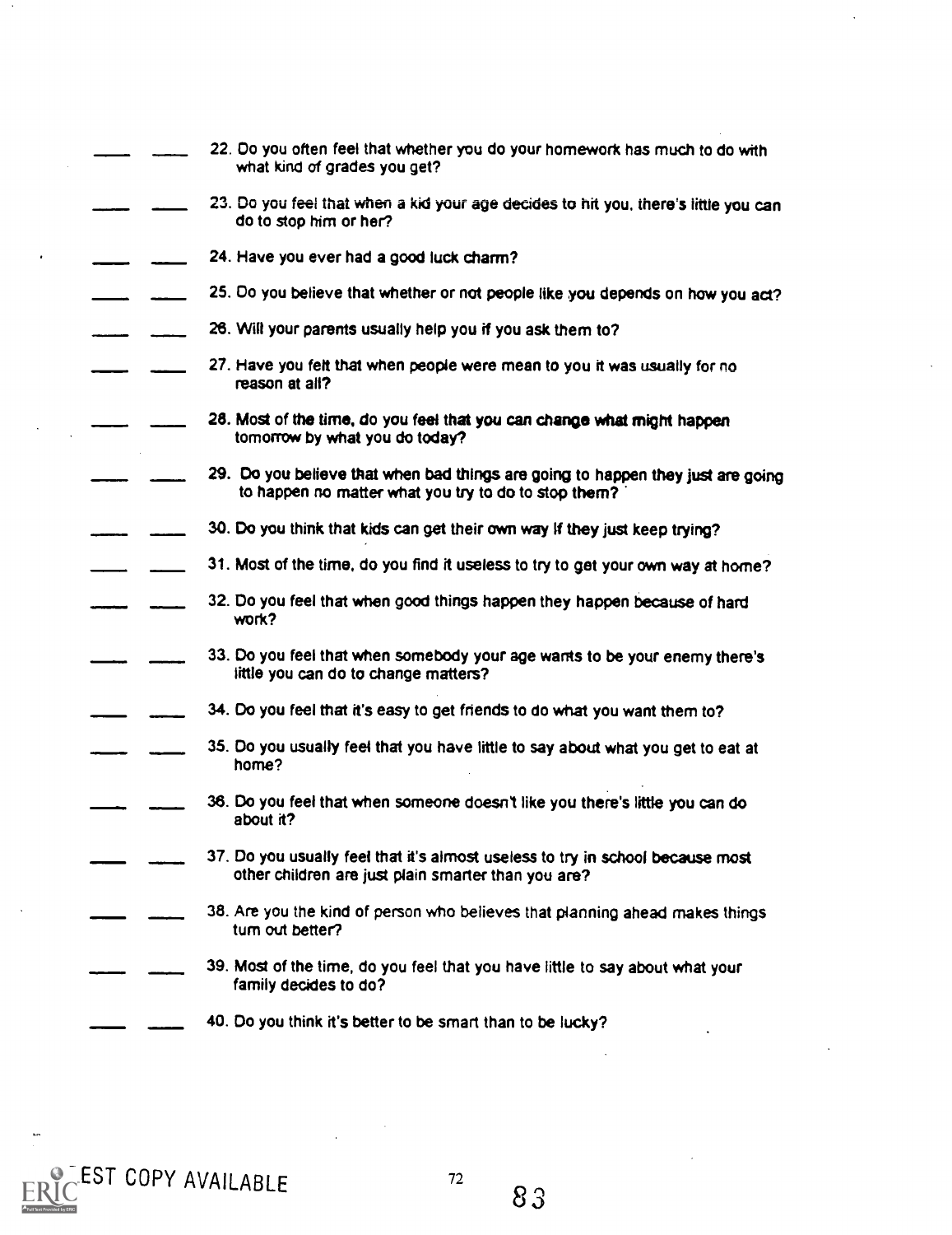\_\_\_\_ \_\_\_\_ 22. Do you often feel that whether you do your homework has much to do with what kind of grades you get?

\_\_\_\_ \_\_\_\_ 23. Do you feel that when a kid your age decides to hit you, there's little you can do to stop him or her?

\_\_\_\_ \_\_\_\_ 24. Have you ever had a good luck charm?

\_\_\_\_ \_\_\_\_ 25. Do you believe that whether or not people like you depends on how you act?

\_\_\_\_ \_\_\_\_ 26. Will your parents usually help you if you ask them to?

\_\_\_\_ \_\_\_\_ 27. Have you felt that when people were mean to you it was usually for no reason at all?

\_\_\_\_ \_\_\_\_ 28. Most of the time, do you feel that you can change what might happen tomorrow by what you do today?

\_\_\_\_ \_\_\_\_ 29. Do you believe that when bad things are going to happen they just are going to happen no matter what you try to do to stop them?

\_\_\_\_ \_\_\_\_ 30. Do you think that kids can get their own way if they just keep trying?

\_\_\_\_ \_\_\_\_ 31. Most of the time, do you find it useless to try to get your own way at home?

\_\_\_\_ \_\_\_\_ 32. Do you feel that when good things happen they happen because of hard work?

\_\_\_\_ \_\_\_\_ 33. Do you feel that when somebody your age wants to be your enemy there's little you can do to change matters?

\_\_\_\_ \_\_\_\_ 34. Do you feel that it's easy to get friends to do what you want them to?

\_\_\_\_ \_\_\_\_ 35. Do you usually feel that you have little to say about what you get to eat at home?

\_\_\_\_ \_\_\_\_ 36. Do you feel that when someone doesn't like you there's little you can do about it?

\_\_\_\_ \_\_\_\_ 37. Do you usually feel that it's almost useless to try in school because most other children are just plain smarter than you are?

\_\_\_\_ \_\_\_\_ 38. Are you the kind of person who believes that planning ahead makes things turn out better?

\_\_\_\_ \_\_\_\_ 39. Most of the time, do you feel that you have little to say about what your family decides to do?

\_\_\_\_ \_\_\_\_ 40. Do you think it's better to be smart than to be lucky?

BEST COPY AVAILABLE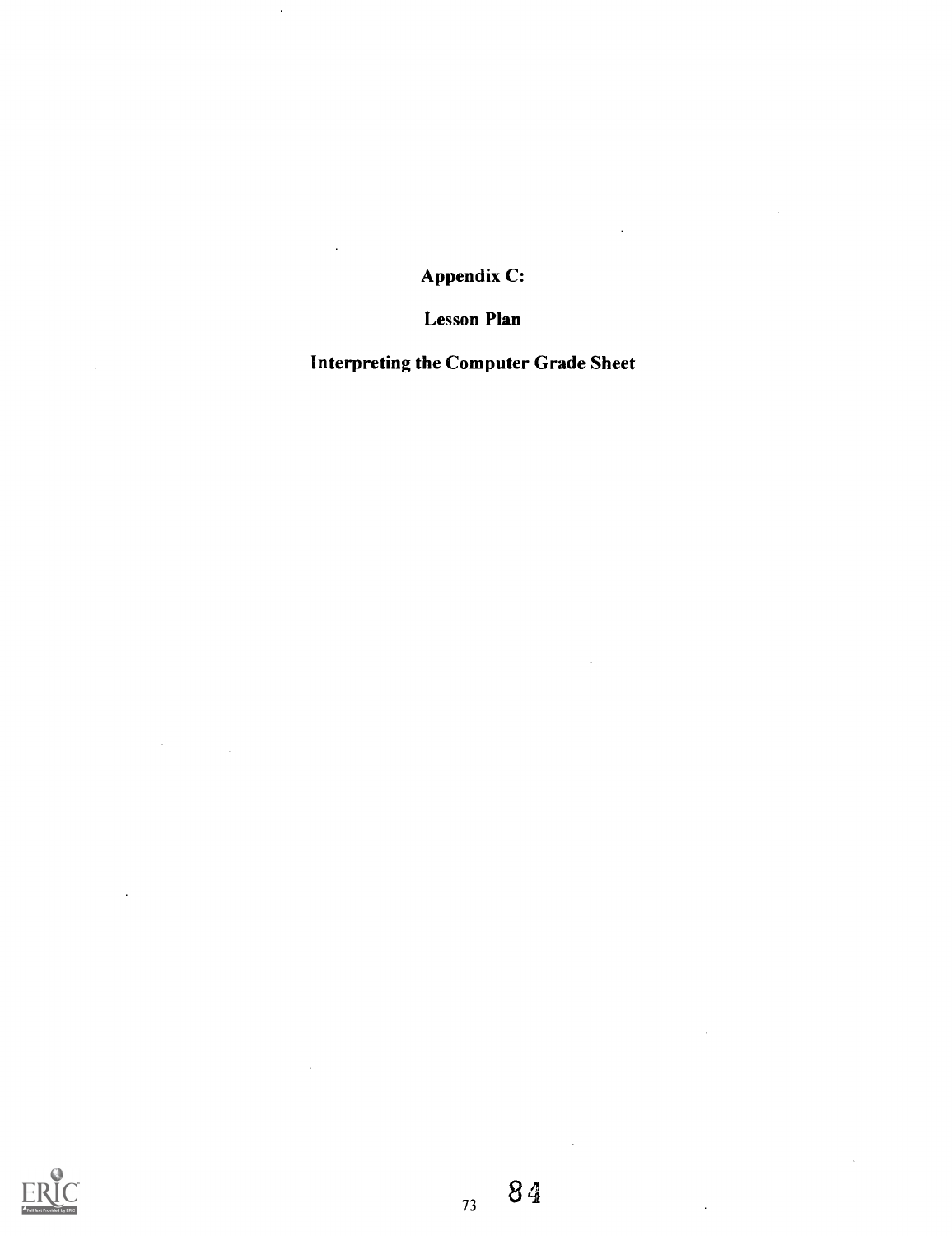# Appendix C:

## Lesson Plan

## Interpreting the Computer Grade Sheet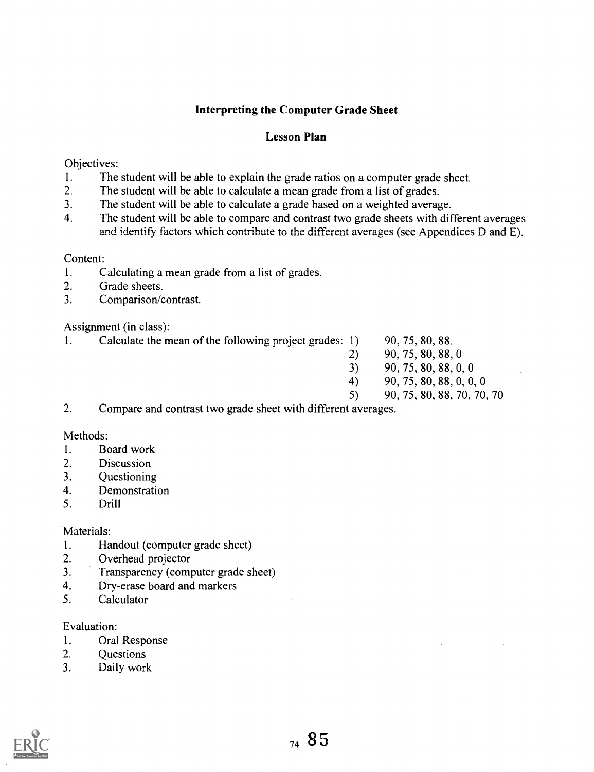## Interpreting the Computer Grade Sheet

### Lesson Plan

Objectives:

1. The student will be able to explain the grade ratios on a computer grade sheet.
2. The student will be able to calculate a mean grade from a list of grades.
3. The student will be able to calculate a grade based on a weighted average.
4. The student will be able to compare and contrast two grade sheets with different averages and identify factors which contribute to the different averages (see Appendices D and E).

Content:

1. Calculating a mean grade from a list of grades.
2. Grade sheets.
3. Comparison/contrast.

Assignment (in class):

1. Calculate the mean of the following project grades:
   1) 90, 75, 80, 88.
   2) 90, 75, 80, 88, 0
   3) 90, 75, 80, 88, 0, 0
   4) 90, 75, 80, 88, 0, 0, 0
   5) 90, 75, 80, 88, 70, 70, 70
2. Compare and contrast two grade sheet with different averages.

Methods:

1. Board work
2. Discussion
3. Questioning
4. Demonstration
5. Drill

Materials:

1. Handout (computer grade sheet)
2. Overhead projector
3. Transparency (computer grade sheet)
4. Dry-erase board and markers
5. Calculator

Evaluation:

1. Oral Response
2. Questions
3. Daily work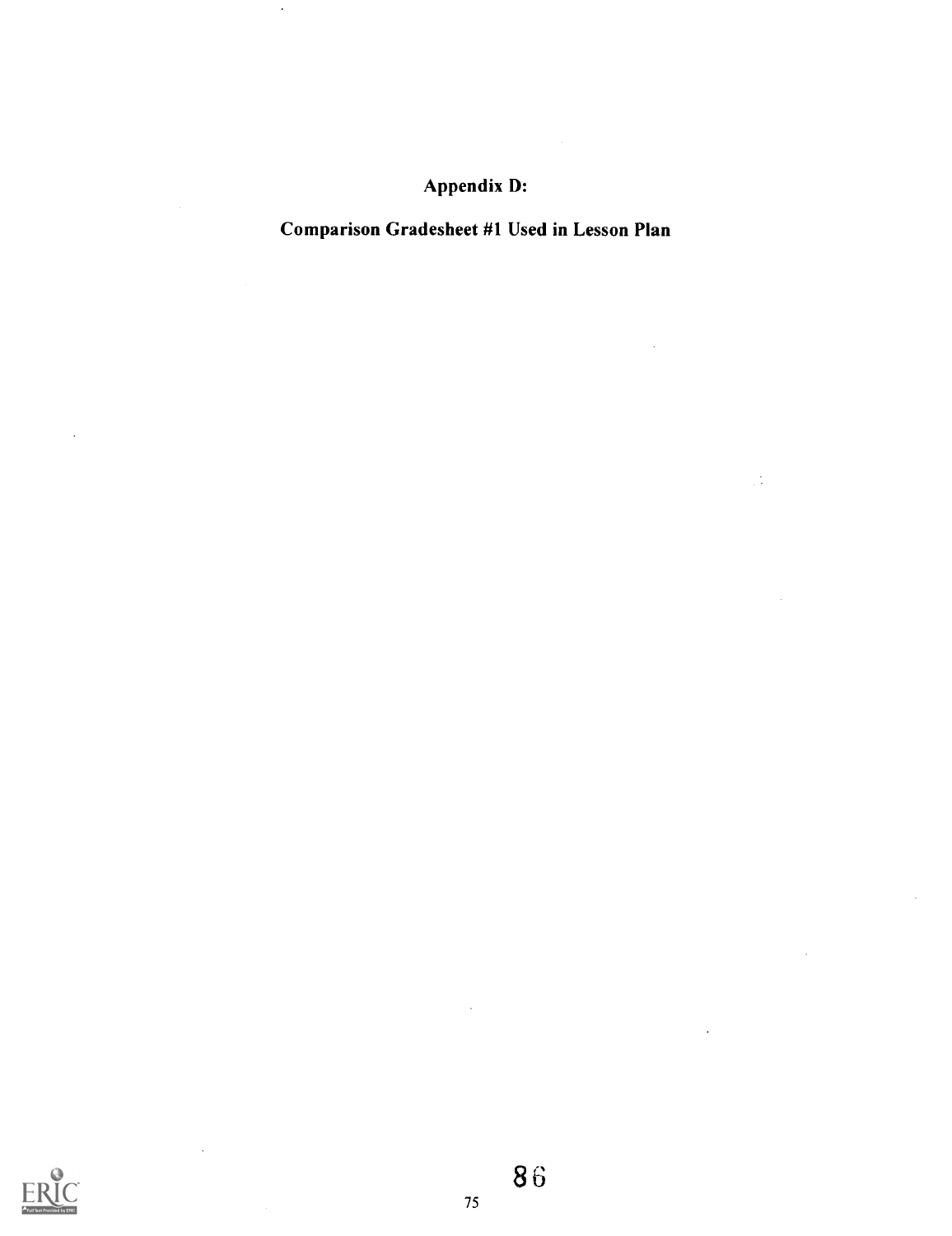# Appendix D:

## Comparison Gradesheet #1 Used in Lesson Plan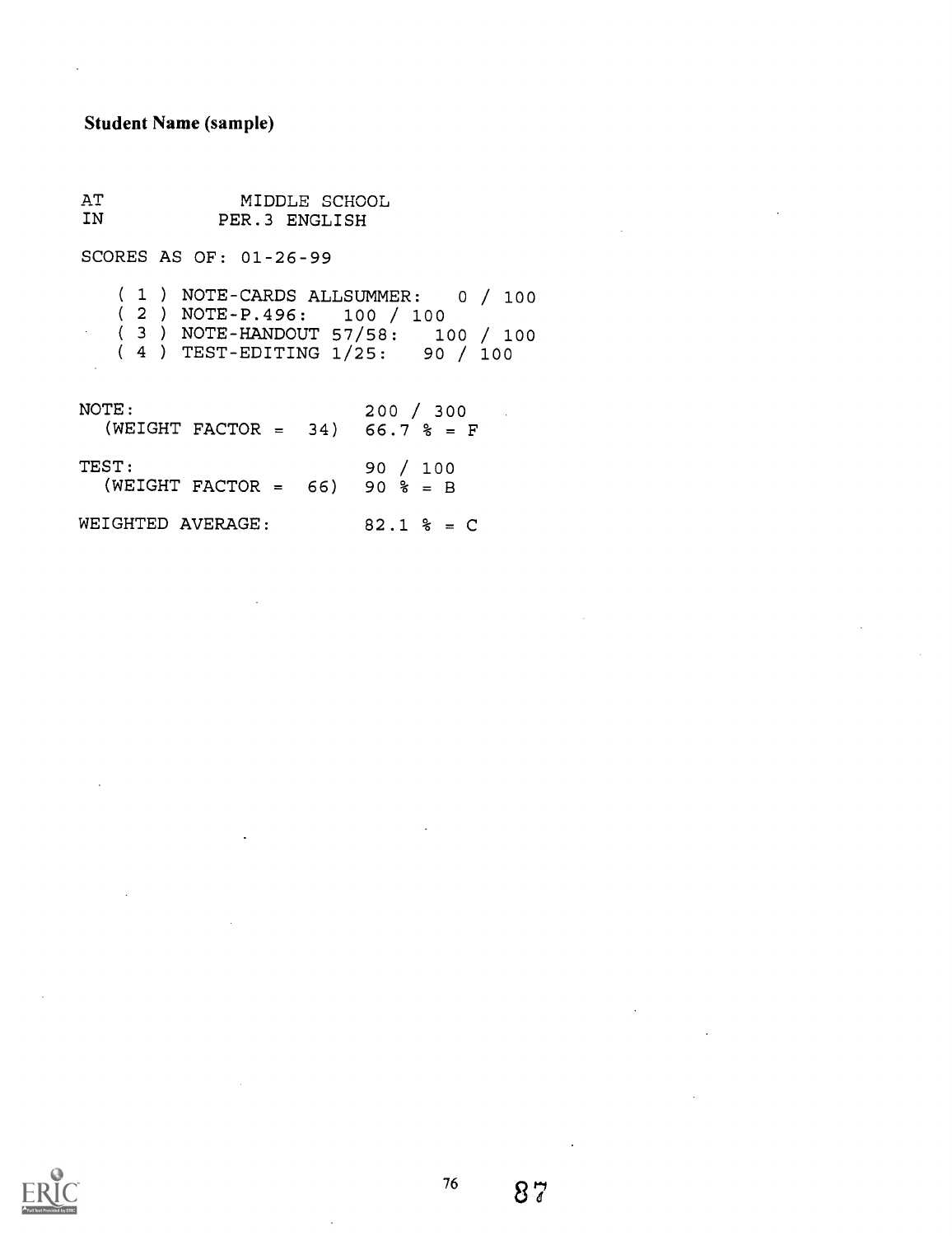**Student Name (sample)**

```
AT              MIDDLE SCHOOL
IN            PER.3 ENGLISH

SCORES AS OF: 01-26-99

    ( 1 ) NOTE-CARDS ALLSUMMER:   0 / 100
    ( 2 ) NOTE-P.496:   100 / 100
    ( 3 ) NOTE-HANDOUT 57/58:   100 / 100
    ( 4 ) TEST-EDITING 1/25:   90 / 100


NOTE:                          200 / 300
  (WEIGHT FACTOR =  34)   66.7 % = F

TEST:                          90 / 100
  (WEIGHT FACTOR =  66)   90 % = B

WEIGHTED AVERAGE:          82.1 % = C
```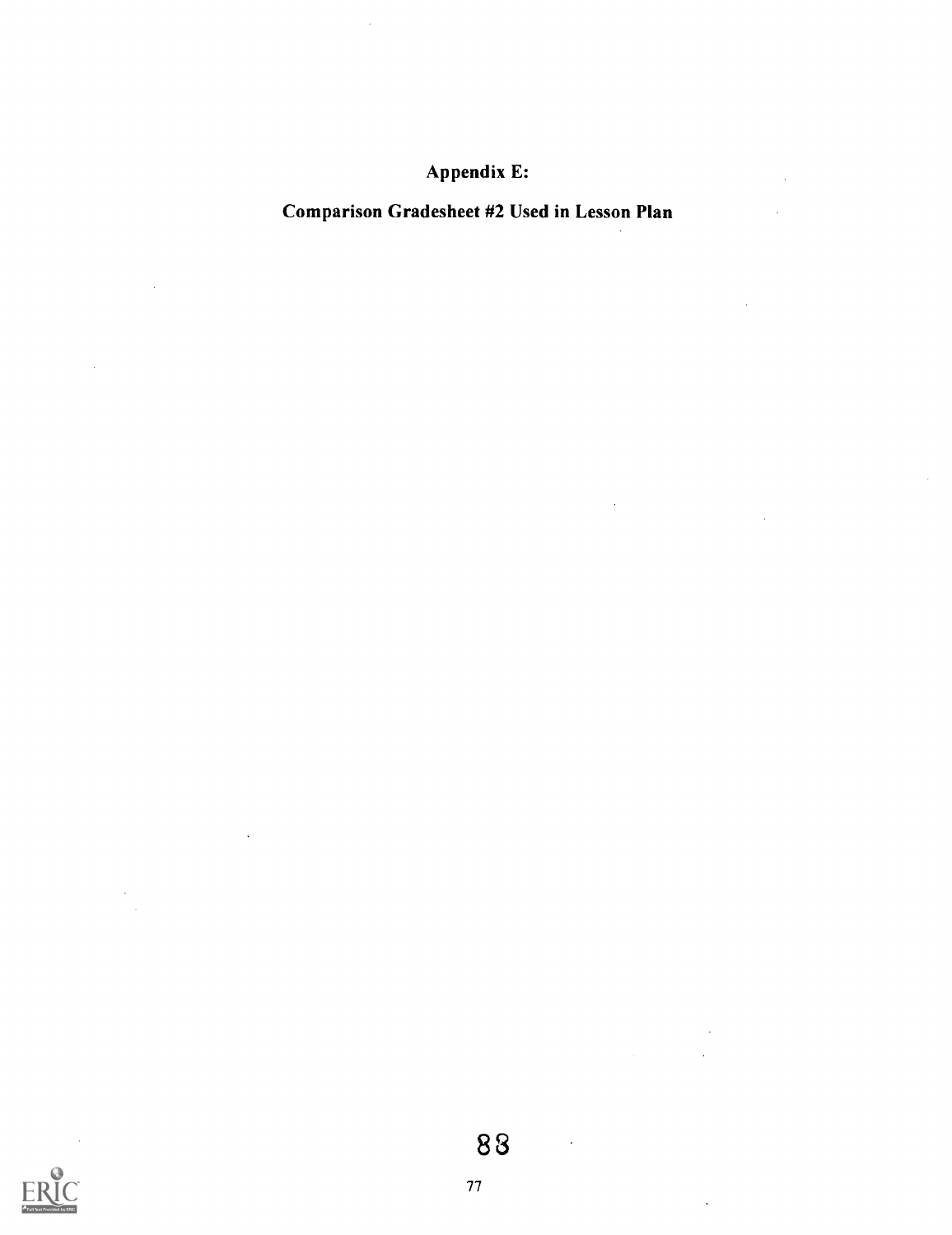# Appendix E:

## Comparison Gradesheet #2 Used in Lesson Plan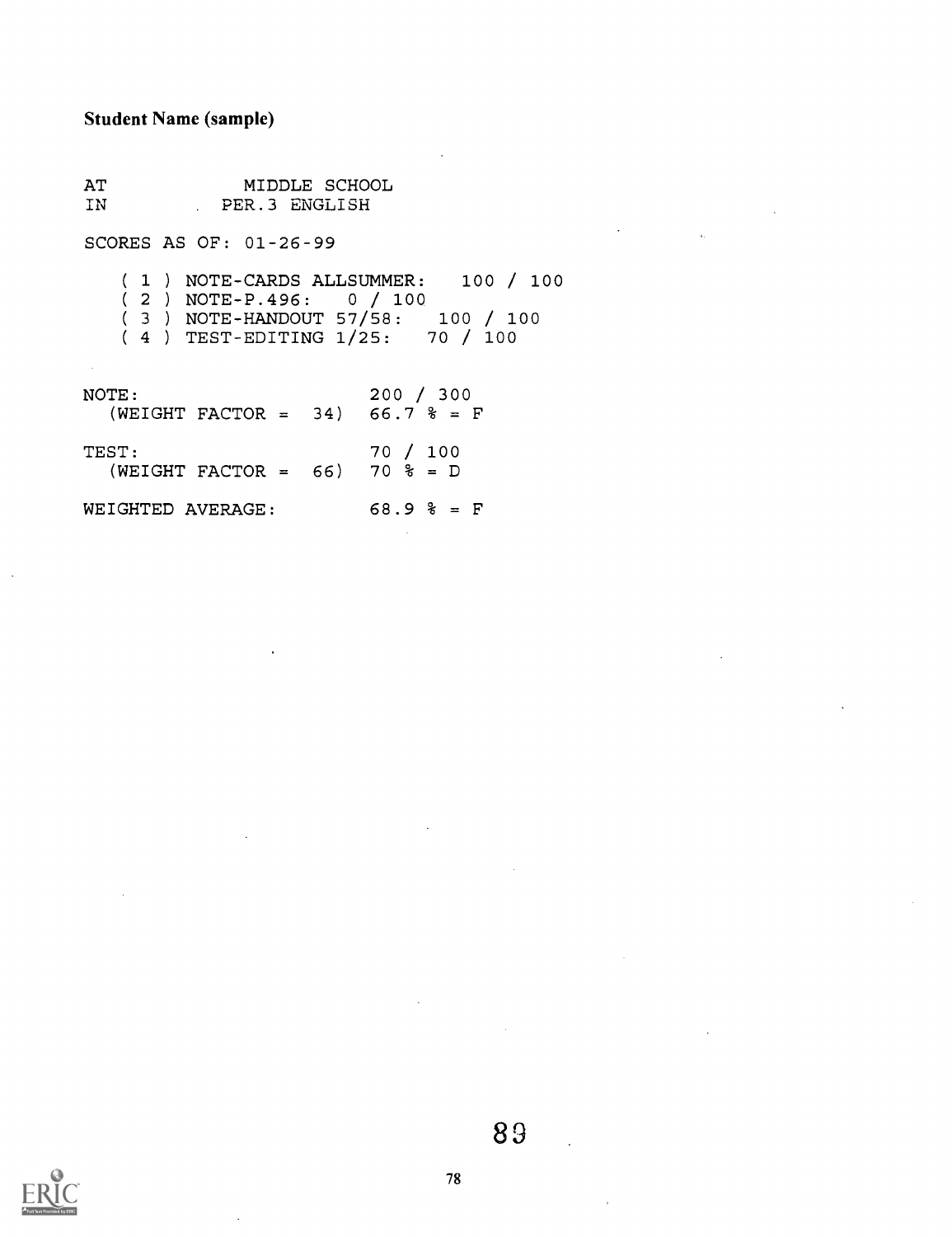**Student Name (sample)**

```
AT              MIDDLE SCHOOL
IN          .  PER.3 ENGLISH

SCORES AS OF: 01-26-99

   ( 1 ) NOTE-CARDS ALLSUMMER:    100 / 100
   ( 2 ) NOTE-P.496:    0 / 100
   ( 3 ) NOTE-HANDOUT 57/58:    100 / 100
   ( 4 ) TEST-EDITING 1/25:    70 / 100

NOTE:                         200 / 300
  (WEIGHT FACTOR =  34)   66.7 % = F

TEST:                         70 / 100
  (WEIGHT FACTOR =  66)   70 % = D

WEIGHTED AVERAGE:         68.9 % = F
```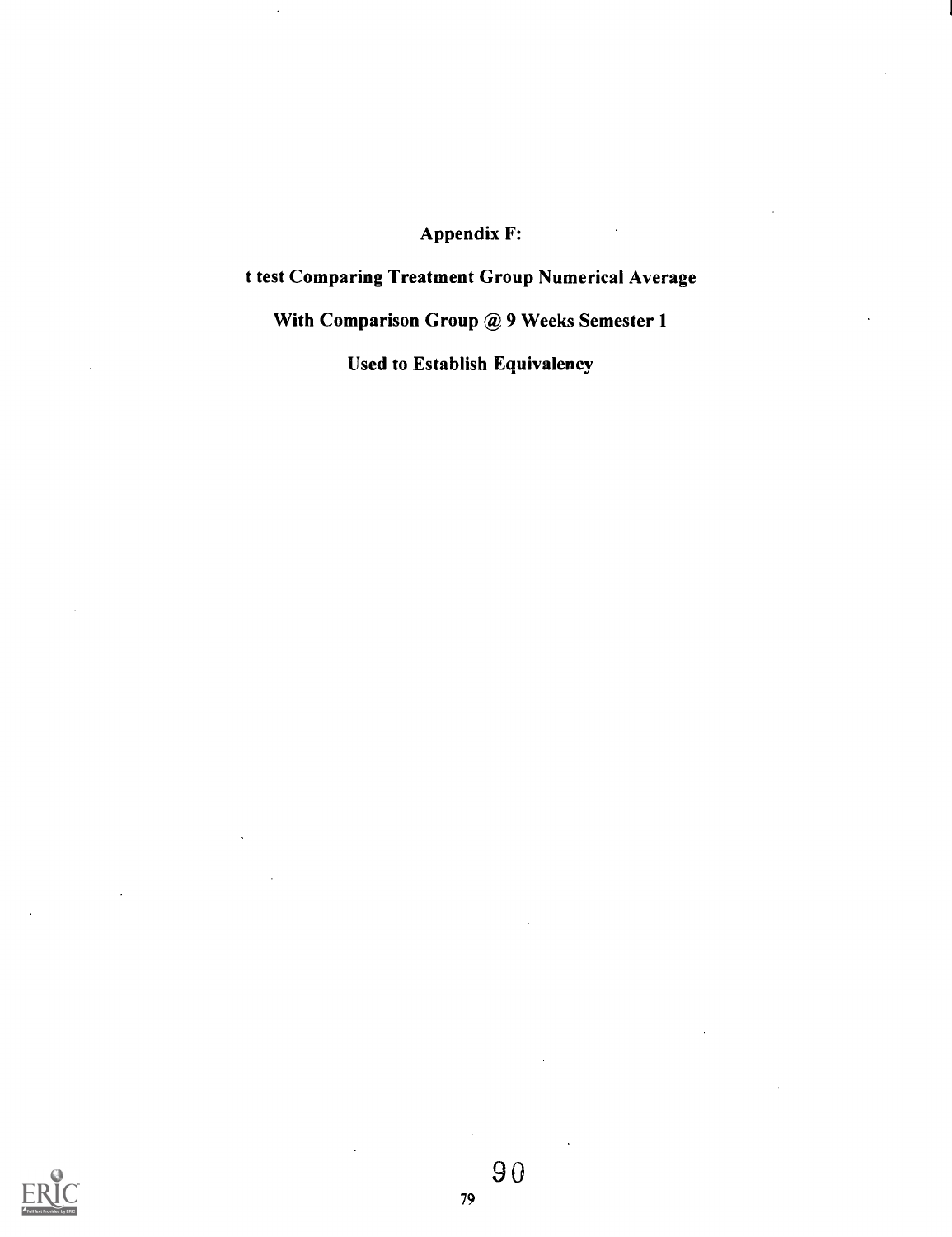# Appendix F:

## t test Comparing Treatment Group Numerical Average

## With Comparison Group @ 9 Weeks Semester 1

## Used to Establish Equivalency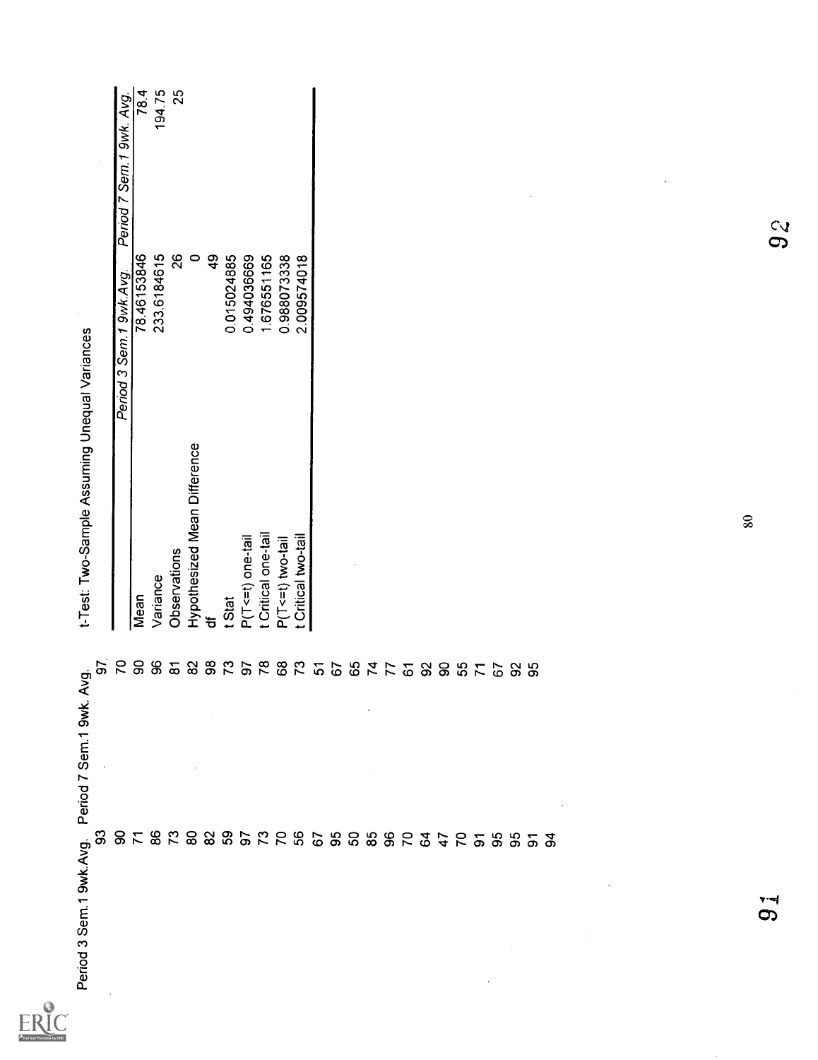| Period 3 Sem.1 9wk.Avg. | Period 7 Sem.1 9wk. Avg. |
|---|---|
| 93 | 97 |
| 90 | 70 |
| 71 | 90 |
| 86 | 96 |
| 73 | 81 |
| 80 | 82 |
| 82 | 98 |
| 59 | 73 |
| 97 | 97 |
| 73 | 78 |
| 70 | 68 |
| 56 | 73 |
| 67 | 51 |
| 95 | 67 |
| 50 | 65 |
| 85 | 74 |
| 96 | 77 |
| 70 | 61 |
| 64 | 92 |
| 47 | 90 |
| 70 | 55 |
| 91 | 71 |
| 95 | 67 |
| 95 | 92 |
| 91 | 95 |
| 94 | |

t-Test: Two-Sample Assuming Unequal Variances

| | *Period 3 Sem.1 9wk.Avg.* | *Period 7 Sem.1 9wk. Avg.* |
|---|---|---|
| Mean | 78.46153846 | 78.4 |
| Variance | 233.6184615 | 194.75 |
| Observations | 26 | 25 |
| Hypothesized Mean Difference | 0 | |
| df | 49 | |
| t Stat | 0.015024885 | |
| P(T<=t) one-tail | 0.494036669 | |
| t Critical one-tail | 1.676551165 | |
| P(T<=t) two-tail | 0.988073338 | |
| t Critical two-tail | 2.009574018 | |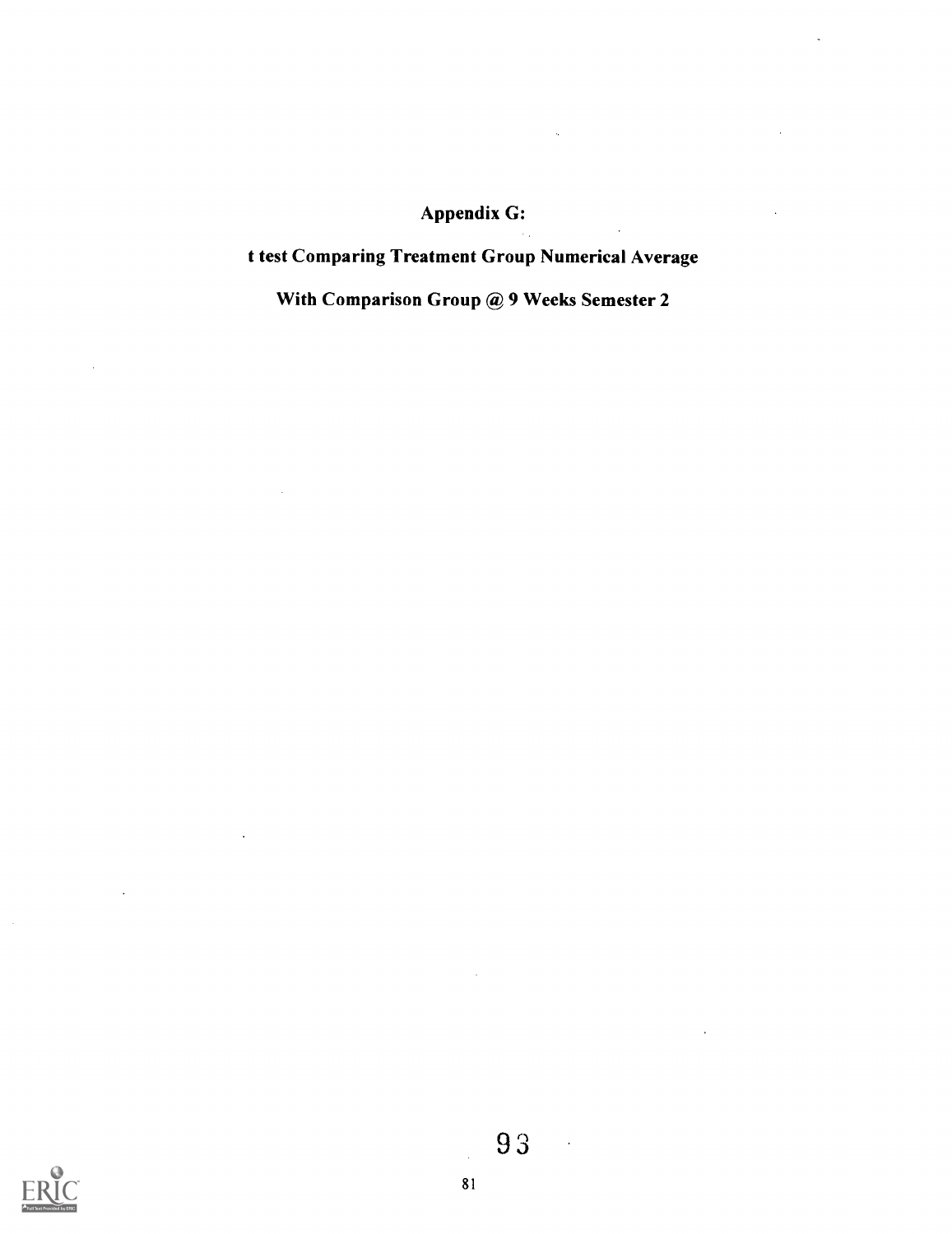## Appendix G:

## t test Comparing Treatment Group Numerical Average

## With Comparison Group @ 9 Weeks Semester 2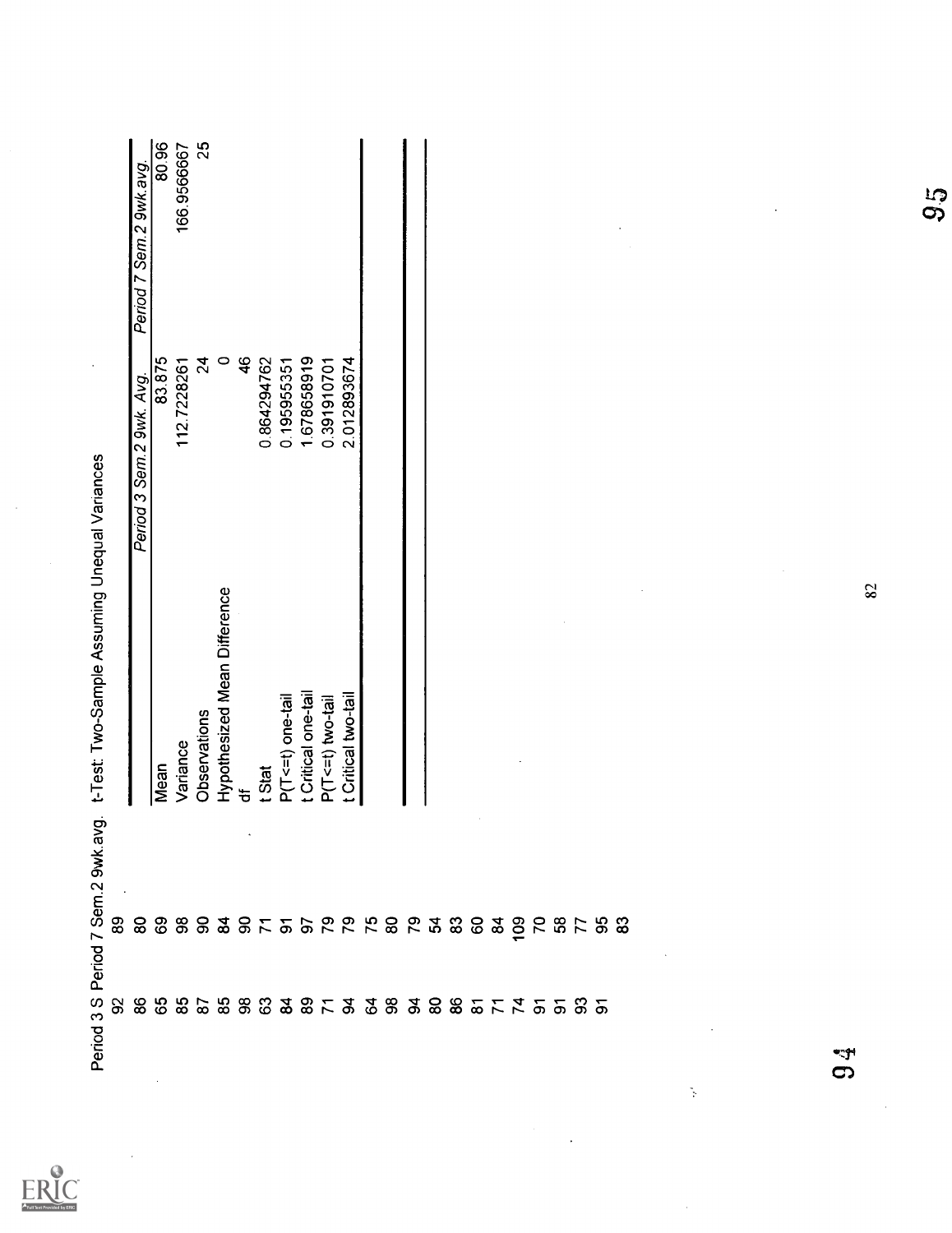| Period 3 S | Period 7 Sem.2 9wk.avg. |
|---|---|
| 92 | 89 |
| 86 | 80 |
| 65 | 69 |
| 85 | 98 |
| 87 | 90 |
| 85 | 84 |
| 98 | 90 |
| 63 | 71 |
| 84 | 91 |
| 89 | 97 |
| 71 | 79 |
| 94 | 79 |
| 64 | 75 |
| 98 | 80 |
| 94 | 79 |
| 80 | 54 |
| 86 | 83 |
| 81 | 60 |
| 71 | 84 |
| 74 | 109 |
| 91 | 70 |
| 91 | 58 |
| 93 | 77 |
| 91 | 95 |
| | 83 |

t-Test: Two-Sample Assuming Unequal Variances

| | *Period 3 Sem.2 9wk. Avg.* | *Period 7 Sem.2 9wk.avg.* |
|---|---|---|
| Mean | 83.875 | 80.96 |
| Variance | 112.7228261 | 166.9566667 |
| Observations | 24 | 25 |
| Hypothesized Mean Difference | 0 | |
| df | 46 | |
| t Stat | 0.864294762 | |
| P(T<=t) one-tail | 0.195955351 | |
| t Critical one-tail | 1.678658919 | |
| P(T<=t) two-tail | 0.391910701 | |
| t Critical two-tail | 2.012893674 | |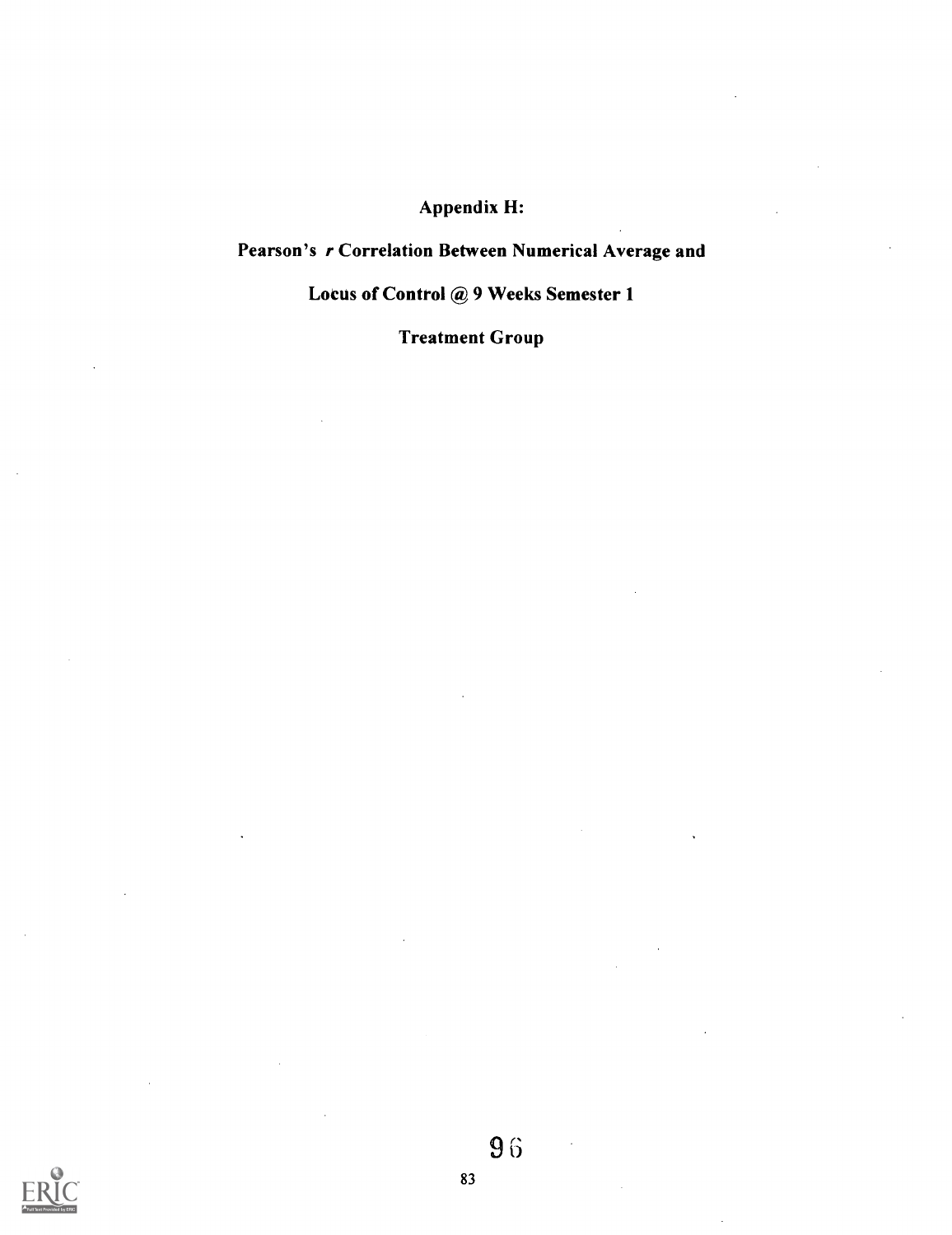# Appendix H:

## Pearson's *r* Correlation Between Numerical Average and

## Locus of Control @ 9 Weeks Semester 1

## Treatment Group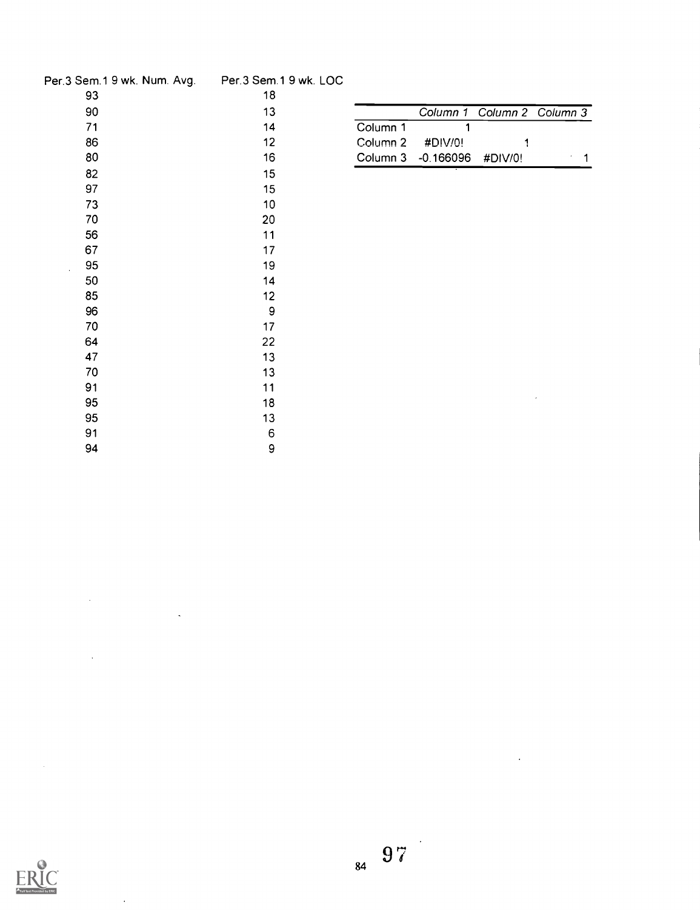| Per.3 Sem.1 9 wk. Num. Avg. | Per.3 Sem.1 9 wk. LOC |
|---|---|
| 93 | 18 |
| 90 | 13 |
| 71 | 14 |
| 86 | 12 |
| 80 | 16 |
| 82 | 15 |
| 97 | 15 |
| 73 | 10 |
| 70 | 20 |
| 56 | 11 |
| 67 | 17 |
| 95 | 19 |
| 50 | 14 |
| 85 | 12 |
| 96 | 9 |
| 70 | 17 |
| 64 | 22 |
| 47 | 13 |
| 70 | 13 |
| 91 | 11 |
| 95 | 18 |
| 95 | 13 |
| 91 | 6 |
| 94 | 9 |

| | *Column 1* | *Column 2* | *Column 3* |
|---|---|---|---|
| Column 1 | 1 | | |
| Column 2 | #DIV/0! | 1 | |
| Column 3 | -0.166096 | #DIV/0! | 1 |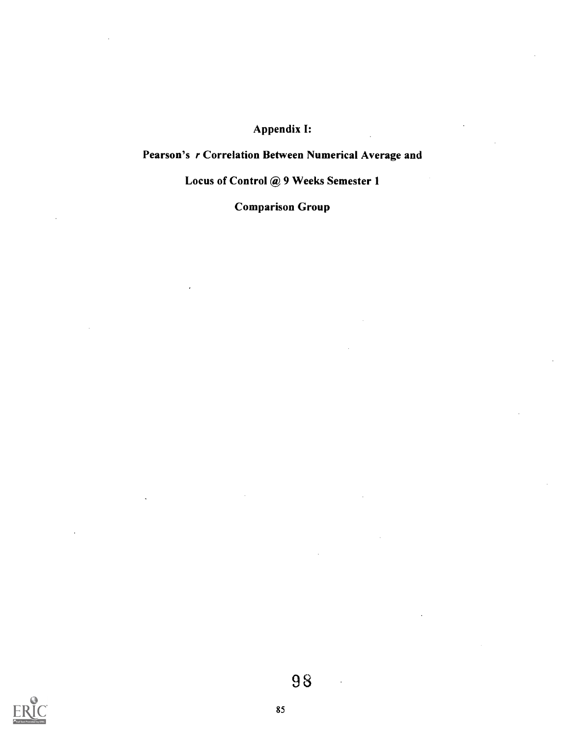# Appendix I:

## Pearson's *r* Correlation Between Numerical Average and Locus of Control @ 9 Weeks Semester 1

## Comparison Group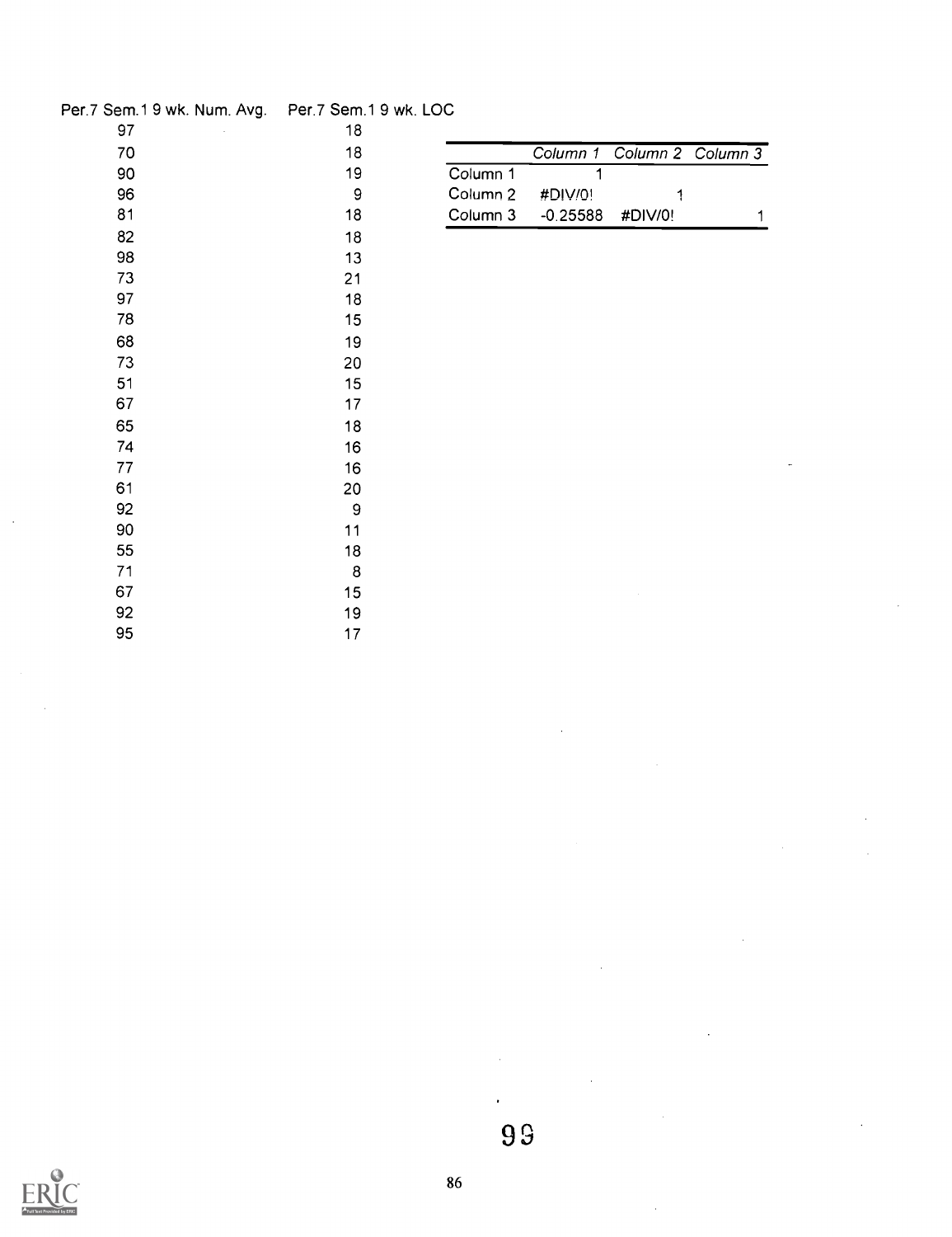| Per.7 Sem.1 9 wk. Num. Avg. | Per.7 Sem.1 9 wk. LOC |
|---|---|
| 97 | 18 |
| 70 | 18 |
| 90 | 19 |
| 96 | 9 |
| 81 | 18 |
| 82 | 18 |
| 98 | 13 |
| 73 | 21 |
| 97 | 18 |
| 78 | 15 |
| 68 | 19 |
| 73 | 20 |
| 51 | 15 |
| 67 | 17 |
| 65 | 18 |
| 74 | 16 |
| 77 | 16 |
| 61 | 20 |
| 92 | 9 |
| 90 | 11 |
| 55 | 18 |
| 71 | 8 |
| 67 | 15 |
| 92 | 19 |
| 95 | 17 |

| | *Column 1* | *Column 2* | *Column 3* |
|---|---|---|---|
| Column 1 | 1 | | |
| Column 2 | #DIV/0! | 1 | |
| Column 3 | -0.25588 | #DIV/0! | 1 |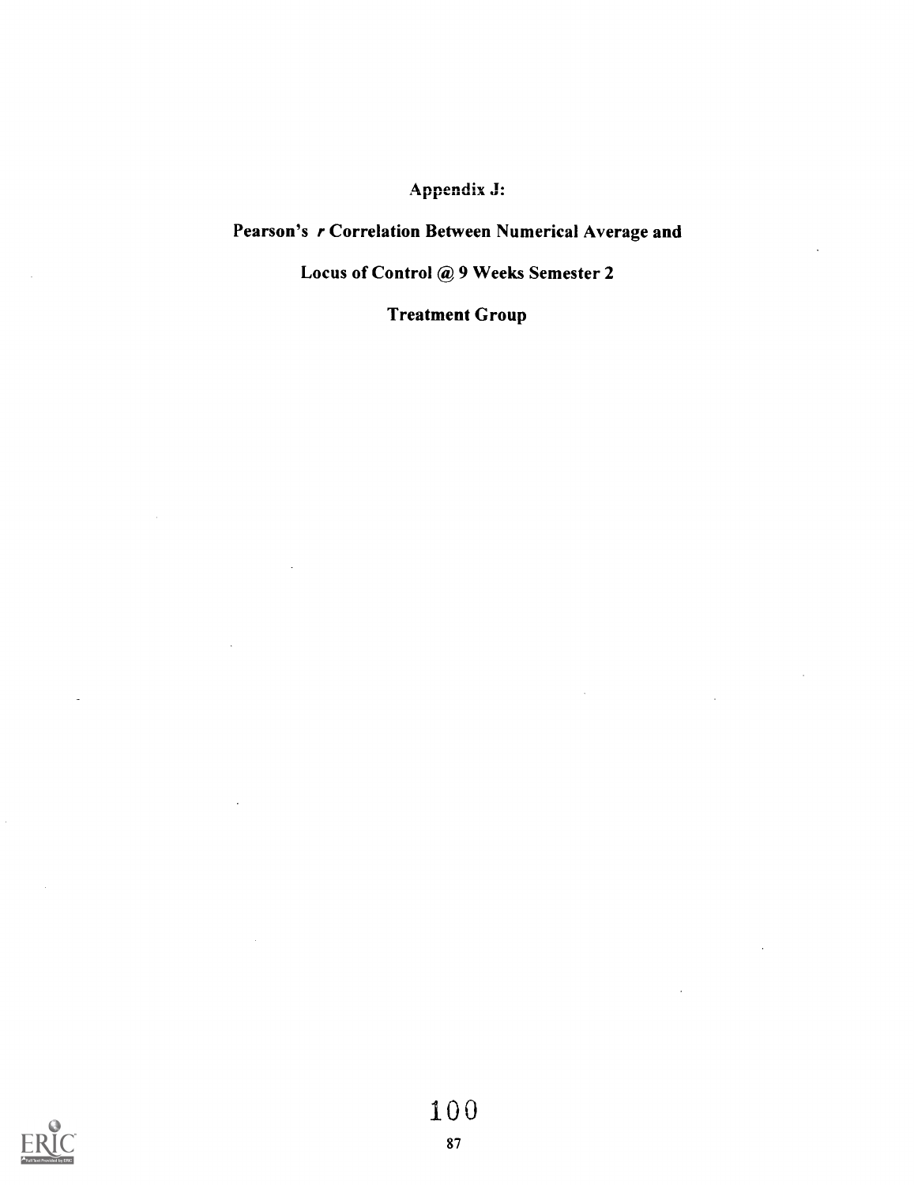# Appendix J:

## Pearson's *r* Correlation Between Numerical Average and

## Locus of Control @ 9 Weeks Semester 2

## Treatment Group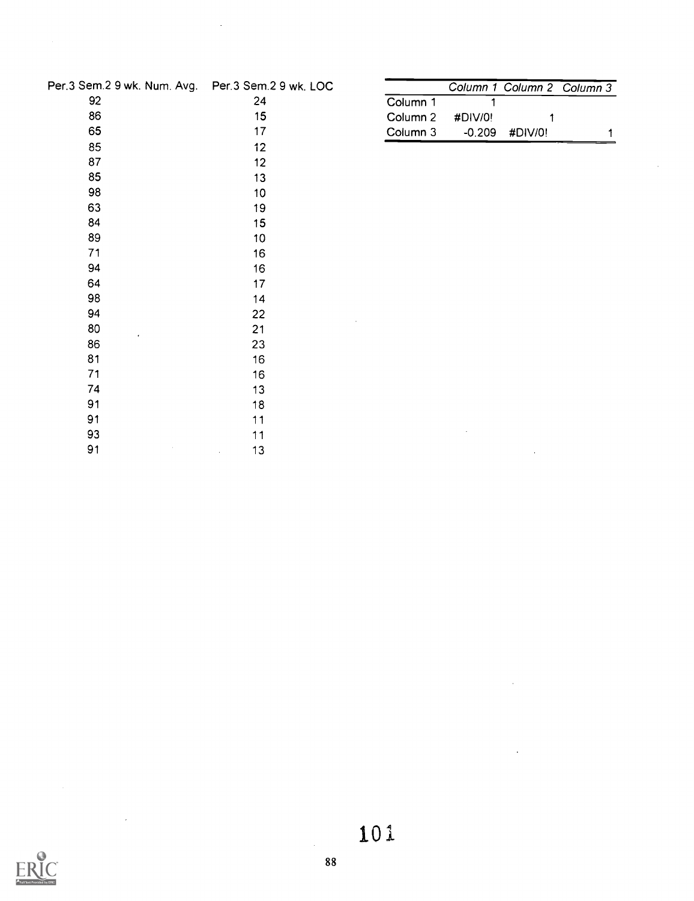| Per.3 Sem.2 9 wk. Num. Avg. | Per.3 Sem.2 9 wk. LOC |
| --- | --- |
| 92 | 24 |
| 86 | 15 |
| 65 | 17 |
| 85 | 12 |
| 87 | 12 |
| 85 | 13 |
| 98 | 10 |
| 63 | 19 |
| 84 | 15 |
| 89 | 10 |
| 71 | 16 |
| 94 | 16 |
| 64 | 17 |
| 98 | 14 |
| 94 | 22 |
| 80 | 21 |
| 86 | 23 |
| 81 | 16 |
| 71 | 16 |
| 74 | 13 |
| 91 | 18 |
| 91 | 11 |
| 93 | 11 |
| 91 | 13 |

| | *Column 1* | *Column 2* | *Column 3* |
| --- | --- | --- | --- |
| Column 1 | 1 | | |
| Column 2 | #DIV/0! | 1 | |
| Column 3 | -0.209 | #DIV/0! | 1 |

101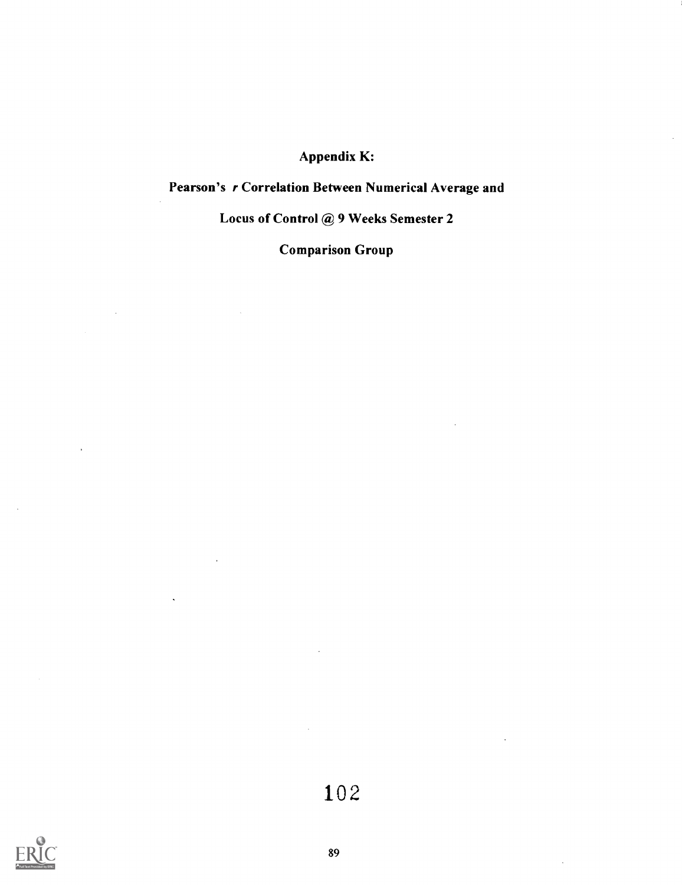**Appendix K:**

**Pearson's *r* Correlation Between Numerical Average and**

**Locus of Control @ 9 Weeks Semester 2**

**Comparison Group**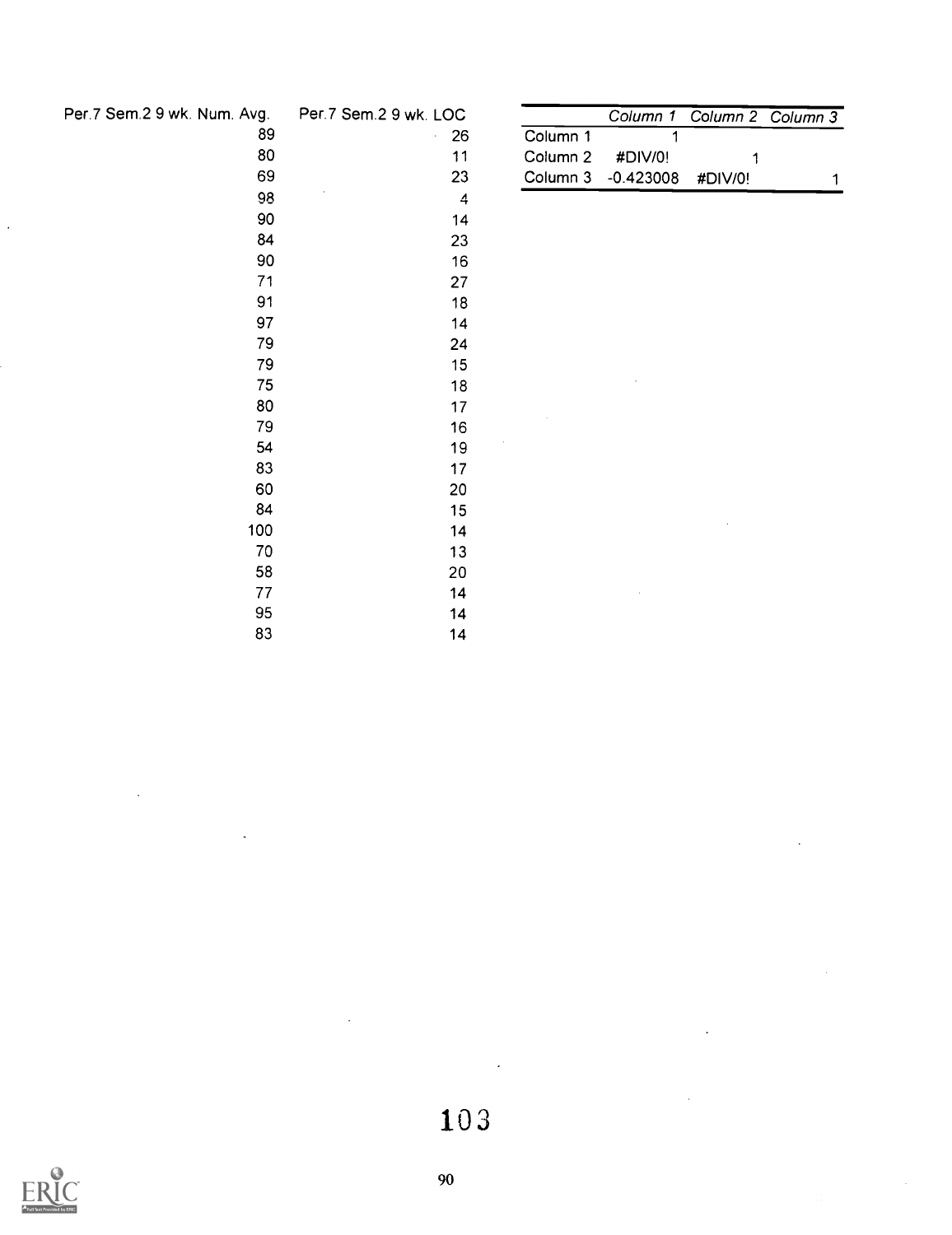| Per.7 Sem.2 9 wk. Num. Avg. | Per.7 Sem.2 9 wk. LOC |
|---|---|
| 89 | 26 |
| 80 | 11 |
| 69 | 23 |
| 98 | 4 |
| 90 | 14 |
| 84 | 23 |
| 90 | 16 |
| 71 | 27 |
| 91 | 18 |
| 97 | 14 |
| 79 | 24 |
| 79 | 15 |
| 75 | 18 |
| 80 | 17 |
| 79 | 16 |
| 54 | 19 |
| 83 | 17 |
| 60 | 20 |
| 84 | 15 |
| 100 | 14 |
| 70 | 13 |
| 58 | 20 |
| 77 | 14 |
| 95 | 14 |
| 83 | 14 |

| | *Column 1* | *Column 2* | *Column 3* |
|---|---|---|---|
| Column 1 | 1 | | |
| Column 2 | #DIV/0! | 1 | |
| Column 3 | -0.423008 | #DIV/0! | 1 |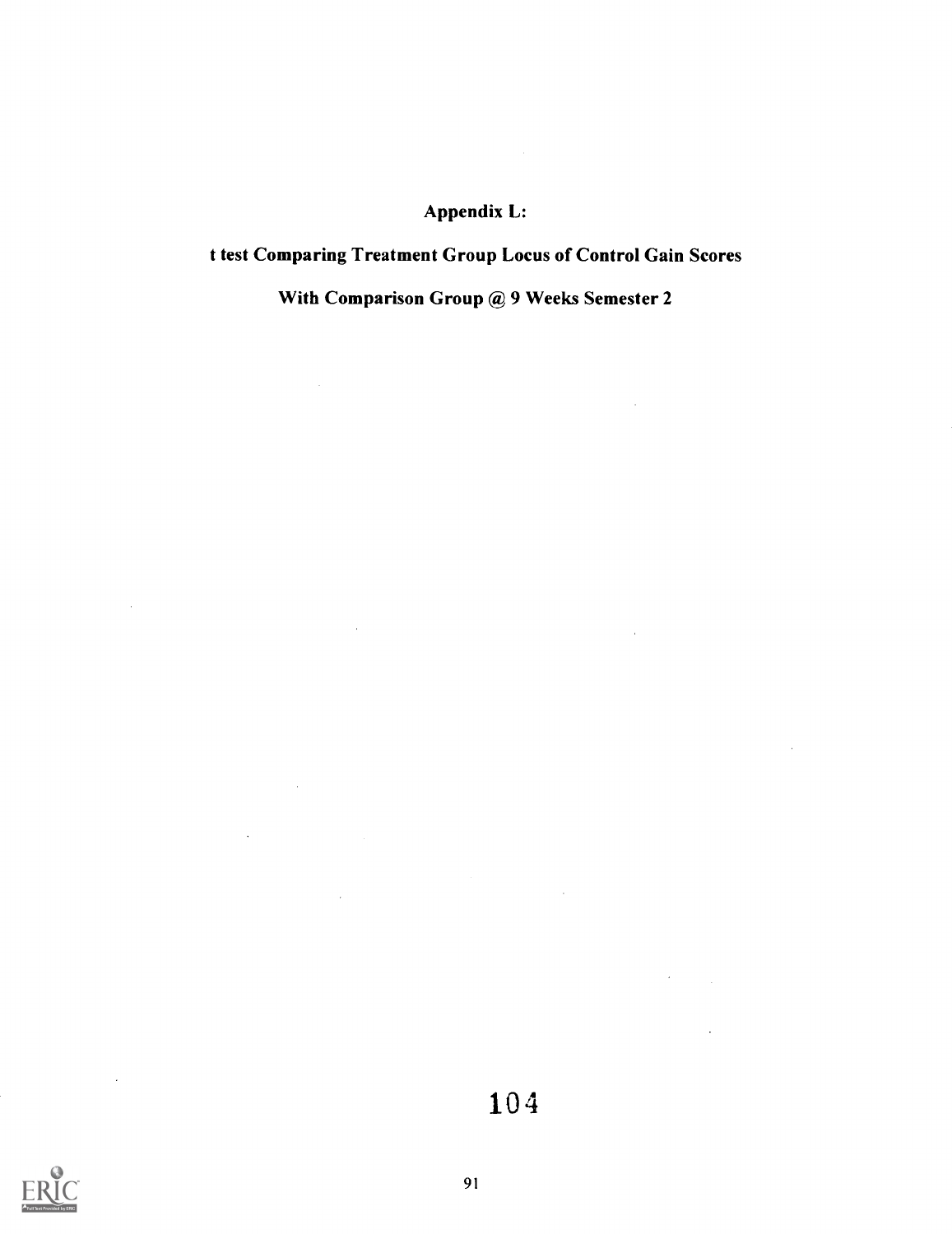# Appendix L:

## t test Comparing Treatment Group Locus of Control Gain Scores

## With Comparison Group @ 9 Weeks Semester 2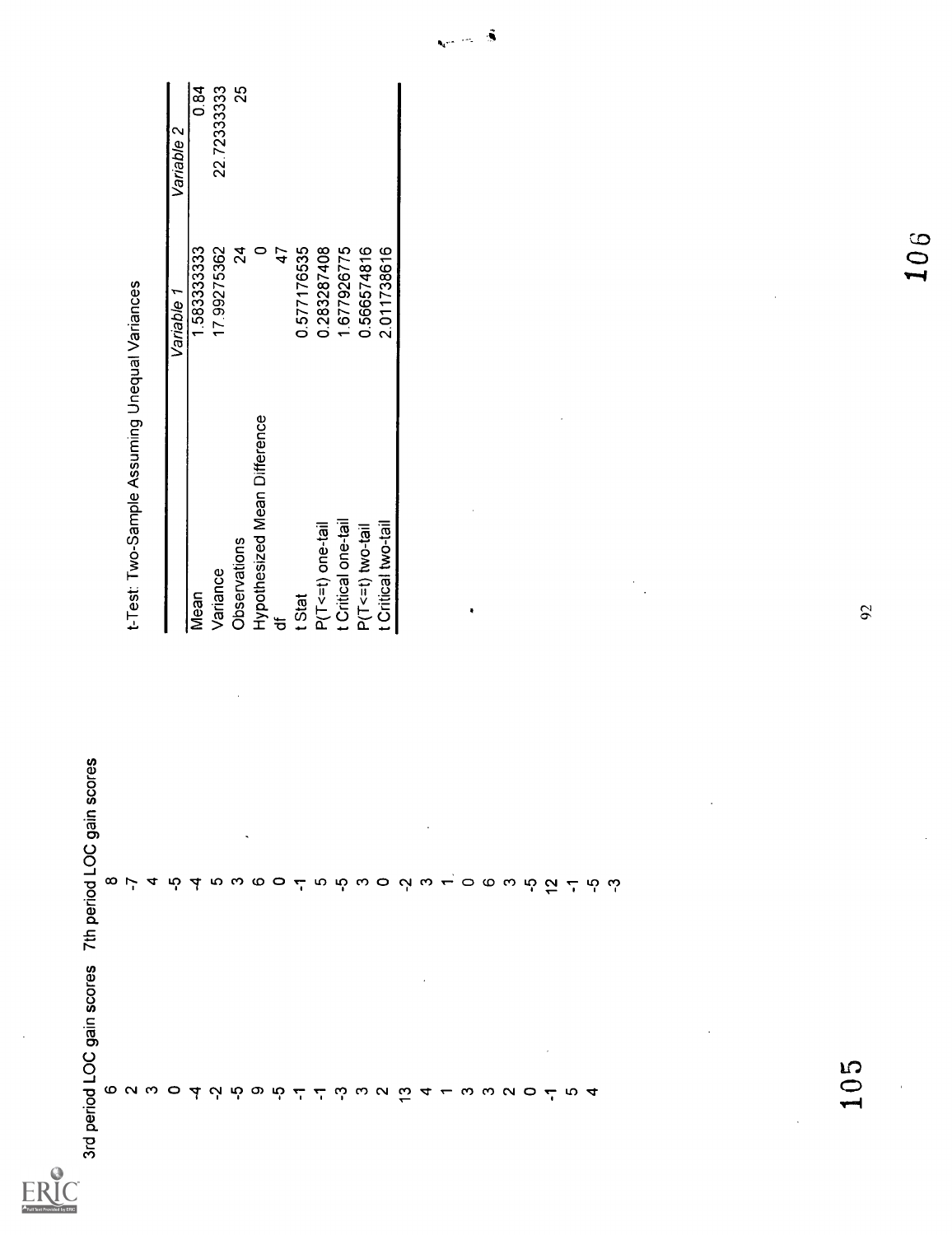| 3rd period LOC gain scores | 7th period LOC gain scores |
|---|---|
| 6 | 8 |
| 2 | -7 |
| 3 | 4 |
| 0 | -5 |
| -4 | -4 |
| -2 | 5 |
| -5 | 3 |
| 9 | 6 |
| -5 | 0 |
| -1 | -1 |
| -1 | 5 |
| -3 | -5 |
| 3 | 3 |
| 2 | 0 |
| 13 | -2 |
| 4 | 3 |
| 1 | 1 |
| 3 | 0 |
| 3 | 6 |
| 2 | 3 |
| 0 | -5 |
| -1 | 12 |
| 5 | -1 |
| 4 | -5 |
| | -3 |

t-Test: Two-Sample Assuming Unequal Variances

| | *Variable 1* | *Variable 2* |
|---|---|---|
| Mean | 1.583333333 | 0.84 |
| Variance | 17.99275362 | 22.72333333 |
| Observations | 24 | 25 |
| Hypothesized Mean Difference | 0 | |
| df | 47 | |
| t Stat | 0.577176535 | |
| P(T<=t) one-tail | 0.283287408 | |
| t Critical one-tail | 1.677926775 | |
| P(T<=t) two-tail | 0.566574816 | |
| t Critical two-tail | 2.011738616 | |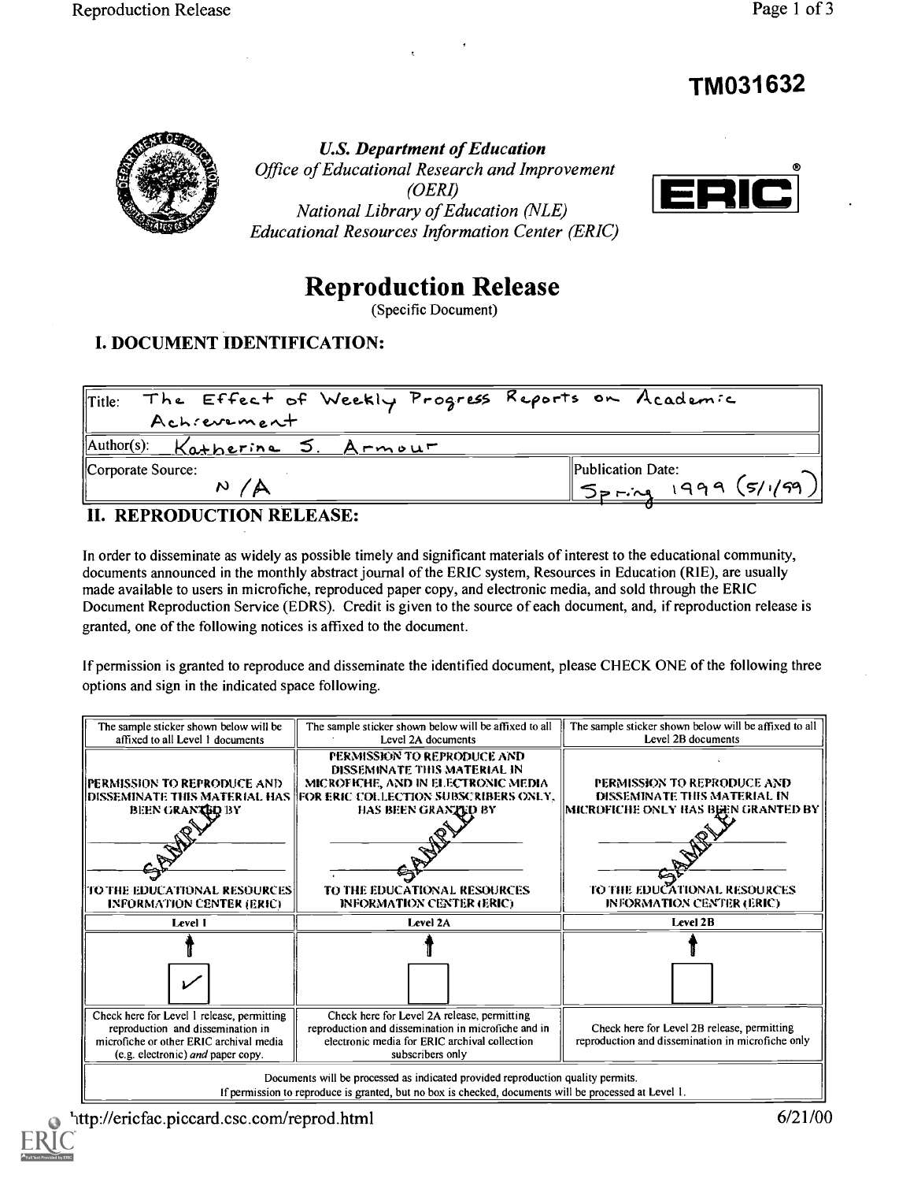# TM031632

*U.S. Department of Education*
*Office of Educational Research and Improvement (OERI)*
*National Library of Education (NLE)*
*Educational Resources Information Center (ERIC)*

ERIC®

# Reproduction Release

(Specific Document)

## I. DOCUMENT IDENTIFICATION:

| | |
|---|---|
| Title: The Effect of Weekly Progress Reports on Academic Achievement | |
| Author(s): Katherine S. Armour | |
| Corporate Source: N/A | Publication Date: Spring 1999 (5/1/99) |

## II. REPRODUCTION RELEASE:

In order to disseminate as widely as possible timely and significant materials of interest to the educational community, documents announced in the monthly abstract journal of the ERIC system, Resources in Education (RIE), are usually made available to users in microfiche, reproduced paper copy, and electronic media, and sold through the ERIC Document Reproduction Service (EDRS). Credit is given to the source of each document, and, if reproduction release is granted, one of the following notices is affixed to the document.

If permission is granted to reproduce and disseminate the identified document, please CHECK ONE of the following three options and sign in the indicated space following.

| The sample sticker shown below will be affixed to all Level 1 documents | The sample sticker shown below will be affixed to all Level 2A documents | The sample sticker shown below will be affixed to all Level 2B documents |
|---|---|---|
| PERMISSION TO REPRODUCE AND DISSEMINATE THIS MATERIAL HAS BEEN GRANTED BY SAMPLE TO THE EDUCATIONAL RESOURCES INFORMATION CENTER (ERIC) | PERMISSION TO REPRODUCE AND DISSEMINATE THIS MATERIAL IN MICROFICHE, AND IN ELECTRONIC MEDIA FOR ERIC COLLECTION SUBSCRIBERS ONLY, HAS BEEN GRANTED BY SAMPLE TO THE EDUCATIONAL RESOURCES INFORMATION CENTER (ERIC) | PERMISSION TO REPRODUCE AND DISSEMINATE THIS MATERIAL IN MICROFICHE ONLY HAS BEEN GRANTED BY SAMPLE TO THE EDUCATIONAL RESOURCES INFORMATION CENTER (ERIC) |
| Level 1 | Level 2A | Level 2B |
| [✓] | [ ] | [ ] |
| Check here for Level 1 release, permitting reproduction and dissemination in microfiche or other ERIC archival media (e.g. electronic) *and* paper copy. | Check here for Level 2A release, permitting reproduction and dissemination in microfiche and in electronic media for ERIC archival collection subscribers only | Check here for Level 2B release, permitting reproduction and dissemination in microfiche only |

Documents will be processed as indicated provided reproduction quality permits.
If permission to reproduce is granted, but no box is checked, documents will be processed at Level 1.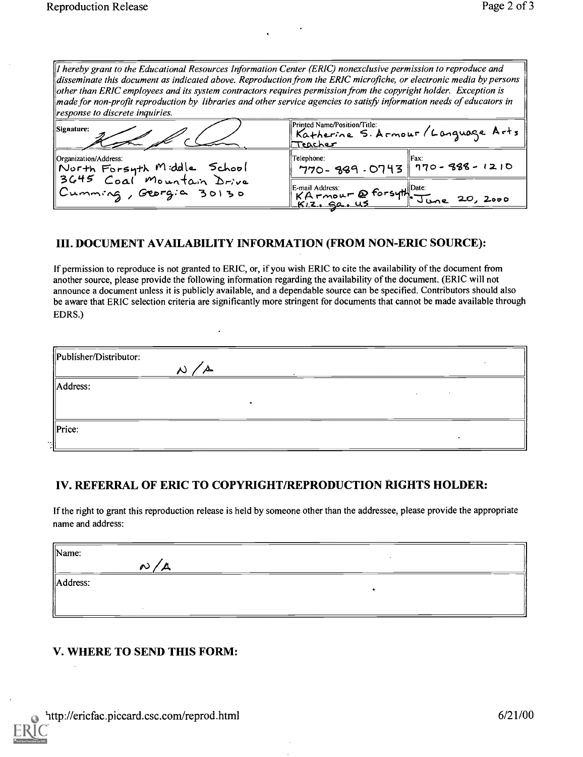*I hereby grant to the Educational Resources Information Center (ERIC) nonexclusive permission to reproduce and disseminate this document as indicated above. Reproduction from the ERIC microfiche, or electronic media by persons other than ERIC employees and its system contractors requires permission from the copyright holder. Exception is made for non-profit reproduction by libraries and other service agencies to satisfy information needs of educators in response to discrete inquiries.*

| Signature: | Printed Name/Position/Title: Katherine S. Armour / Language Arts Teacher | |
|---|---|---|
| Organization/Address: North Forsyth Middle School 3645 Coal Mountain Drive Cumming, Georgia 30130 | Telephone: 770-889-0743 | Fax: 770-888-1210 |
| | E-mail Address: KArmour@forsyth.K12.ga.us | Date: June 20, 2000 |

## III. DOCUMENT AVAILABILITY INFORMATION (FROM NON-ERIC SOURCE):

If permission to reproduce is not granted to ERIC, or, if you wish ERIC to cite the availability of the document from another source, please provide the following information regarding the availability of the document. (ERIC will not announce a document unless it is publicly available, and a dependable source can be specified. Contributors should also be aware that ERIC selection criteria are significantly more stringent for documents that cannot be made available through EDRS.)

| | |
|---|---|
| Publisher/Distributor: | N/A |
| Address: | |
| Price: | |

## IV. REFERRAL OF ERIC TO COPYRIGHT/REPRODUCTION RIGHTS HOLDER:

If the right to grant this reproduction release is held by someone other than the addressee, please provide the appropriate name and address:

| | |
|---|---|
| Name: | N/A |
| Address: | |

## V. WHERE TO SEND THIS FORM: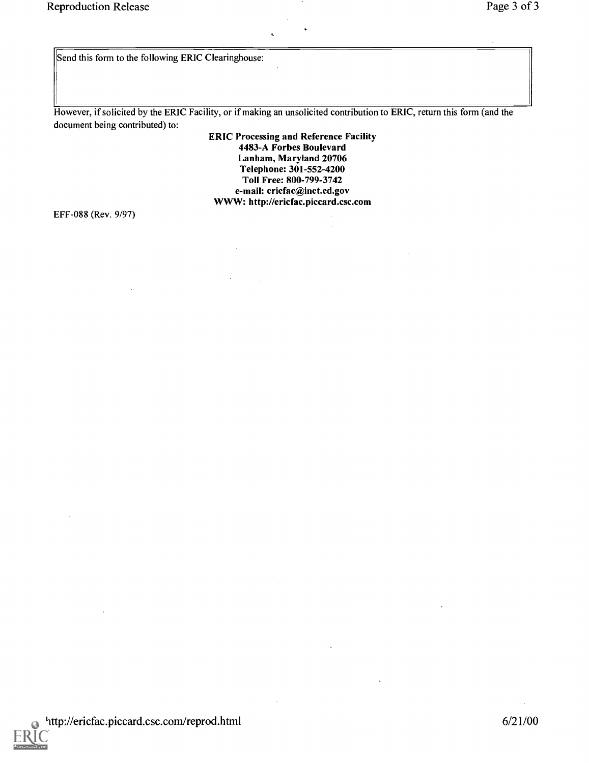Send this form to the following ERIC Clearinghouse:

However, if solicited by the ERIC Facility, or if making an unsolicited contribution to ERIC, return this form (and the document being contributed) to:

**ERIC Processing and Reference Facility**
**4483-A Forbes Boulevard**
**Lanham, Maryland 20706**
**Telephone: 301-552-4200**
**Toll Free: 800-799-3742**
**e-mail: ericfac@inet.ed.gov**
**WWW: http://ericfac.piccard.csc.com**

EFF-088 (Rev. 9/97)